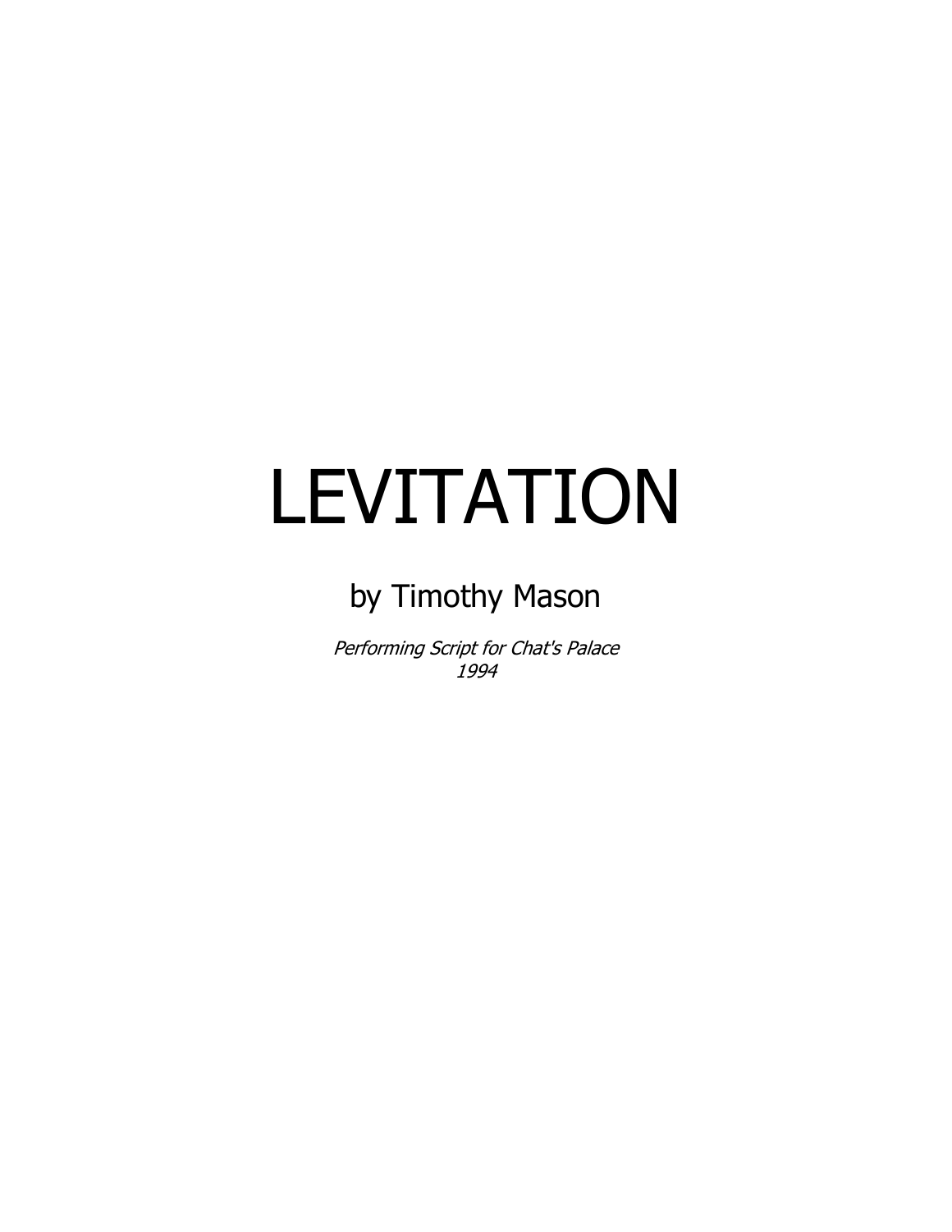# LEVITATION

## by Timothy Mason

*Performing Script for Chat's Palace*
*1994*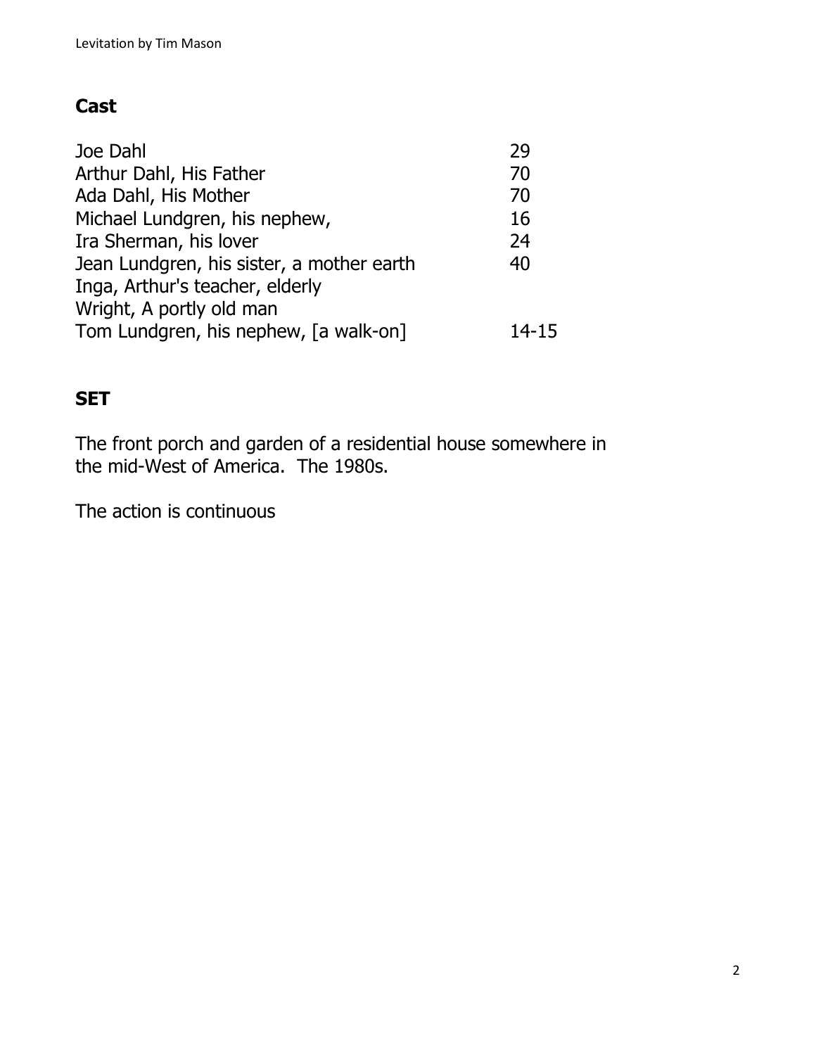## Cast

| | |
|---|---|
| Joe Dahl | 29 |
| Arthur Dahl, His Father | 70 |
| Ada Dahl, His Mother | 70 |
| Michael Lundgren, his nephew, | 16 |
| Ira Sherman, his lover | 24 |
| Jean Lundgren, his sister, a mother earth | 40 |
| Inga, Arthur's teacher, elderly | |
| Wright, A portly old man | |
| Tom Lundgren, his nephew, [a walk-on] | 14-15 |

## SET

The front porch and garden of a residential house somewhere in the mid-West of America. The 1980s.

The action is continuous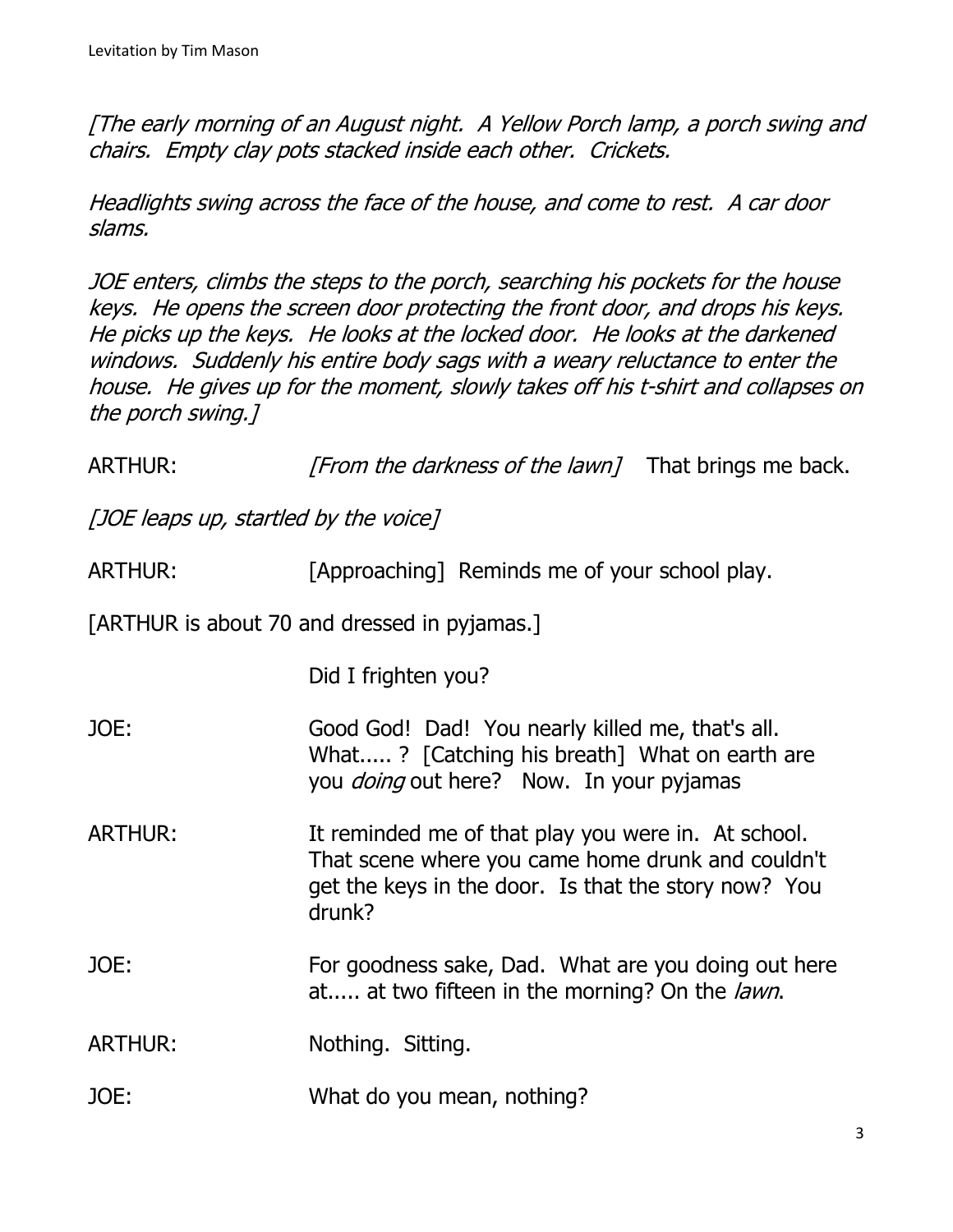*[The early morning of an August night. A Yellow Porch lamp, a porch swing and chairs. Empty clay pots stacked inside each other. Crickets.*

*Headlights swing across the face of the house, and come to rest. A car door slams.*

*JOE enters, climbs the steps to the porch, searching his pockets for the house keys. He opens the screen door protecting the front door, and drops his keys. He picks up the keys. He looks at the locked door. He looks at the darkened windows. Suddenly his entire body sags with a weary reluctance to enter the house. He gives up for the moment, slowly takes off his t-shirt and collapses on the porch swing.]*

ARTHUR: *[From the darkness of the lawn]* That brings me back.

*[JOE leaps up, startled by the voice]*

ARTHUR: [Approaching] Reminds me of your school play.

[ARTHUR is about 70 and dressed in pyjamas.]

Did I frighten you?

JOE: Good God! Dad! You nearly killed me, that's all. What..... ? [Catching his breath] What on earth are you *doing* out here? Now. In your pyjamas

ARTHUR: It reminded me of that play you were in. At school. That scene where you came home drunk and couldn't get the keys in the door. Is that the story now? You drunk?

JOE: For goodness sake, Dad. What are you doing out here at..... at two fifteen in the morning? On the *lawn*.

ARTHUR: Nothing. Sitting.

JOE: What do you mean, nothing?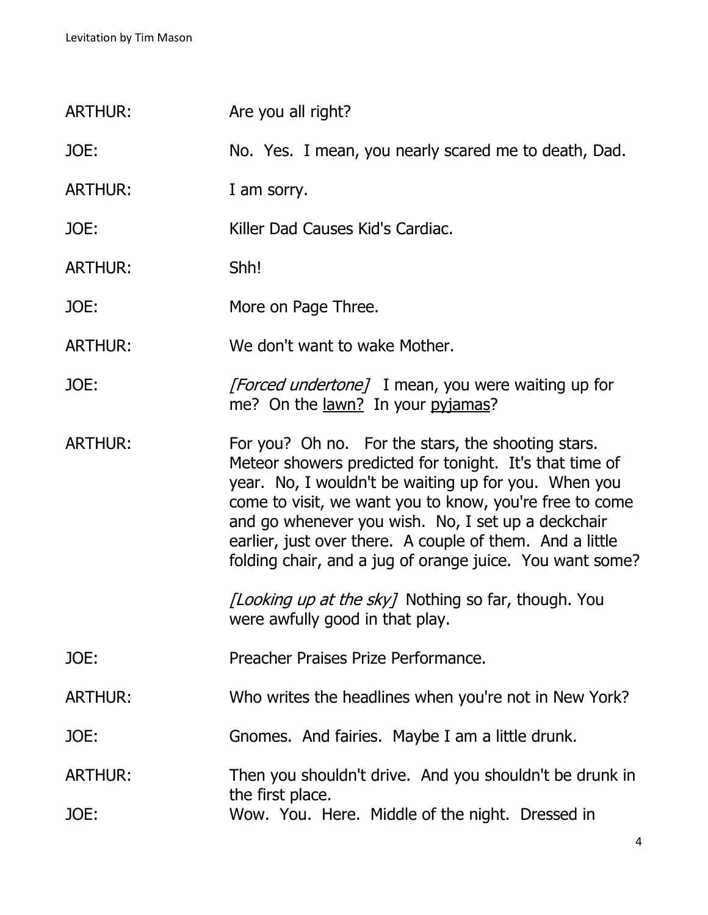ARTHUR: Are you all right?

JOE: No. Yes. I mean, you nearly scared me to death, Dad.

ARTHUR: I am sorry.

JOE: Killer Dad Causes Kid's Cardiac.

ARTHUR: Shh!

JOE: More on Page Three.

ARTHUR: We don't want to wake Mother.

JOE: *[Forced undertone]* I mean, you were waiting up for me? On the lawn? In your pyjamas?

ARTHUR: For you? Oh no. For the stars, the shooting stars. Meteor showers predicted for tonight. It's that time of year. No, I wouldn't be waiting up for you. When you come to visit, we want you to know, you're free to come and go whenever you wish. No, I set up a deckchair earlier, just over there. A couple of them. And a little folding chair, and a jug of orange juice. You want some?

*[Looking up at the sky]* Nothing so far, though. You were awfully good in that play.

JOE: Preacher Praises Prize Performance.

ARTHUR: Who writes the headlines when you're not in New York?

JOE: Gnomes. And fairies. Maybe I am a little drunk.

ARTHUR: Then you shouldn't drive. And you shouldn't be drunk in the first place.

JOE: Wow. You. Here. Middle of the night. Dressed in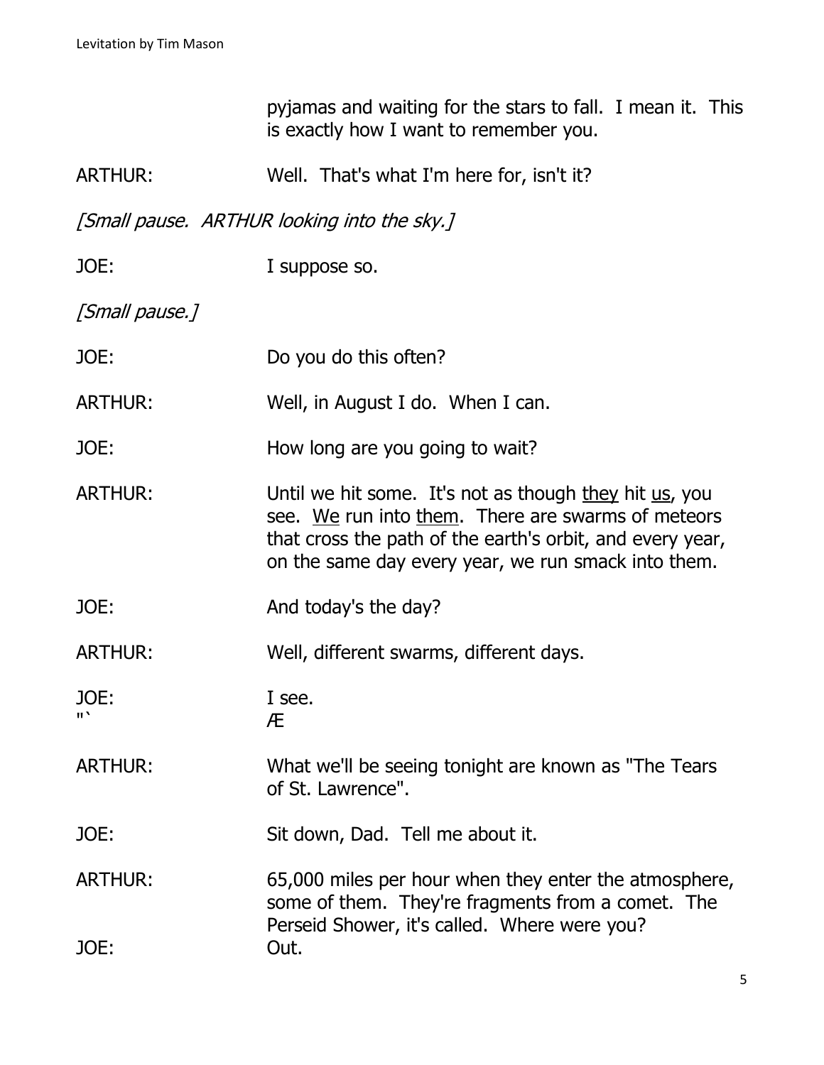pyjamas and waiting for the stars to fall. I mean it. This is exactly how I want to remember you.

ARTHUR: Well. That's what I'm here for, isn't it?

*[Small pause. ARTHUR looking into the sky.]*

JOE: I suppose so.

*[Small pause.]*

JOE: Do you do this often?

ARTHUR: Well, in August I do. When I can.

JOE: How long are you going to wait?

ARTHUR: Until we hit some. It's not as though <u>they</u> hit <u>us</u>, you see. <u>We</u> run into <u>them</u>. There are swarms of meteors that cross the path of the earth's orbit, and every year, on the same day every year, we run smack into them.

JOE: And today's the day?

ARTHUR: Well, different swarms, different days.

JOE: I see.
"` Æ

ARTHUR: What we'll be seeing tonight are known as "The Tears of St. Lawrence".

JOE: Sit down, Dad. Tell me about it.

ARTHUR: 65,000 miles per hour when they enter the atmosphere, some of them. They're fragments from a comet. The Perseid Shower, it's called. Where were you?

JOE: Out.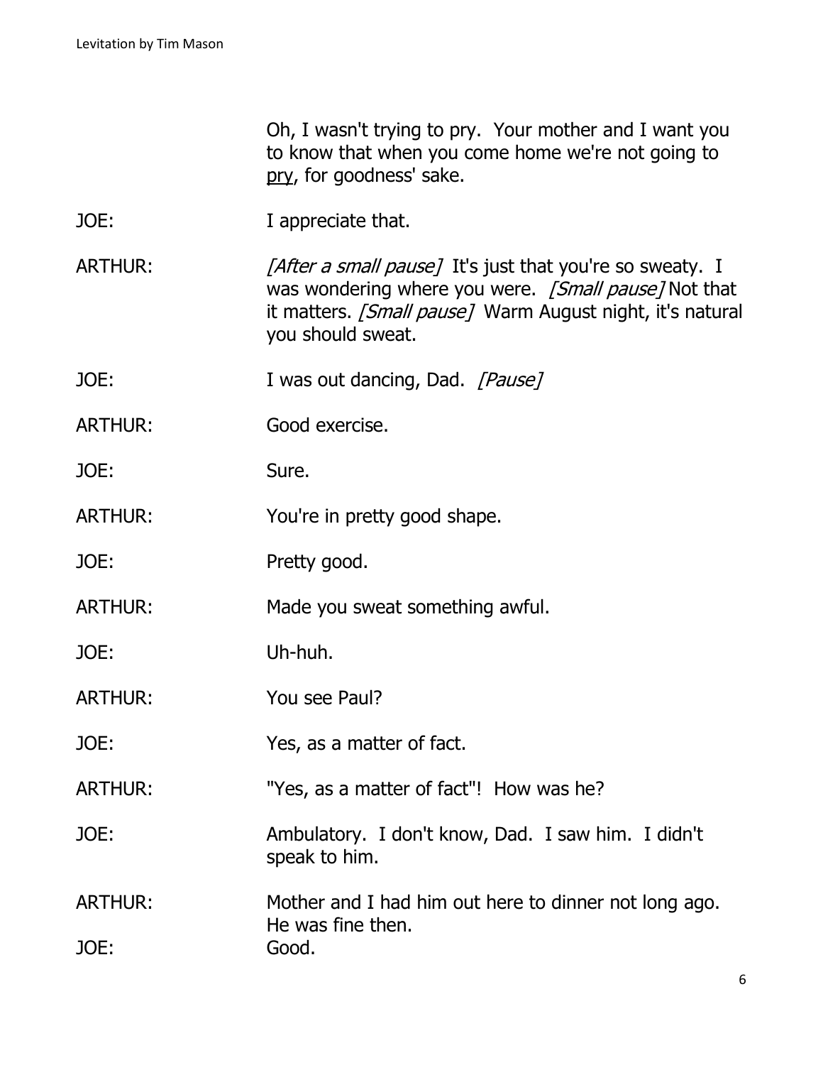Oh, I wasn't trying to pry. Your mother and I want you to know that when you come home we're not going to pry, for goodness' sake.

JOE: I appreciate that.

ARTHUR: *[After a small pause]* It's just that you're so sweaty. I was wondering where you were. *[Small pause]* Not that it matters. *[Small pause]* Warm August night, it's natural you should sweat.

JOE: I was out dancing, Dad. *[Pause]*

ARTHUR: Good exercise.

JOE: Sure.

ARTHUR: You're in pretty good shape.

JOE: Pretty good.

ARTHUR: Made you sweat something awful.

JOE: Uh-huh.

ARTHUR: You see Paul?

JOE: Yes, as a matter of fact.

ARTHUR: "Yes, as a matter of fact"! How was he?

JOE: Ambulatory. I don't know, Dad. I saw him. I didn't speak to him.

ARTHUR: Mother and I had him out here to dinner not long ago. He was fine then.

JOE: Good.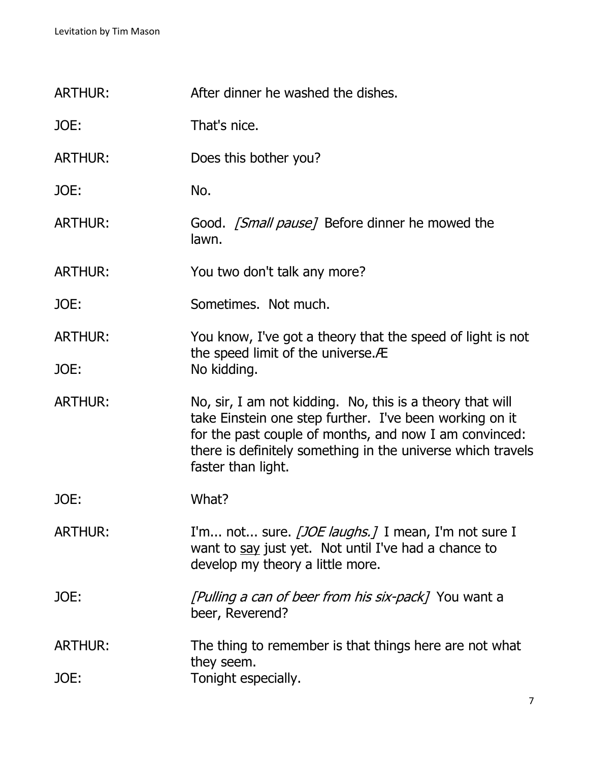ARTHUR: After dinner he washed the dishes.

JOE: That's nice.

ARTHUR: Does this bother you?

JOE: No.

ARTHUR: Good. *[Small pause]* Before dinner he mowed the lawn.

ARTHUR: You two don't talk any more?

JOE: Sometimes. Not much.

ARTHUR: You know, I've got a theory that the speed of light is not the speed limit of the universe.Æ

JOE: No kidding.

ARTHUR: No, sir, I am not kidding. No, this is a theory that will take Einstein one step further. I've been working on it for the past couple of months, and now I am convinced: there is definitely something in the universe which travels faster than light.

JOE: What?

ARTHUR: I'm... not... sure. *[JOE laughs.]* I mean, I'm not sure I want to <u>say</u> just yet. Not until I've had a chance to develop my theory a little more.

JOE: *[Pulling a can of beer from his six-pack]* You want a beer, Reverend?

ARTHUR: The thing to remember is that things here are not what they seem.

JOE: Tonight especially.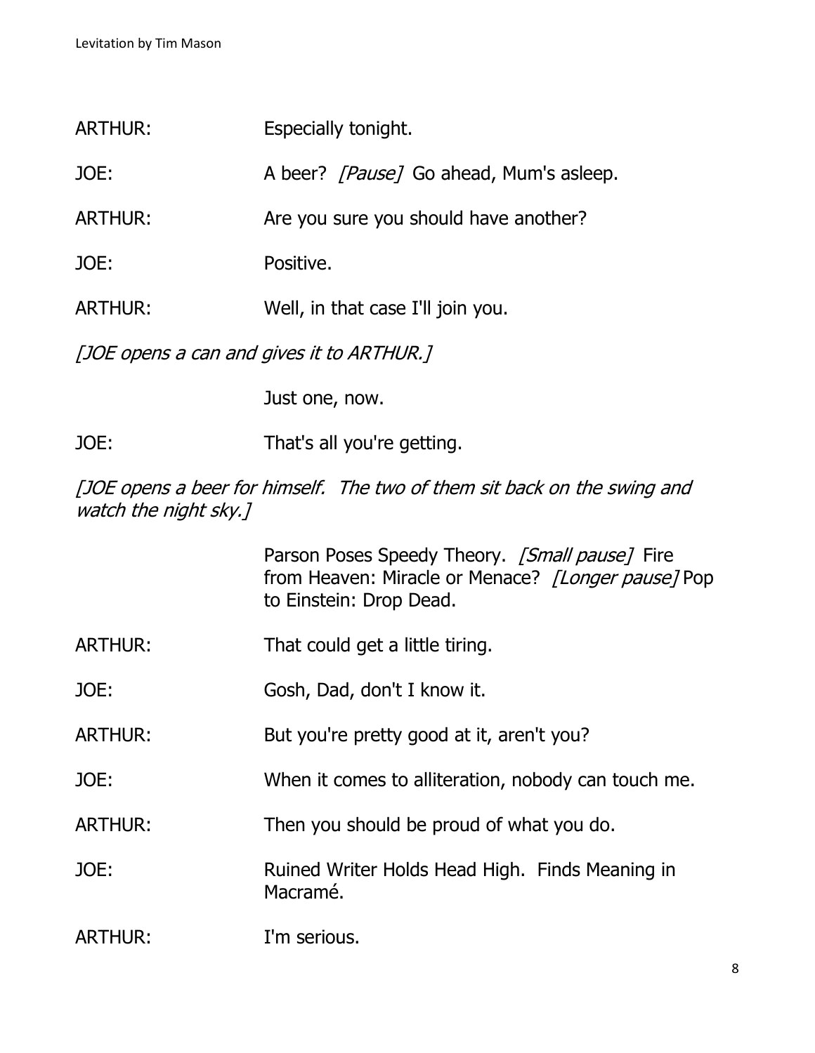ARTHUR: Especially tonight.

JOE: A beer? *[Pause]* Go ahead, Mum's asleep.

ARTHUR: Are you sure you should have another?

JOE: Positive.

ARTHUR: Well, in that case I'll join you.

*[JOE opens a can and gives it to ARTHUR.]*

Just one, now.

JOE: That's all you're getting.

*[JOE opens a beer for himself. The two of them sit back on the swing and watch the night sky.]*

Parson Poses Speedy Theory. *[Small pause]* Fire from Heaven: Miracle or Menace? *[Longer pause]* Pop to Einstein: Drop Dead.

ARTHUR: That could get a little tiring.

JOE: Gosh, Dad, don't I know it.

ARTHUR: But you're pretty good at it, aren't you?

JOE: When it comes to alliteration, nobody can touch me.

ARTHUR: Then you should be proud of what you do.

JOE: Ruined Writer Holds Head High. Finds Meaning in Macramé.

ARTHUR: I'm serious.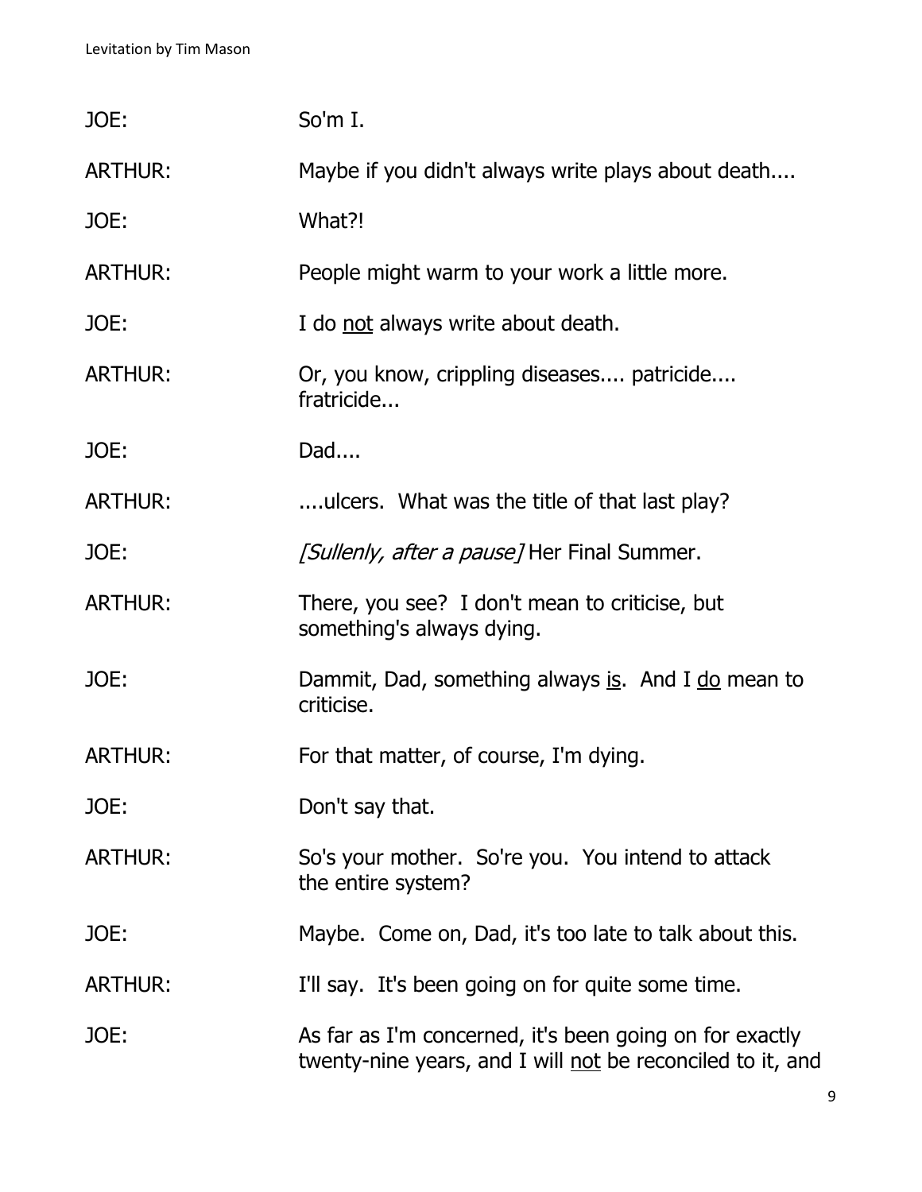JOE: So'm I.

ARTHUR: Maybe if you didn't always write plays about death....

JOE: What?!

ARTHUR: People might warm to your work a little more.

JOE: I do <u>not</u> always write about death.

ARTHUR: Or, you know, crippling diseases.... patricide.... fratricide...

JOE: Dad....

ARTHUR: ....ulcers. What was the title of that last play?

JOE: *[Sullenly, after a pause]* Her Final Summer.

ARTHUR: There, you see? I don't mean to criticise, but something's always dying.

JOE: Dammit, Dad, something always <u>is</u>. And I <u>do</u> mean to criticise.

ARTHUR: For that matter, of course, I'm dying.

JOE: Don't say that.

ARTHUR: So's your mother. So're you. You intend to attack the entire system?

JOE: Maybe. Come on, Dad, it's too late to talk about this.

ARTHUR: I'll say. It's been going on for quite some time.

JOE: As far as I'm concerned, it's been going on for exactly twenty-nine years, and I will <u>not</u> be reconciled to it, and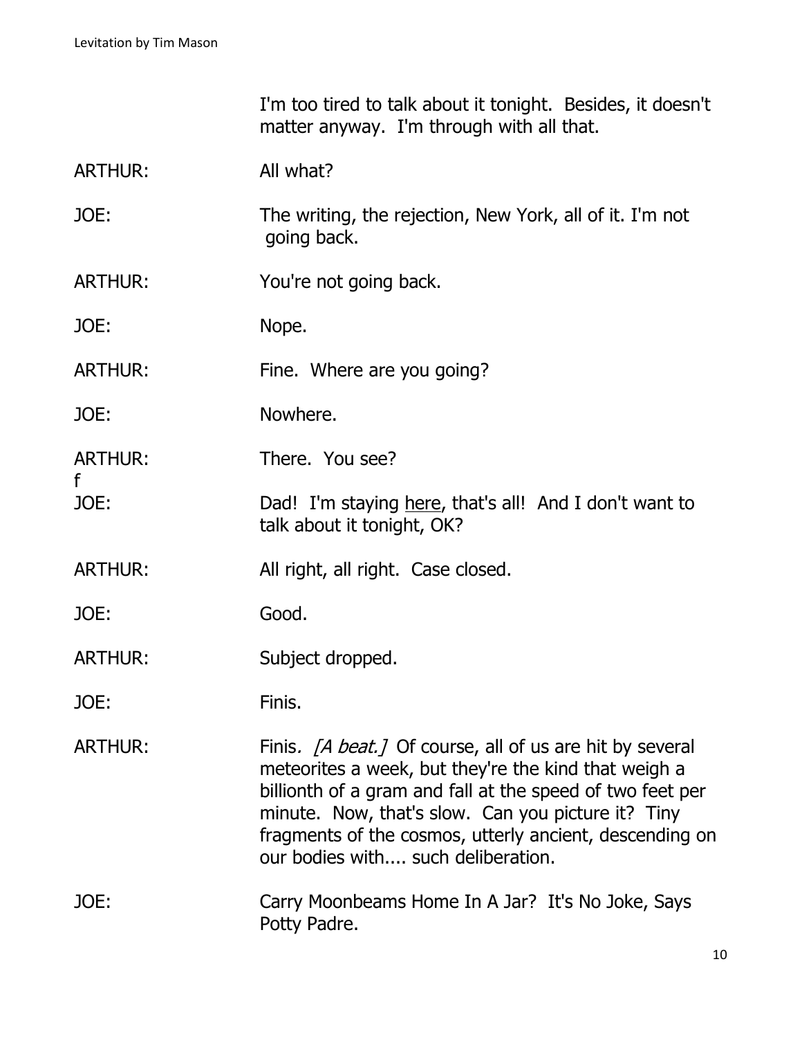I'm too tired to talk about it tonight. Besides, it doesn't matter anyway. I'm through with all that.

ARTHUR: All what?

JOE: The writing, the rejection, New York, all of it. I'm not going back.

ARTHUR: You're not going back.

JOE: Nope.

ARTHUR: Fine. Where are you going?

JOE: Nowhere.

ARTHUR: There. You see?

f

JOE: Dad! I'm staying <u>here</u>, that's all! And I don't want to talk about it tonight, OK?

ARTHUR: All right, all right. Case closed.

JOE: Good.

ARTHUR: Subject dropped.

JOE: Finis.

ARTHUR: Finis. *[A beat.]* Of course, all of us are hit by several meteorites a week, but they're the kind that weigh a billionth of a gram and fall at the speed of two feet per minute. Now, that's slow. Can you picture it? Tiny fragments of the cosmos, utterly ancient, descending on our bodies with.... such deliberation.

JOE: Carry Moonbeams Home In A Jar? It's No Joke, Says Potty Padre.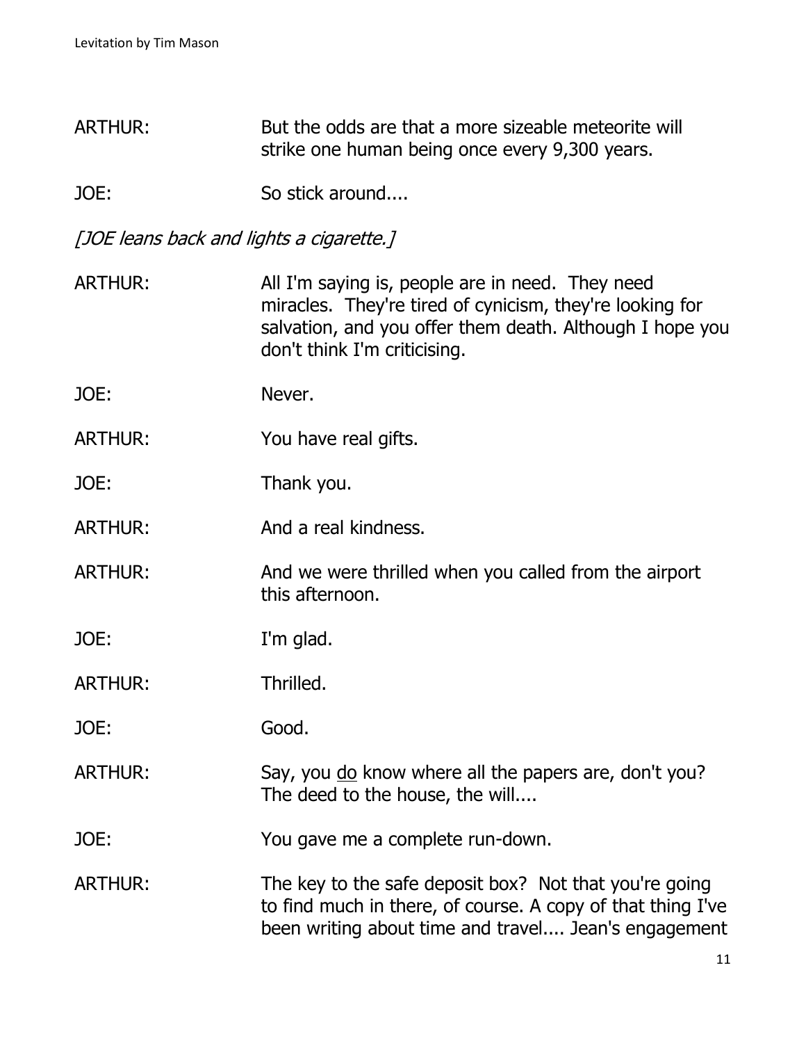ARTHUR: But the odds are that a more sizeable meteorite will strike one human being once every 9,300 years.

JOE: So stick around....

*[JOE leans back and lights a cigarette.]*

ARTHUR: All I'm saying is, people are in need. They need miracles. They're tired of cynicism, they're looking for salvation, and you offer them death. Although I hope you don't think I'm criticising.

JOE: Never.

ARTHUR: You have real gifts.

JOE: Thank you.

ARTHUR: And a real kindness.

ARTHUR: And we were thrilled when you called from the airport this afternoon.

JOE: I'm glad.

ARTHUR: Thrilled.

JOE: Good.

ARTHUR: Say, you <u>do</u> know where all the papers are, don't you? The deed to the house, the will....

JOE: You gave me a complete run-down.

ARTHUR: The key to the safe deposit box? Not that you're going to find much in there, of course. A copy of that thing I've been writing about time and travel.... Jean's engagement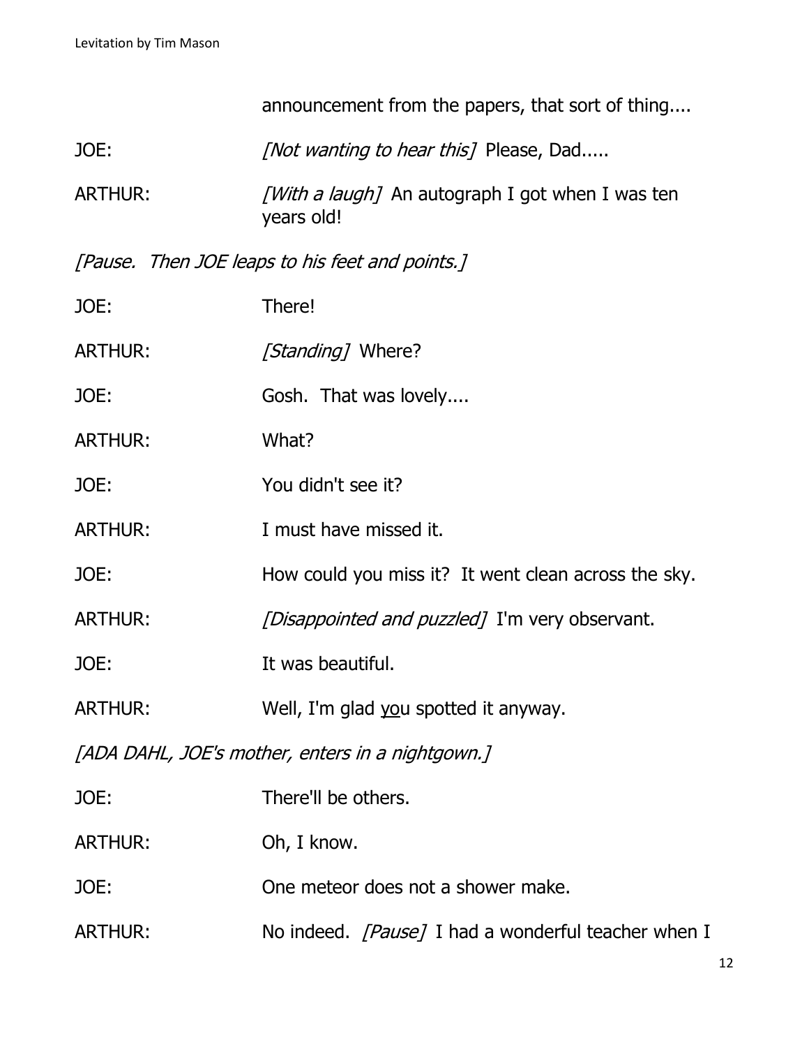announcement from the papers, that sort of thing....

JOE: *[Not wanting to hear this]* Please, Dad.....

ARTHUR: *[With a laugh]* An autograph I got when I was ten years old!

*[Pause. Then JOE leaps to his feet and points.]*

JOE: There!

ARTHUR: *[Standing]* Where?

JOE: Gosh. That was lovely....

ARTHUR: What?

JOE: You didn't see it?

ARTHUR: I must have missed it.

JOE: How could you miss it? It went clean across the sky.

ARTHUR: *[Disappointed and puzzled]* I'm very observant.

JOE: It was beautiful.

ARTHUR: Well, I'm glad <u>you</u> spotted it anyway.

*[ADA DAHL, JOE's mother, enters in a nightgown.]*

JOE: There'll be others.

ARTHUR: Oh, I know.

JOE: One meteor does not a shower make.

ARTHUR: No indeed. *[Pause]* I had a wonderful teacher when I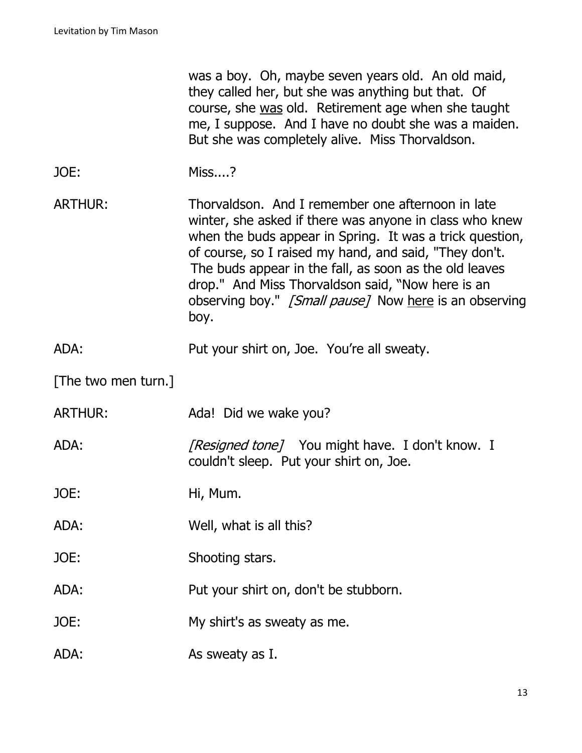was a boy. Oh, maybe seven years old. An old maid, they called her, but she was anything but that. Of course, she <u>was</u> old. Retirement age when she taught me, I suppose. And I have no doubt she was a maiden. But she was completely alive. Miss Thorvaldson.

JOE: Miss....?

ARTHUR: Thorvaldson. And I remember one afternoon in late winter, she asked if there was anyone in class who knew when the buds appear in Spring. It was a trick question, of course, so I raised my hand, and said, "They don't. The buds appear in the fall, as soon as the old leaves drop." And Miss Thorvaldson said, "Now here is an observing boy." *[Small pause]* Now <u>here</u> is an observing boy.

ADA: Put your shirt on, Joe. You're all sweaty.

[The two men turn.]

ARTHUR: Ada! Did we wake you?

ADA: *[Resigned tone]* You might have. I don't know. I couldn't sleep. Put your shirt on, Joe.

JOE: Hi, Mum.

ADA: Well, what is all this?

JOE: Shooting stars.

ADA: Put your shirt on, don't be stubborn.

JOE: My shirt's as sweaty as me.

ADA: As sweaty as I.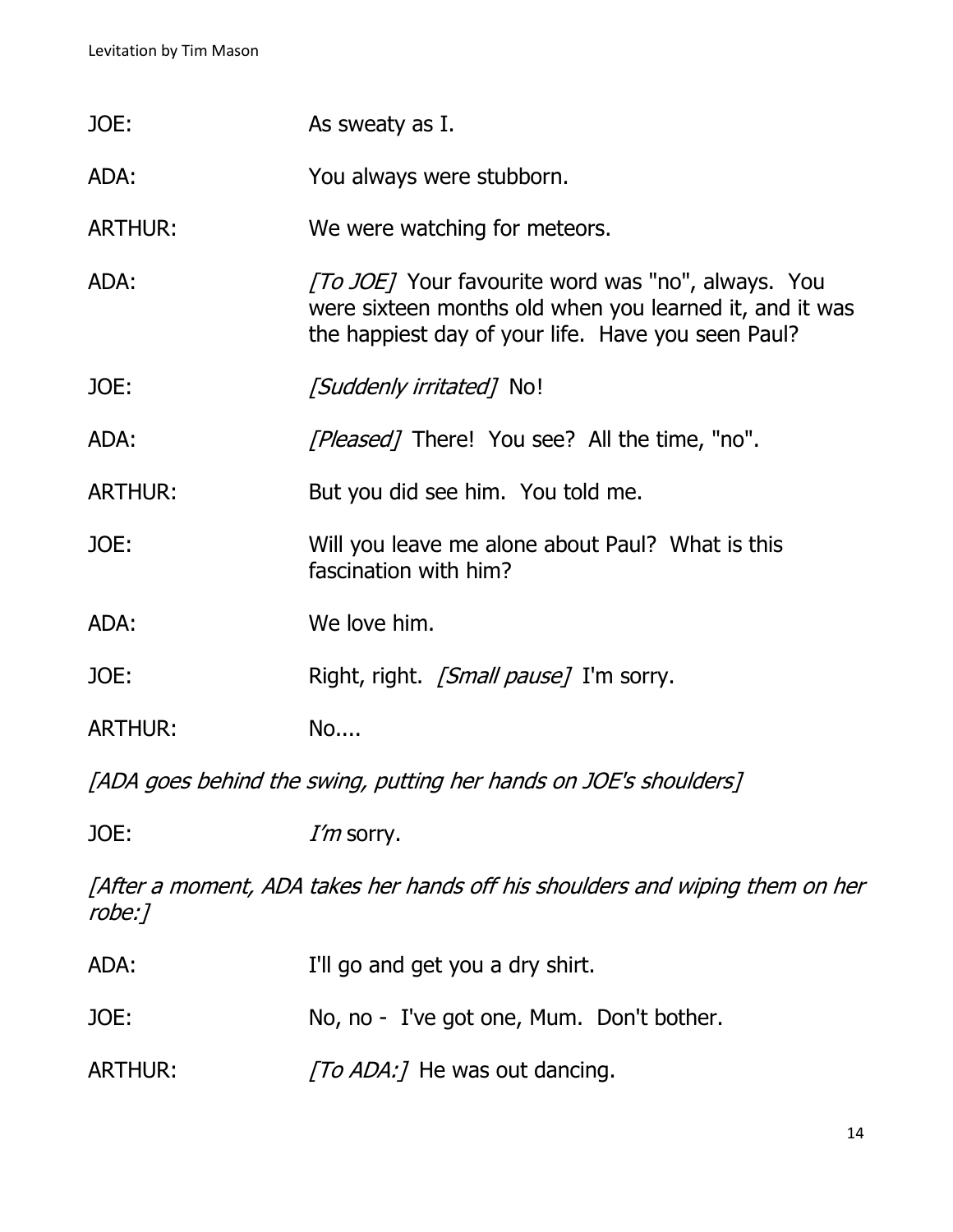JOE: As sweaty as I.

ADA: You always were stubborn.

ARTHUR: We were watching for meteors.

ADA: *[To JOE]* Your favourite word was "no", always. You were sixteen months old when you learned it, and it was the happiest day of your life. Have you seen Paul?

JOE: *[Suddenly irritated]* No!

ADA: *[Pleased]* There! You see? All the time, "no".

ARTHUR: But you did see him. You told me.

JOE: Will you leave me alone about Paul? What is this fascination with him?

ADA: We love him.

JOE: Right, right. *[Small pause]* I'm sorry.

ARTHUR: No....

*[ADA goes behind the swing, putting her hands on JOE's shoulders]*

JOE: *I'm* sorry.

*[After a moment, ADA takes her hands off his shoulders and wiping them on her robe:]*

ADA: I'll go and get you a dry shirt.

JOE: No, no - I've got one, Mum. Don't bother.

ARTHUR: *[To ADA:]* He was out dancing.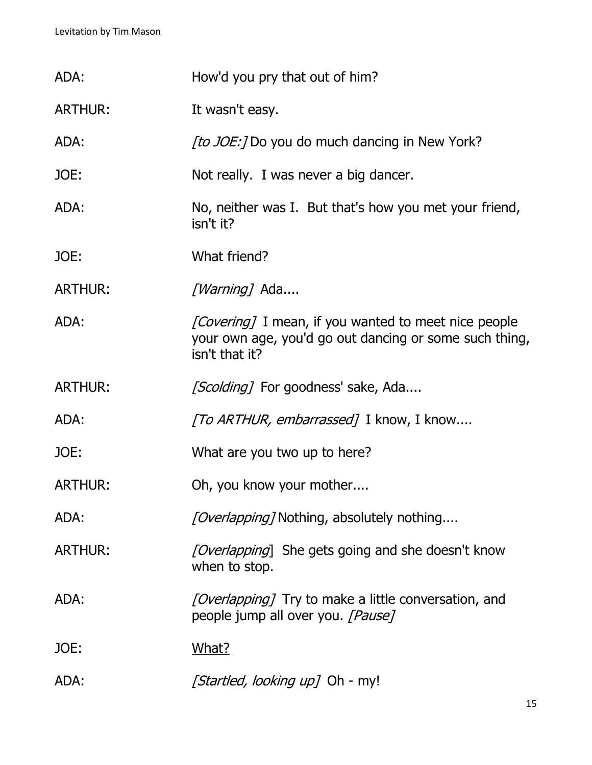ADA: How'd you pry that out of him?

ARTHUR: It wasn't easy.

ADA: *[to JOE:]* Do you do much dancing in New York?

JOE: Not really. I was never a big dancer.

ADA: No, neither was I. But that's how you met your friend, isn't it?

JOE: What friend?

ARTHUR: *[Warning]* Ada....

ADA: *[Covering]* I mean, if you wanted to meet nice people your own age, you'd go out dancing or some such thing, isn't that it?

ARTHUR: *[Scolding]* For goodness' sake, Ada....

ADA: *[To ARTHUR, embarrassed]* I know, I know....

JOE: What are you two up to here?

ARTHUR: Oh, you know your mother....

ADA: *[Overlapping]* Nothing, absolutely nothing....

ARTHUR: *[Overlapping]* She gets going and she doesn't know when to stop.

ADA: *[Overlapping]* Try to make a little conversation, and people jump all over you. *[Pause]*

JOE: <u>What?</u>

ADA: *[Startled, looking up]* Oh - my!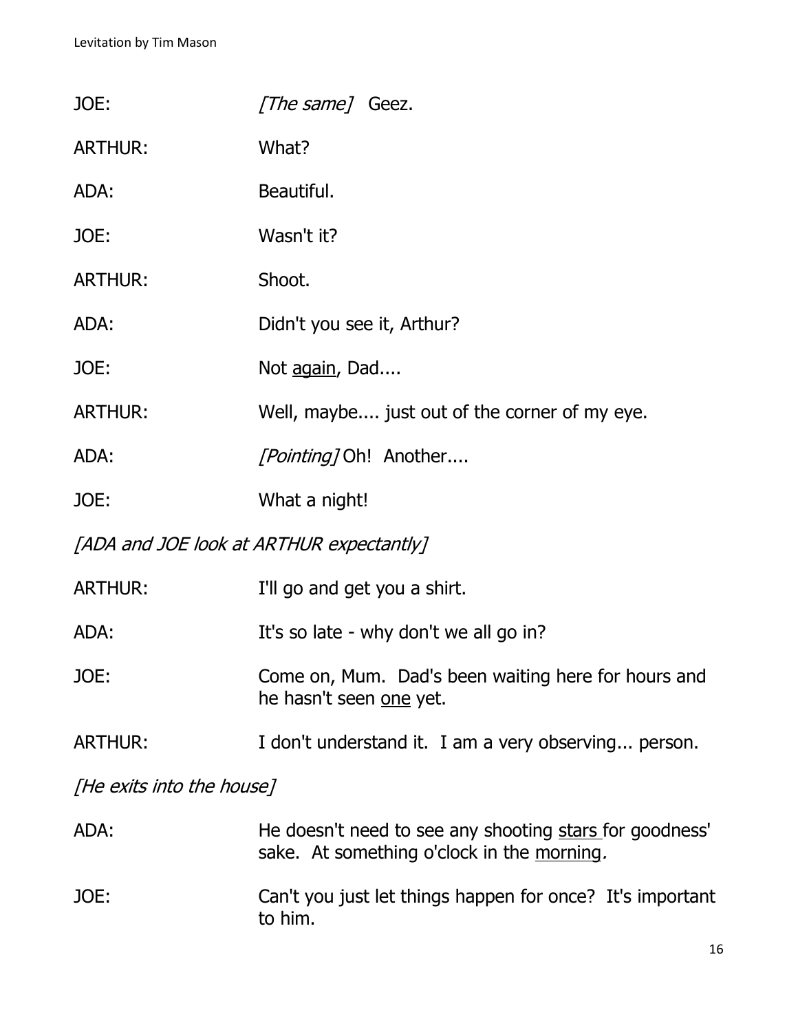JOE: *[The same]* Geez.

ARTHUR: What?

ADA: Beautiful.

JOE: Wasn't it?

ARTHUR: Shoot.

ADA: Didn't you see it, Arthur?

JOE: Not <u>again</u>, Dad....

ARTHUR: Well, maybe.... just out of the corner of my eye.

ADA: *[Pointing]* Oh! Another....

JOE: What a night!

*[ADA and JOE look at ARTHUR expectantly]*

ARTHUR: I'll go and get you a shirt.

ADA: It's so late - why don't we all go in?

JOE: Come on, Mum. Dad's been waiting here for hours and he hasn't seen <u>one</u> yet.

ARTHUR: I don't understand it. I am a very observing... person.

*[He exits into the house]*

ADA: He doesn't need to see any shooting <u>stars</u> for goodness' sake. At something o'clock in the <u>morning</u>.

JOE: Can't you just let things happen for once? It's important to him.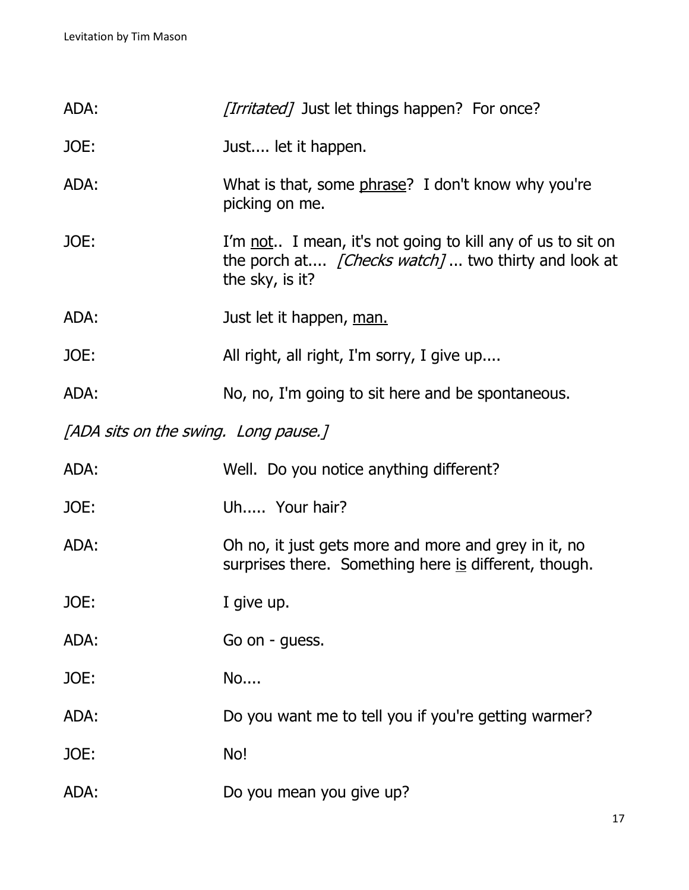ADA: *[Irritated]* Just let things happen? For once?

JOE: Just.... let it happen.

ADA: What is that, some <u>phrase</u>? I don't know why you're picking on me.

JOE: I'm <u>not</u>.. I mean, it's not going to kill any of us to sit on the porch at.... *[Checks watch]* ... two thirty and look at the sky, is it?

ADA: Just let it happen, <u>man.</u>

JOE: All right, all right, I'm sorry, I give up....

ADA: No, no, I'm going to sit here and be spontaneous.

*[ADA sits on the swing. Long pause.]*

ADA: Well. Do you notice anything different?

JOE: Uh..... Your hair?

ADA: Oh no, it just gets more and more and grey in it, no surprises there. Something here <u>is</u> different, though.

JOE: I give up.

ADA: Go on - guess.

JOE: No....

ADA: Do you want me to tell you if you're getting warmer?

JOE: No!

ADA: Do you mean you give up?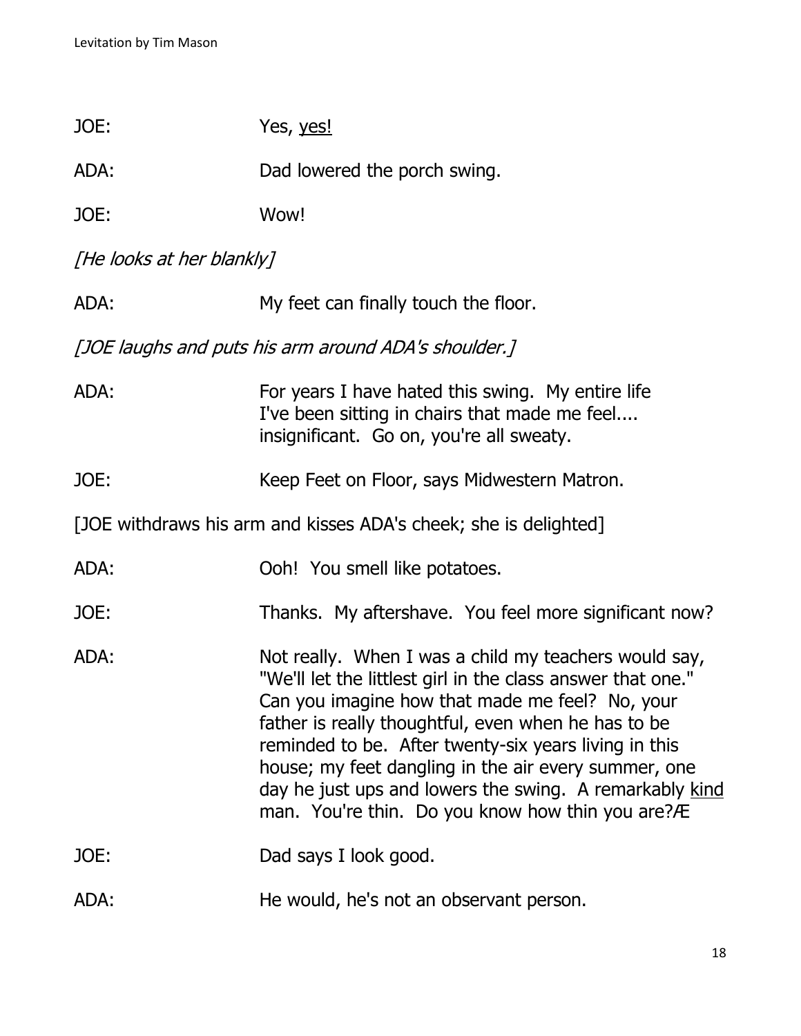JOE: Yes, <u>yes!</u>

ADA: Dad lowered the porch swing.

JOE: Wow!

*[He looks at her blankly]*

ADA: My feet can finally touch the floor.

*[JOE laughs and puts his arm around ADA's shoulder.]*

ADA: For years I have hated this swing. My entire life I've been sitting in chairs that made me feel.... insignificant. Go on, you're all sweaty.

JOE: Keep Feet on Floor, says Midwestern Matron.

[JOE withdraws his arm and kisses ADA's cheek; she is delighted]

ADA: Ooh! You smell like potatoes.

JOE: Thanks. My aftershave. You feel more significant now?

ADA: Not really. When I was a child my teachers would say, "We'll let the littlest girl in the class answer that one." Can you imagine how that made me feel? No, your father is really thoughtful, even when he has to be reminded to be. After twenty-six years living in this house; my feet dangling in the air every summer, one day he just ups and lowers the swing. A remarkably <u>kind</u> man. You're thin. Do you know how thin you are?Æ

JOE: Dad says I look good.

ADA: He would, he's not an observant person.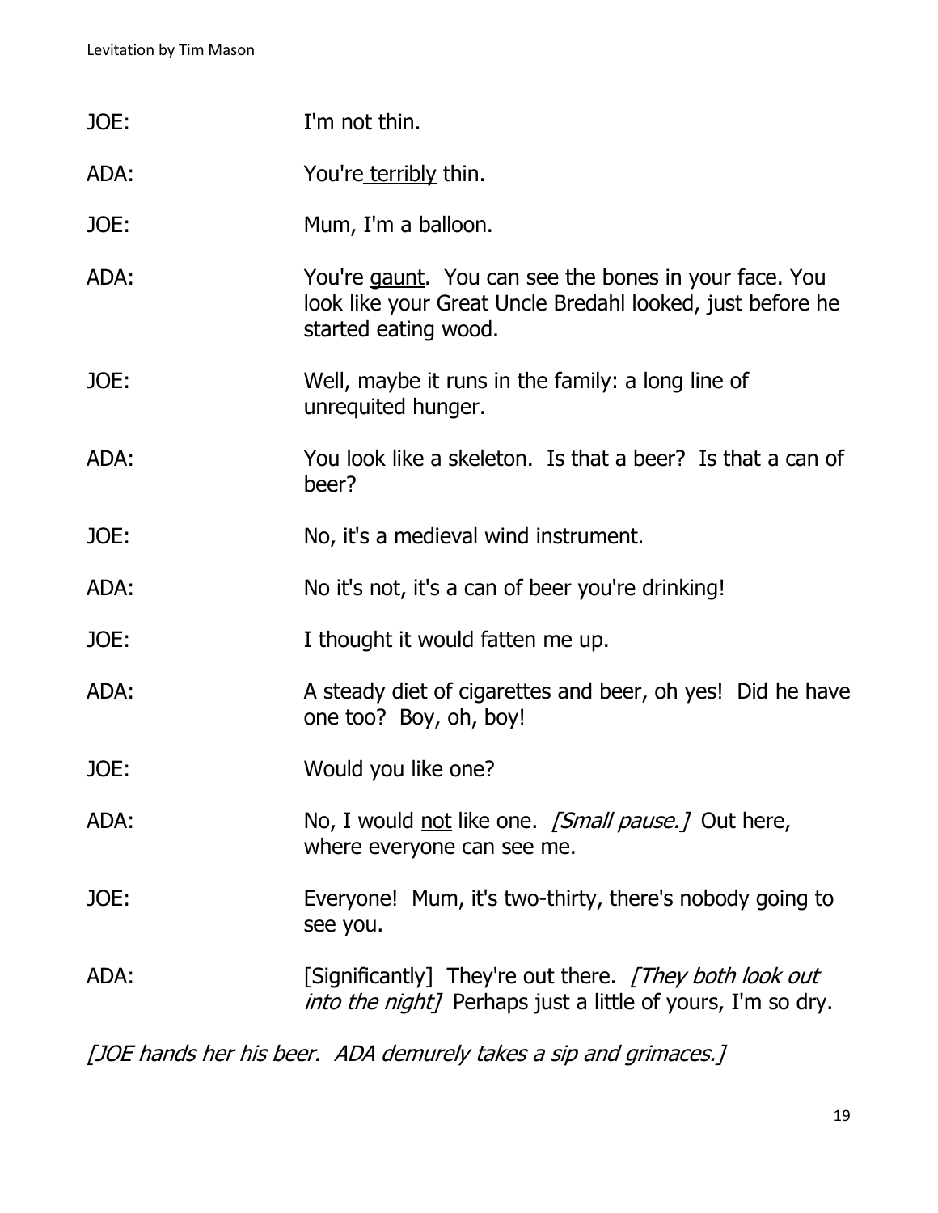JOE: I'm not thin.

ADA: You're <u>terribly</u> thin.

JOE: Mum, I'm a balloon.

ADA: You're <u>gaunt</u>. You can see the bones in your face. You look like your Great Uncle Bredahl looked, just before he started eating wood.

JOE: Well, maybe it runs in the family: a long line of unrequited hunger.

ADA: You look like a skeleton. Is that a beer? Is that a can of beer?

JOE: No, it's a medieval wind instrument.

ADA: No it's not, it's a can of beer you're drinking!

JOE: I thought it would fatten me up.

ADA: A steady diet of cigarettes and beer, oh yes! Did he have one too? Boy, oh, boy!

JOE: Would you like one?

ADA: No, I would <u>not</u> like one. *[Small pause.]* Out here, where everyone can see me.

JOE: Everyone! Mum, it's two-thirty, there's nobody going to see you.

ADA: [Significantly] They're out there. *[They both look out into the night]* Perhaps just a little of yours, I'm so dry.

*[JOE hands her his beer. ADA demurely takes a sip and grimaces.]*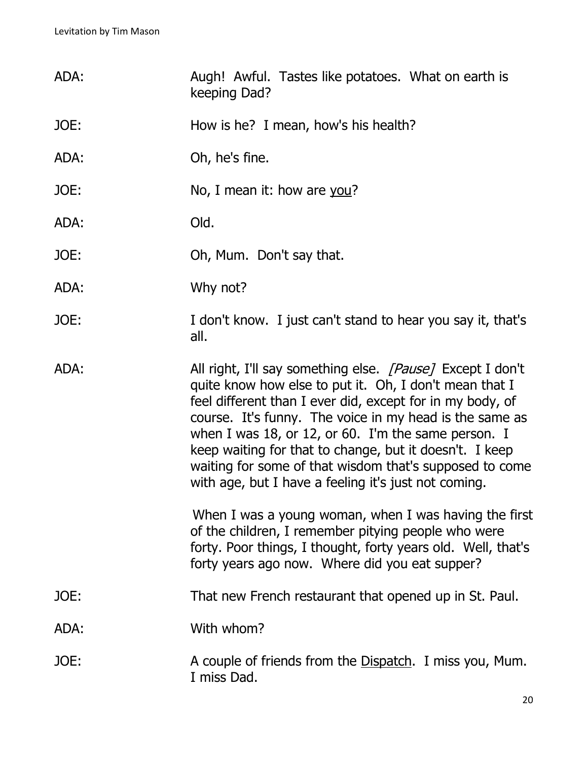ADA: Augh! Awful. Tastes like potatoes. What on earth is keeping Dad?

JOE: How is he? I mean, how's his health?

ADA: Oh, he's fine.

JOE: No, I mean it: how are <u>you</u>?

ADA: Old.

JOE: Oh, Mum. Don't say that.

ADA: Why not?

JOE: I don't know. I just can't stand to hear you say it, that's all.

ADA: All right, I'll say something else. *[Pause]* Except I don't quite know how else to put it. Oh, I don't mean that I feel different than I ever did, except for in my body, of course. It's funny. The voice in my head is the same as when I was 18, or 12, or 60. I'm the same person. I keep waiting for that to change, but it doesn't. I keep waiting for some of that wisdom that's supposed to come with age, but I have a feeling it's just not coming.

When I was a young woman, when I was having the first of the children, I remember pitying people who were forty. Poor things, I thought, forty years old. Well, that's forty years ago now. Where did you eat supper?

JOE: That new French restaurant that opened up in St. Paul.

ADA: With whom?

JOE: A couple of friends from the <u>Dispatch</u>. I miss you, Mum. I miss Dad.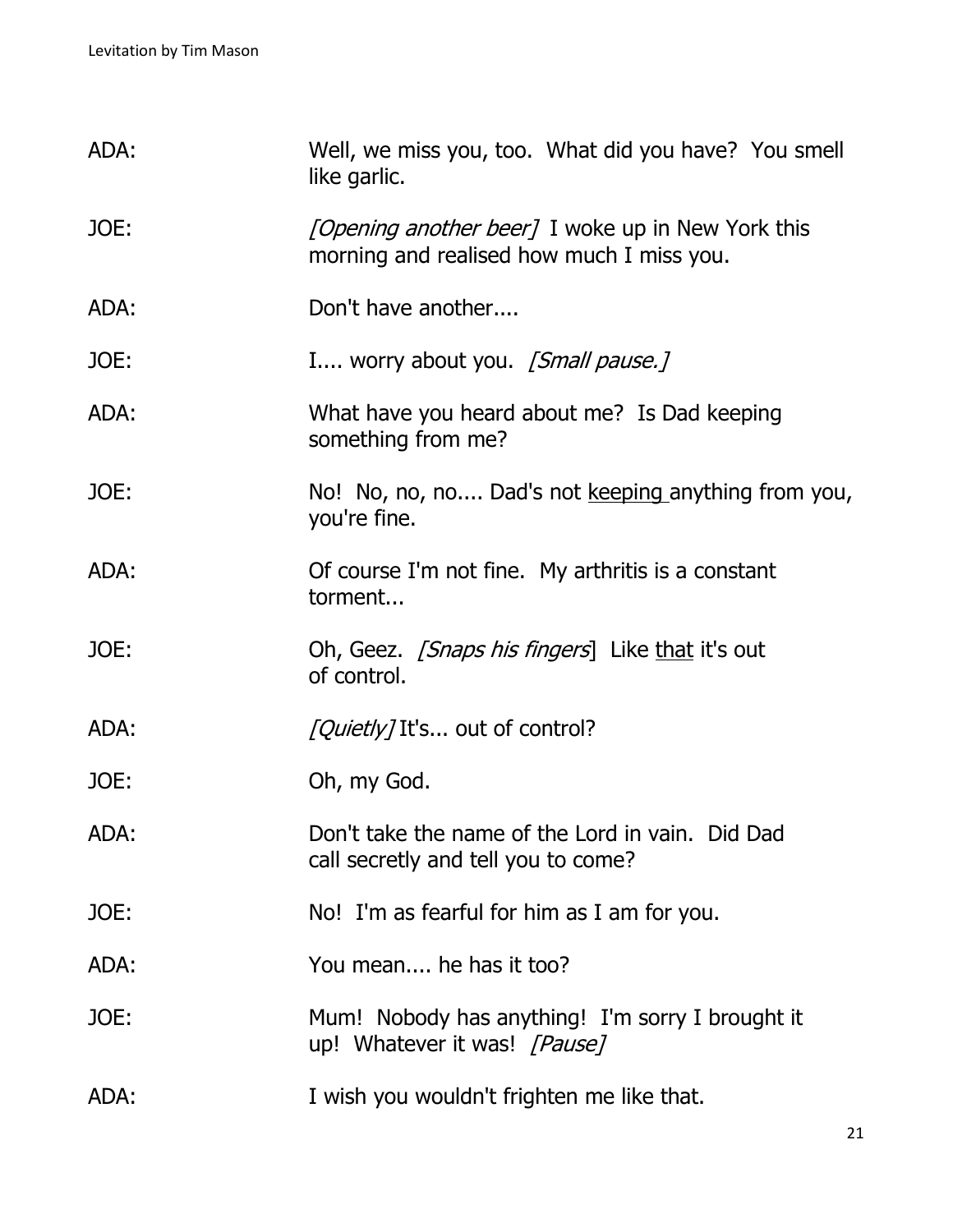ADA: Well, we miss you, too. What did you have? You smell like garlic.

JOE: *[Opening another beer]* I woke up in New York this morning and realised how much I miss you.

ADA: Don't have another....

JOE: I.... worry about you. *[Small pause.]*

ADA: What have you heard about me? Is Dad keeping something from me?

JOE: No! No, no, no.... Dad's not <u>keeping</u> anything from you, you're fine.

ADA: Of course I'm not fine. My arthritis is a constant torment...

JOE: Oh, Geez. *[Snaps his fingers]* Like <u>that</u> it's out of control.

ADA: *[Quietly]* It's... out of control?

JOE: Oh, my God.

ADA: Don't take the name of the Lord in vain. Did Dad call secretly and tell you to come?

JOE: No! I'm as fearful for him as I am for you.

ADA: You mean.... he has it too?

JOE: Mum! Nobody has anything! I'm sorry I brought it up! Whatever it was! *[Pause]*

ADA: I wish you wouldn't frighten me like that.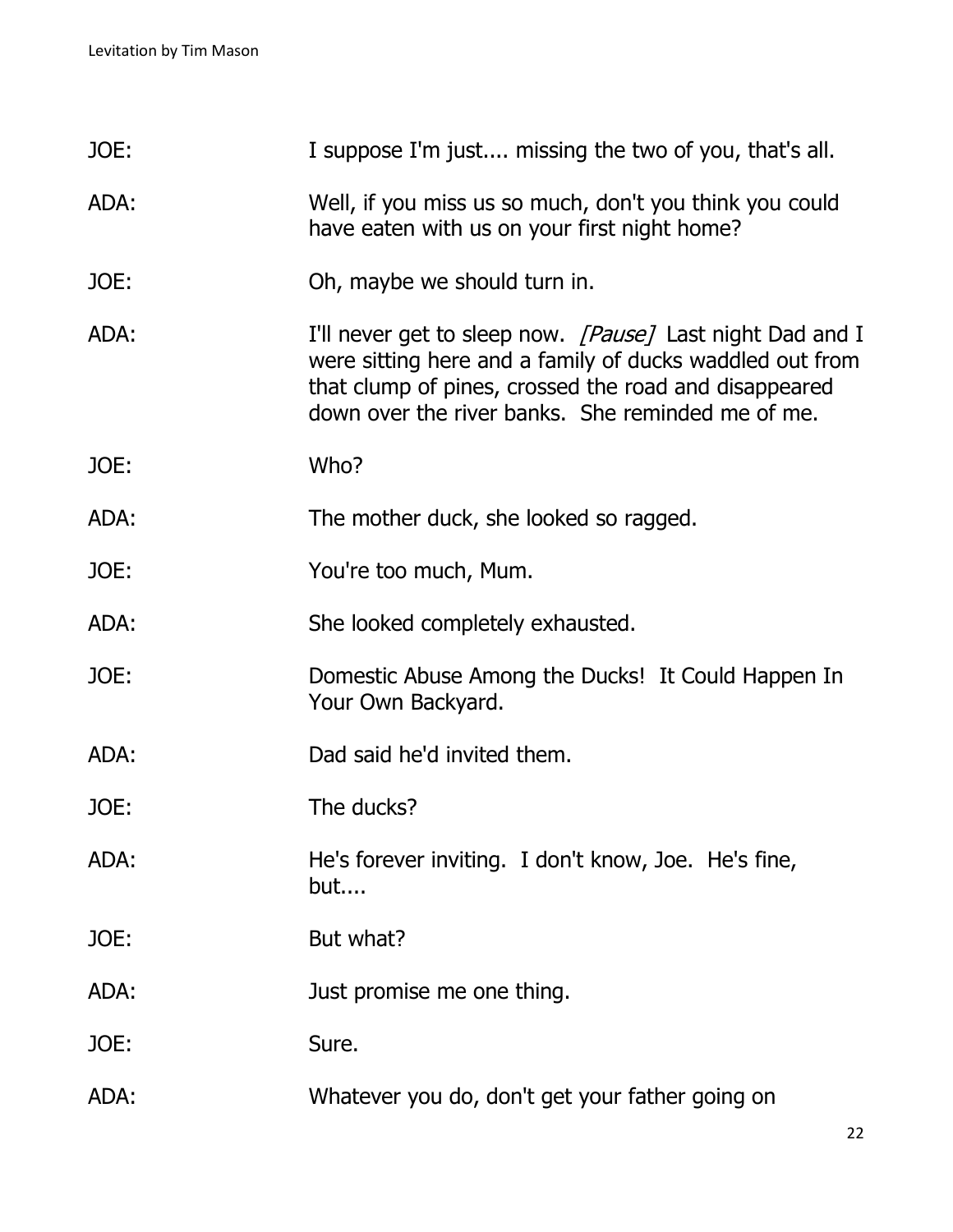JOE: I suppose I'm just.... missing the two of you, that's all.

ADA: Well, if you miss us so much, don't you think you could have eaten with us on your first night home?

JOE: Oh, maybe we should turn in.

ADA: I'll never get to sleep now. *[Pause]* Last night Dad and I were sitting here and a family of ducks waddled out from that clump of pines, crossed the road and disappeared down over the river banks. She reminded me of me.

JOE: Who?

ADA: The mother duck, she looked so ragged.

JOE: You're too much, Mum.

ADA: She looked completely exhausted.

JOE: Domestic Abuse Among the Ducks! It Could Happen In Your Own Backyard.

ADA: Dad said he'd invited them.

JOE: The ducks?

ADA: He's forever inviting. I don't know, Joe. He's fine, but....

JOE: But what?

ADA: Just promise me one thing.

JOE: Sure.

ADA: Whatever you do, don't get your father going on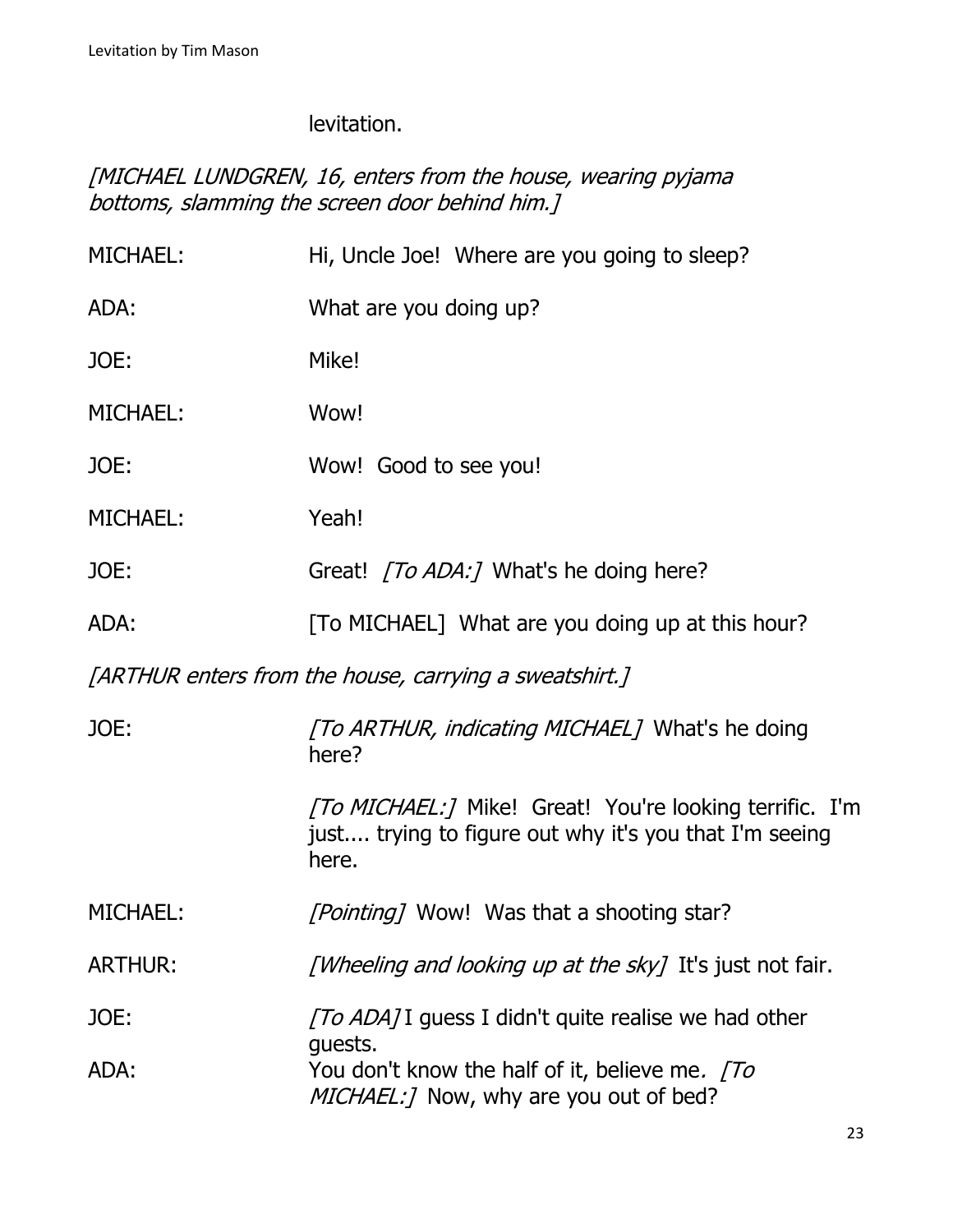levitation.

*[MICHAEL LUNDGREN, 16, enters from the house, wearing pyjama bottoms, slamming the screen door behind him.]*

MICHAEL: Hi, Uncle Joe! Where are you going to sleep?

ADA: What are you doing up?

JOE: Mike!

MICHAEL: Wow!

JOE: Wow! Good to see you!

MICHAEL: Yeah!

JOE: Great! *[To ADA:]* What's he doing here?

ADA: [To MICHAEL] What are you doing up at this hour?

*[ARTHUR enters from the house, carrying a sweatshirt.]*

JOE: *[To ARTHUR, indicating MICHAEL]* What's he doing here?

*[To MICHAEL:]* Mike! Great! You're looking terrific. I'm just.... trying to figure out why it's you that I'm seeing here.

MICHAEL: *[Pointing]* Wow! Was that a shooting star?

ARTHUR: *[Wheeling and looking up at the sky]* It's just not fair.

JOE: *[To ADA]* I guess I didn't quite realise we had other guests.

ADA: You don't know the half of it, believe me. *[To MICHAEL:]* Now, why are you out of bed?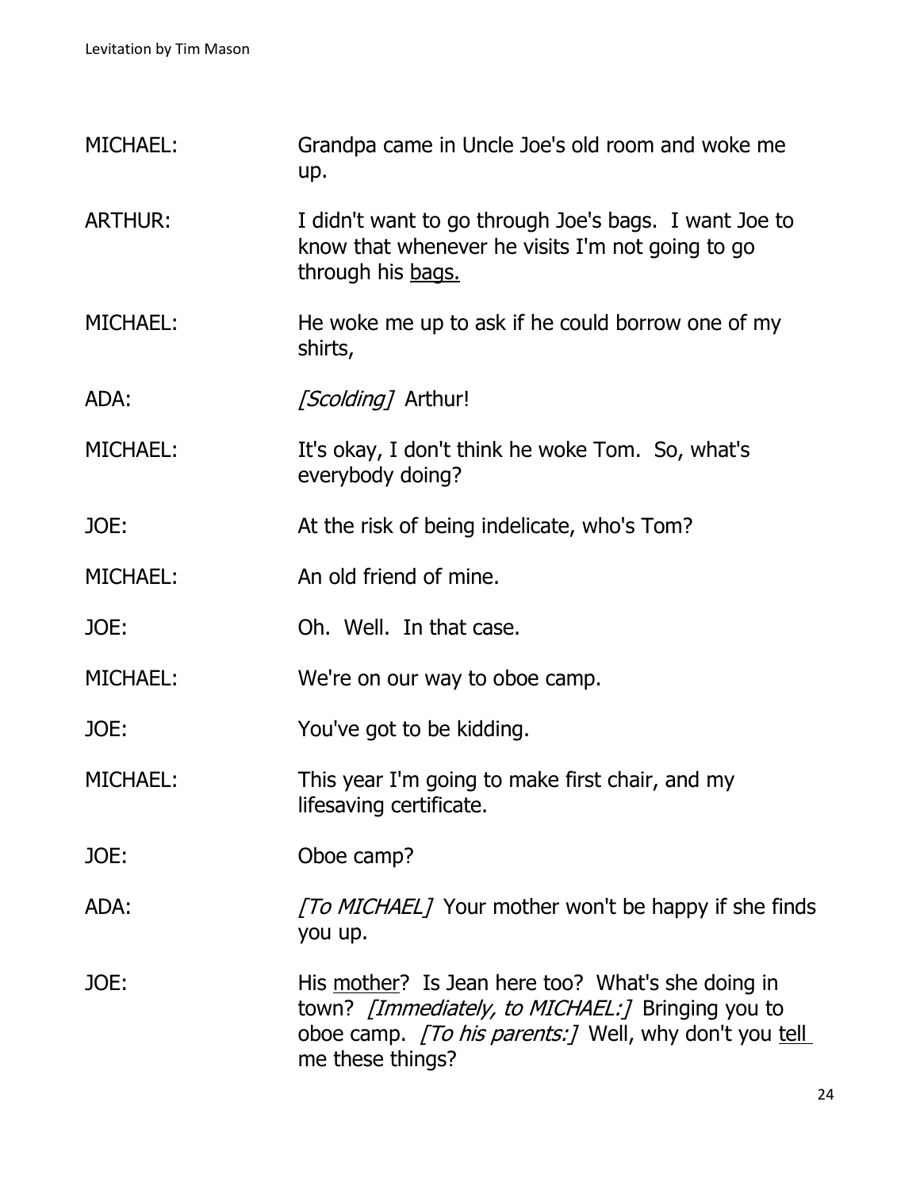MICHAEL: Grandpa came in Uncle Joe's old room and woke me up.

ARTHUR: I didn't want to go through Joe's bags. I want Joe to know that whenever he visits I'm not going to go through his <u>bags.</u>

MICHAEL: He woke me up to ask if he could borrow one of my shirts,

ADA: *[Scolding]* Arthur!

MICHAEL: It's okay, I don't think he woke Tom. So, what's everybody doing?

JOE: At the risk of being indelicate, who's Tom?

MICHAEL: An old friend of mine.

JOE: Oh. Well. In that case.

MICHAEL: We're on our way to oboe camp.

JOE: You've got to be kidding.

MICHAEL: This year I'm going to make first chair, and my lifesaving certificate.

JOE: Oboe camp?

ADA: *[To MICHAEL]* Your mother won't be happy if she finds you up.

JOE: His <u>mother</u>? Is Jean here too? What's she doing in town? *[Immediately, to MICHAEL:]* Bringing you to oboe camp. *[To his parents:]* Well, why don't you <u>tell</u> me these things?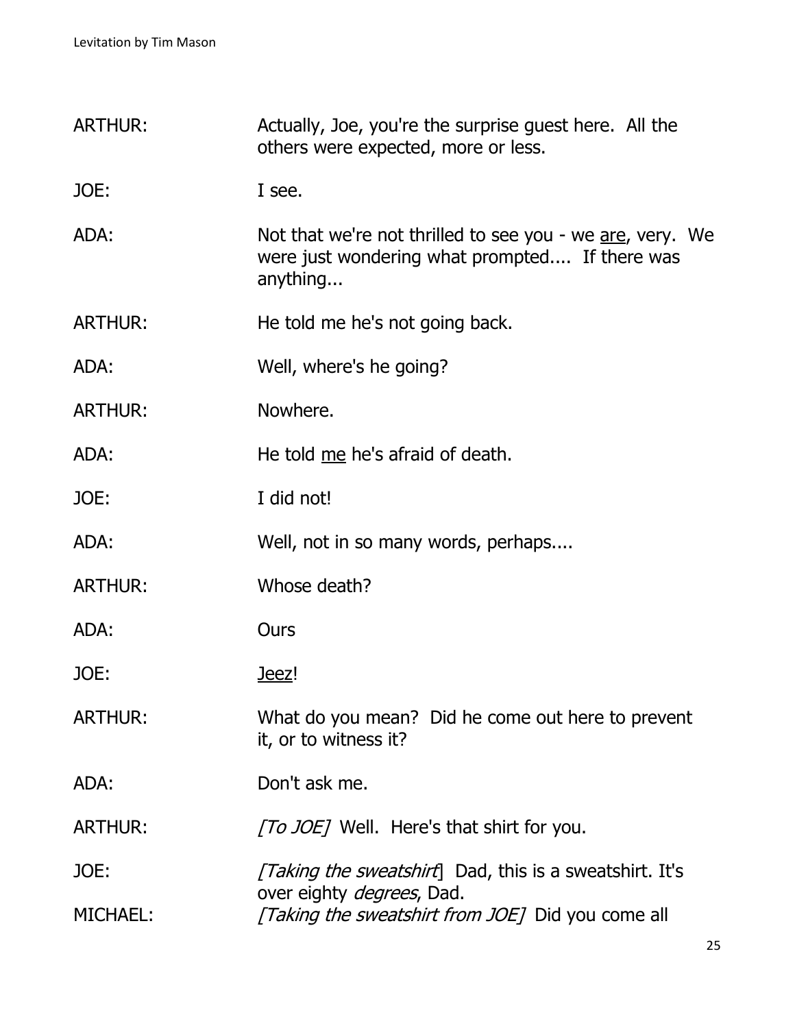ARTHUR: Actually, Joe, you're the surprise guest here. All the others were expected, more or less.

JOE: I see.

ADA: Not that we're not thrilled to see you - we <u>are</u>, very. We were just wondering what prompted.... If there was anything...

ARTHUR: He told me he's not going back.

ADA: Well, where's he going?

ARTHUR: Nowhere.

ADA: He told <u>me</u> he's afraid of death.

JOE: I did not!

ADA: Well, not in so many words, perhaps....

ARTHUR: Whose death?

ADA: Ours

JOE: <u>Jeez</u>!

ARTHUR: What do you mean? Did he come out here to prevent it, or to witness it?

ADA: Don't ask me.

ARTHUR: *[To JOE]* Well. Here's that shirt for you.

JOE: *[Taking the sweatshirt]* Dad, this is a sweatshirt. It's over eighty *degrees*, Dad.

MICHAEL: *[Taking the sweatshirt from JOE]* Did you come all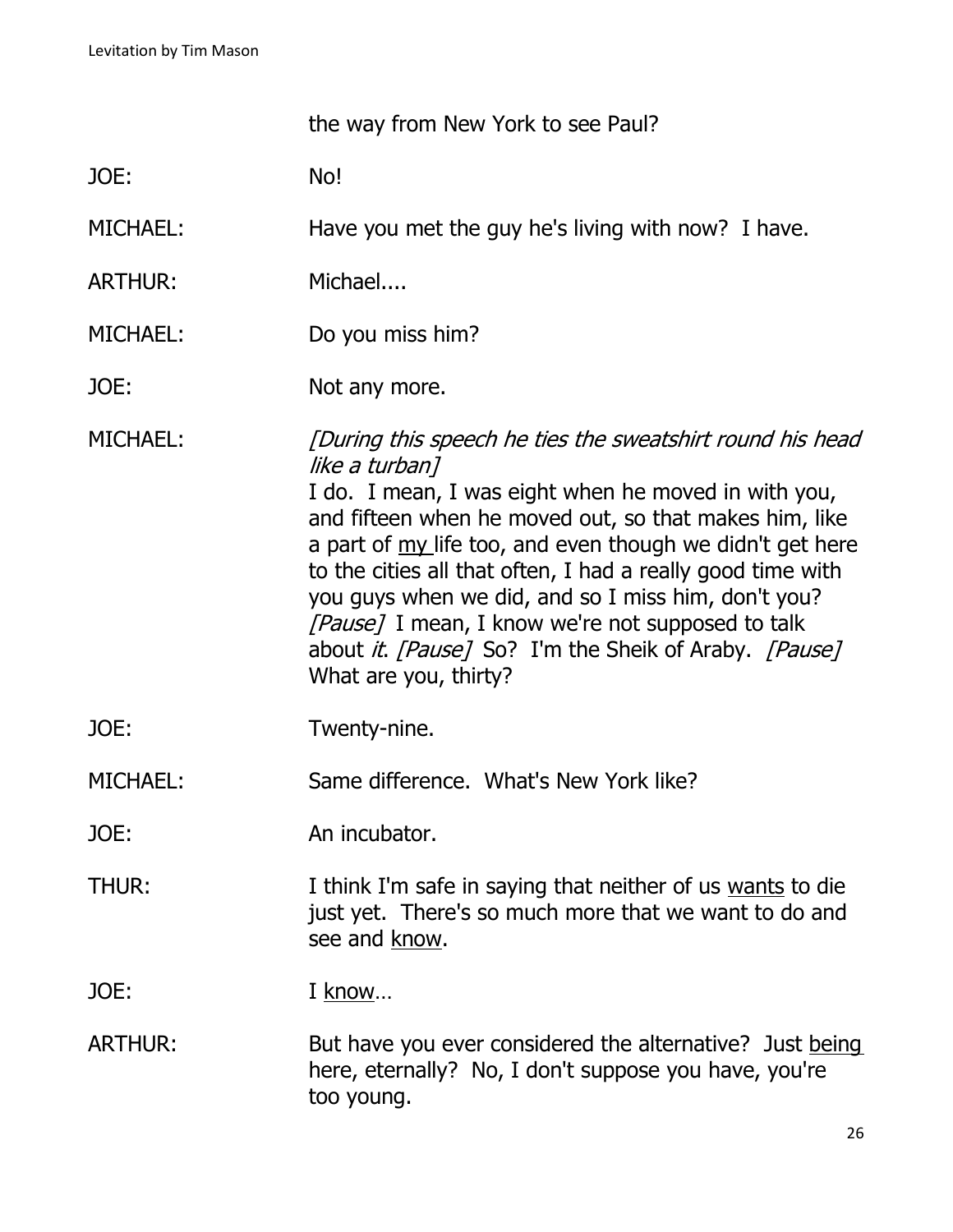the way from New York to see Paul?

JOE: No!

MICHAEL: Have you met the guy he's living with now? I have.

ARTHUR: Michael....

MICHAEL: Do you miss him?

JOE: Not any more.

MICHAEL: *[During this speech he ties the sweatshirt round his head like a turban]*
I do. I mean, I was eight when he moved in with you, and fifteen when he moved out, so that makes him, like a part of <u>my</u> life too, and even though we didn't get here to the cities all that often, I had a really good time with you guys when we did, and so I miss him, don't you? *[Pause]* I mean, I know we're not supposed to talk about *it*. *[Pause]* So? I'm the Sheik of Araby. *[Pause]* What are you, thirty?

JOE: Twenty-nine.

MICHAEL: Same difference. What's New York like?

JOE: An incubator.

THUR: I think I'm safe in saying that neither of us <u>wants</u> to die just yet. There's so much more that we want to do and see and <u>know</u>.

JOE: I <u>know</u>…

ARTHUR: But have you ever considered the alternative? Just <u>being</u> here, eternally? No, I don't suppose you have, you're too young.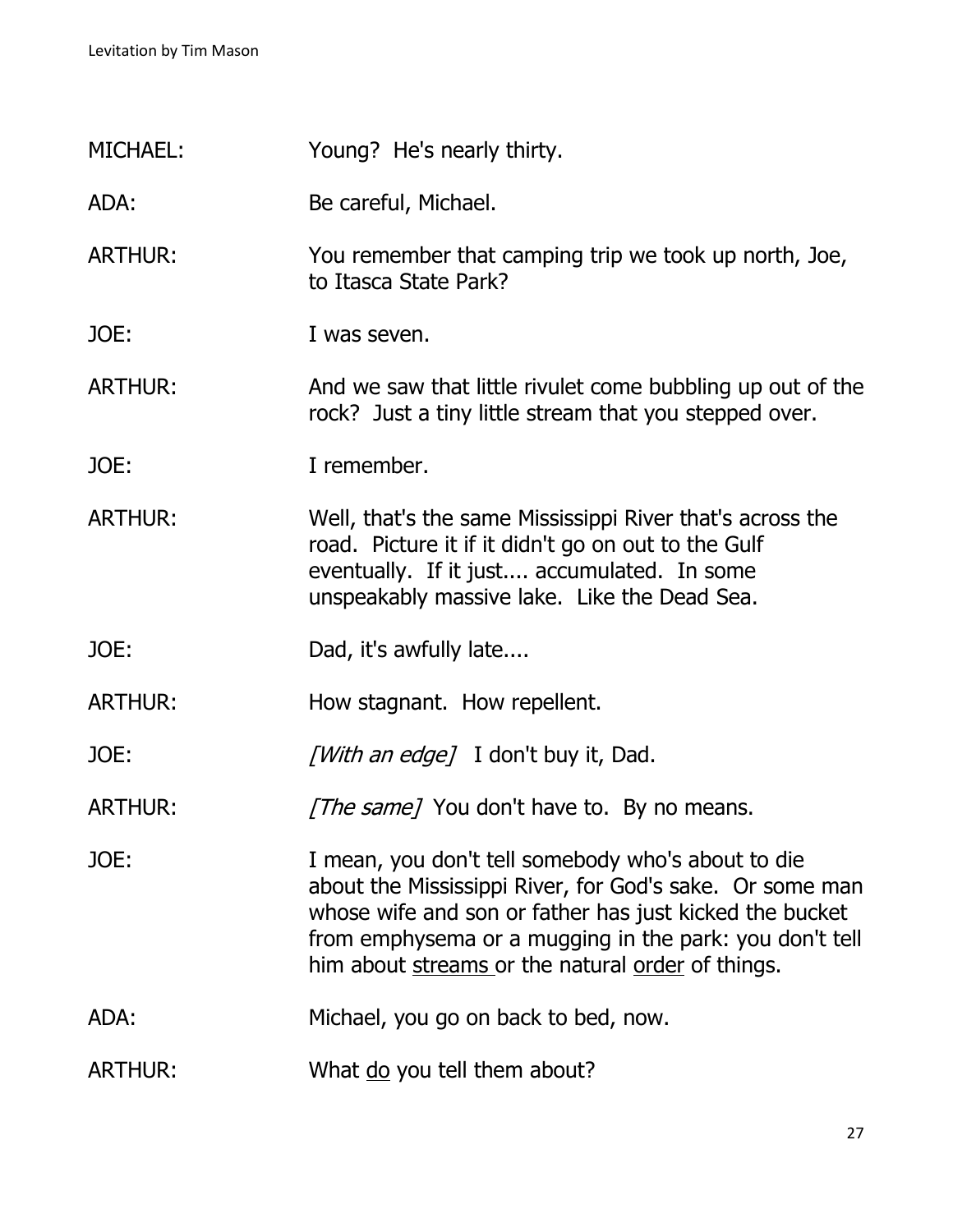MICHAEL: Young? He's nearly thirty.

ADA: Be careful, Michael.

ARTHUR: You remember that camping trip we took up north, Joe, to Itasca State Park?

JOE: I was seven.

ARTHUR: And we saw that little rivulet come bubbling up out of the rock? Just a tiny little stream that you stepped over.

JOE: I remember.

ARTHUR: Well, that's the same Mississippi River that's across the road. Picture it if it didn't go on out to the Gulf eventually. If it just.... accumulated. In some unspeakably massive lake. Like the Dead Sea.

JOE: Dad, it's awfully late....

ARTHUR: How stagnant. How repellent.

JOE: *[With an edge]* I don't buy it, Dad.

ARTHUR: *[The same]* You don't have to. By no means.

JOE: I mean, you don't tell somebody who's about to die about the Mississippi River, for God's sake. Or some man whose wife and son or father has just kicked the bucket from emphysema or a mugging in the park: you don't tell him about <u>streams</u> or the natural <u>order</u> of things.

ADA: Michael, you go on back to bed, now.

ARTHUR: What <u>do</u> you tell them about?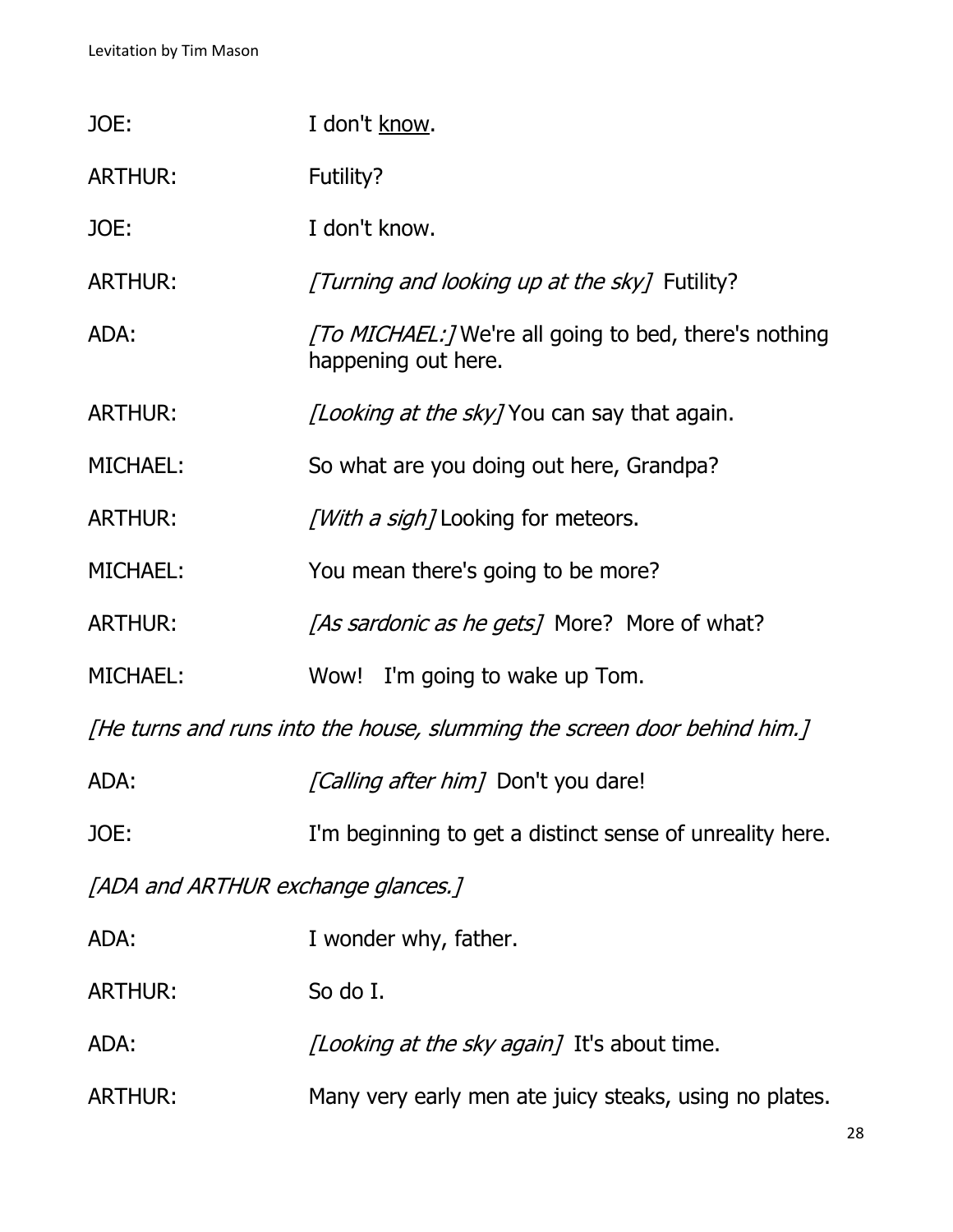JOE: I don't <u>know</u>.

ARTHUR: Futility?

JOE: I don't know.

ARTHUR: *[Turning and looking up at the sky]* Futility?

ADA: *[To MICHAEL:]* We're all going to bed, there's nothing happening out here.

ARTHUR: *[Looking at the sky]* You can say that again.

MICHAEL: So what are you doing out here, Grandpa?

ARTHUR: *[With a sigh]* Looking for meteors.

MICHAEL: You mean there's going to be more?

ARTHUR: *[As sardonic as he gets]* More? More of what?

MICHAEL: Wow! I'm going to wake up Tom.

*[He turns and runs into the house, slumming the screen door behind him.]*

ADA: *[Calling after him]* Don't you dare!

JOE: I'm beginning to get a distinct sense of unreality here.

*[ADA and ARTHUR exchange glances.]*

ADA: I wonder why, father.

ARTHUR: So do I.

ADA: *[Looking at the sky again]* It's about time.

ARTHUR: Many very early men ate juicy steaks, using no plates.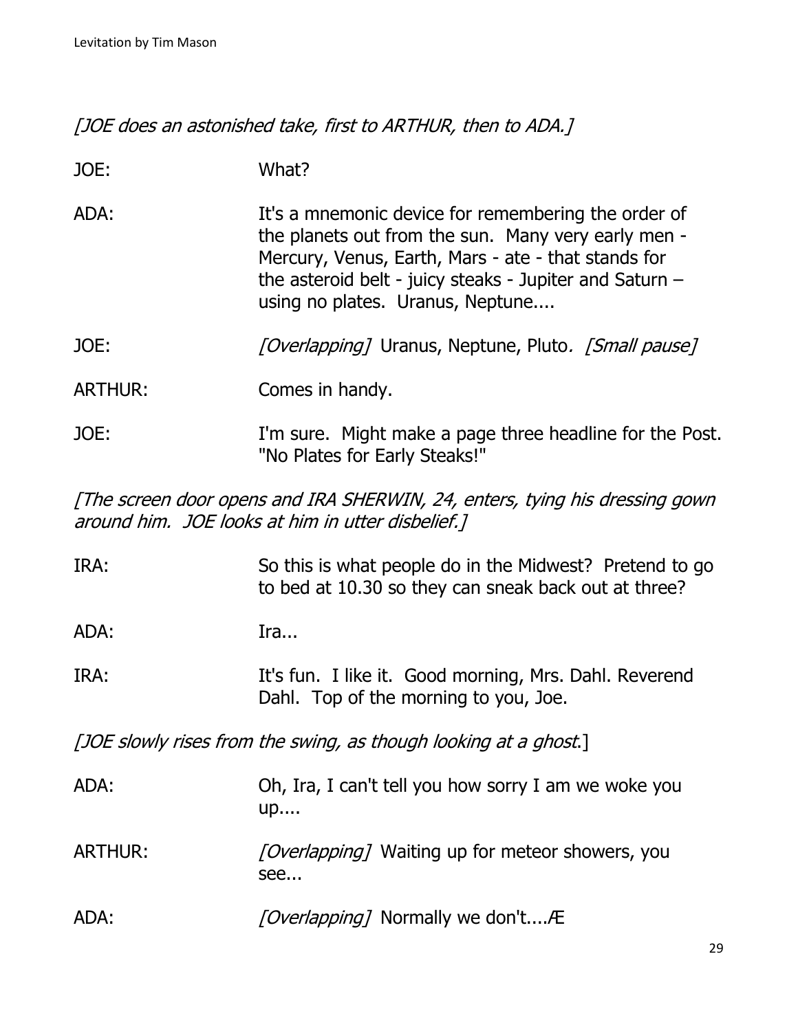*[JOE does an astonished take, first to ARTHUR, then to ADA.]*

JOE: What?

ADA: It's a mnemonic device for remembering the order of the planets out from the sun. Many very early men - Mercury, Venus, Earth, Mars - ate - that stands for the asteroid belt - juicy steaks - Jupiter and Saturn – using no plates. Uranus, Neptune....

JOE: *[Overlapping]* Uranus, Neptune, Pluto. *[Small pause]*

ARTHUR: Comes in handy.

JOE: I'm sure. Might make a page three headline for the Post. "No Plates for Early Steaks!"

*[The screen door opens and IRA SHERWIN, 24, enters, tying his dressing gown around him. JOE looks at him in utter disbelief.]*

IRA: So this is what people do in the Midwest? Pretend to go to bed at 10.30 so they can sneak back out at three?

ADA: Ira...

IRA: It's fun. I like it. Good morning, Mrs. Dahl. Reverend Dahl. Top of the morning to you, Joe.

*[JOE slowly rises from the swing, as though looking at a ghost.]*

ADA: Oh, Ira, I can't tell you how sorry I am we woke you up....

ARTHUR: *[Overlapping]* Waiting up for meteor showers, you see...

ADA: *[Overlapping]* Normally we don't....Æ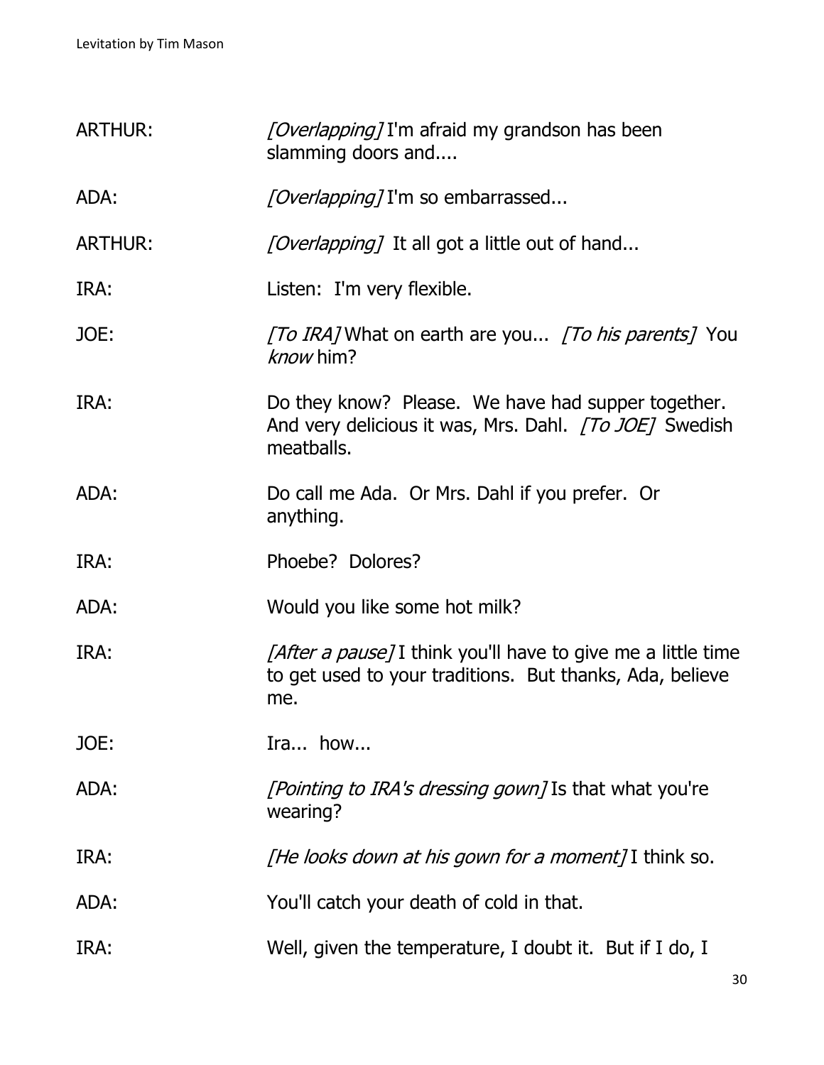ARTHUR: *[Overlapping]* I'm afraid my grandson has been slamming doors and....

ADA: *[Overlapping]* I'm so embarrassed...

ARTHUR: *[Overlapping]* It all got a little out of hand...

IRA: Listen: I'm very flexible.

JOE: *[To IRA]* What on earth are you... *[To his parents]* You *know* him?

IRA: Do they know? Please. We have had supper together. And very delicious it was, Mrs. Dahl. *[To JOE]* Swedish meatballs.

ADA: Do call me Ada. Or Mrs. Dahl if you prefer. Or anything.

IRA: Phoebe? Dolores?

ADA: Would you like some hot milk?

IRA: *[After a pause]* I think you'll have to give me a little time to get used to your traditions. But thanks, Ada, believe me.

JOE: Ira... how...

ADA: *[Pointing to IRA's dressing gown]* Is that what you're wearing?

IRA: *[He looks down at his gown for a moment]* I think so.

ADA: You'll catch your death of cold in that.

IRA: Well, given the temperature, I doubt it. But if I do, I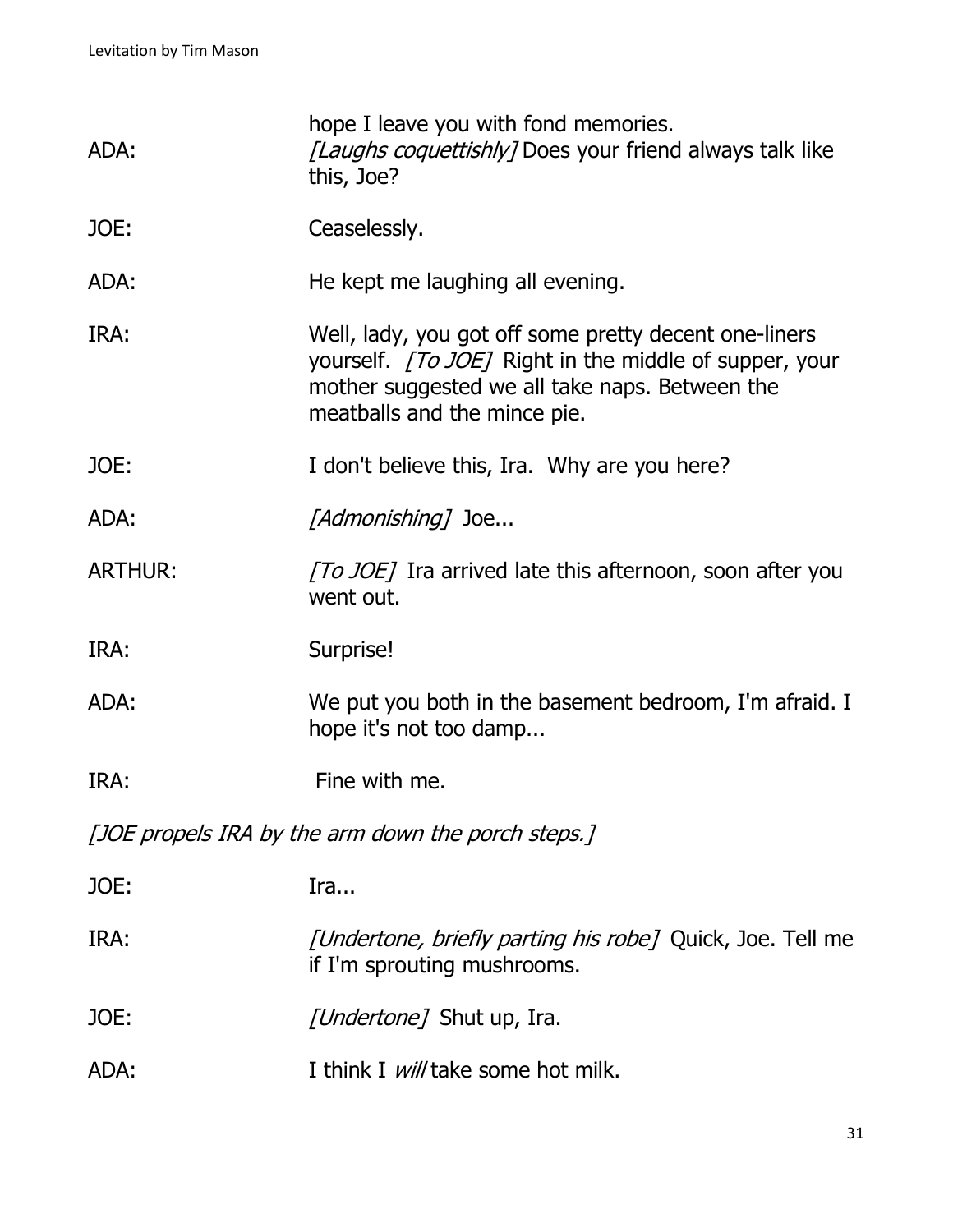ADA: hope I leave you with fond memories.
*[Laughs coquettishly]* Does your friend always talk like this, Joe?

JOE: Ceaselessly.

ADA: He kept me laughing all evening.

IRA: Well, lady, you got off some pretty decent one-liners yourself. *[To JOE]* Right in the middle of supper, your mother suggested we all take naps. Between the meatballs and the mince pie.

JOE: I don't believe this, Ira. Why are you <u>here</u>?

ADA: *[Admonishing]* Joe...

ARTHUR: *[To JOE]* Ira arrived late this afternoon, soon after you went out.

IRA: Surprise!

ADA: We put you both in the basement bedroom, I'm afraid. I hope it's not too damp...

IRA: Fine with me.

*[JOE propels IRA by the arm down the porch steps.]*

JOE: Ira...

IRA: *[Undertone, briefly parting his robe]* Quick, Joe. Tell me if I'm sprouting mushrooms.

JOE: *[Undertone]* Shut up, Ira.

ADA: I think I *will* take some hot milk.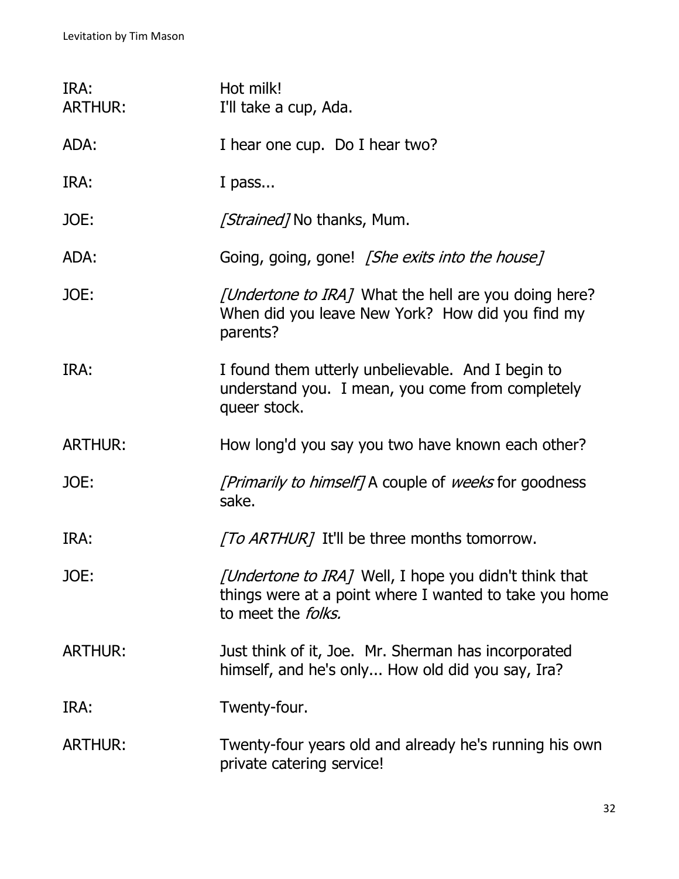IRA: Hot milk!
ARTHUR: I'll take a cup, Ada.

ADA: I hear one cup. Do I hear two?

IRA: I pass...

JOE: *[Strained]* No thanks, Mum.

ADA: Going, going, gone! *[She exits into the house]*

JOE: *[Undertone to IRA]* What the hell are you doing here? When did you leave New York? How did you find my parents?

IRA: I found them utterly unbelievable. And I begin to understand you. I mean, you come from completely queer stock.

ARTHUR: How long'd you say you two have known each other?

JOE: *[Primarily to himself]* A couple of *weeks* for goodness sake.

IRA: *[To ARTHUR]* It'll be three months tomorrow.

JOE: *[Undertone to IRA]* Well, I hope you didn't think that things were at a point where I wanted to take you home to meet the *folks.*

ARTHUR: Just think of it, Joe. Mr. Sherman has incorporated himself, and he's only... How old did you say, Ira?

IRA: Twenty-four.

ARTHUR: Twenty-four years old and already he's running his own private catering service!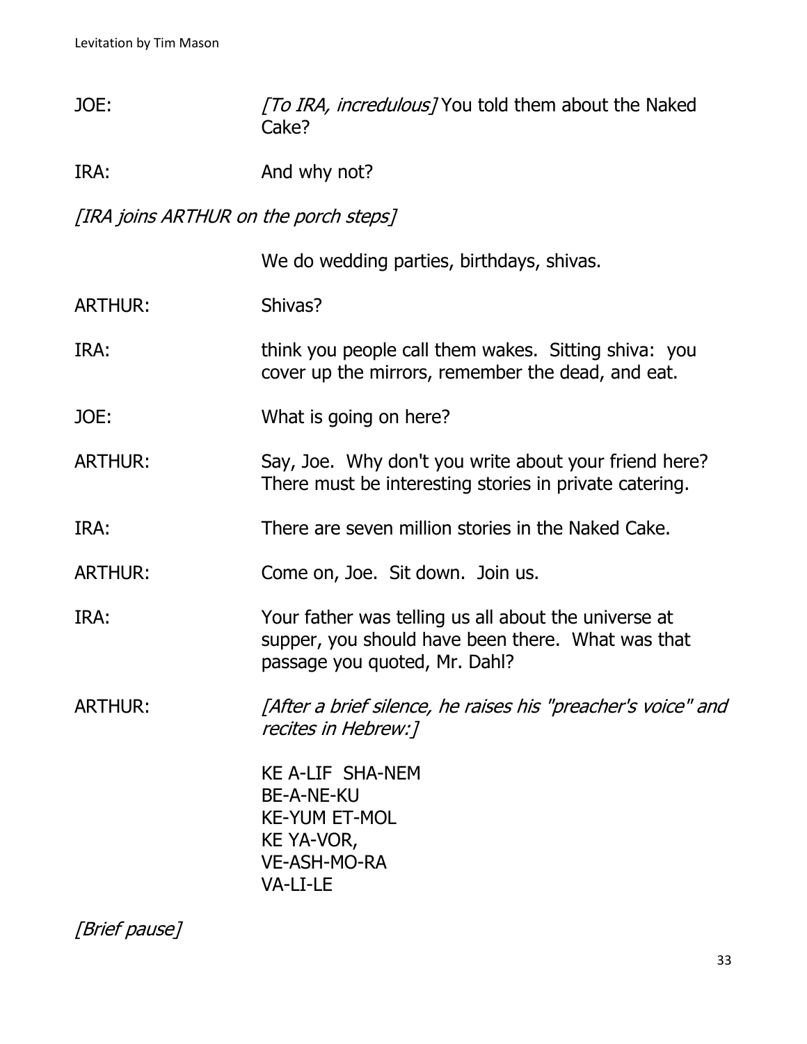JOE: *[To IRA, incredulous]* You told them about the Naked Cake?

IRA: And why not?

*[IRA joins ARTHUR on the porch steps]*

We do wedding parties, birthdays, shivas.

ARTHUR: Shivas?

IRA: think you people call them wakes. Sitting shiva: you cover up the mirrors, remember the dead, and eat.

JOE: What is going on here?

ARTHUR: Say, Joe. Why don't you write about your friend here? There must be interesting stories in private catering.

IRA: There are seven million stories in the Naked Cake.

ARTHUR: Come on, Joe. Sit down. Join us.

IRA: Your father was telling us all about the universe at supper, you should have been there. What was that passage you quoted, Mr. Dahl?

ARTHUR: *[After a brief silence, he raises his "preacher's voice" and recites in Hebrew:]*

KE A-LIF SHA-NEM  
BE-A-NE-KU  
KE-YUM ET-MOL  
KE YA-VOR,  
VE-ASH-MO-RA  
VA-LI-LE

*[Brief pause]*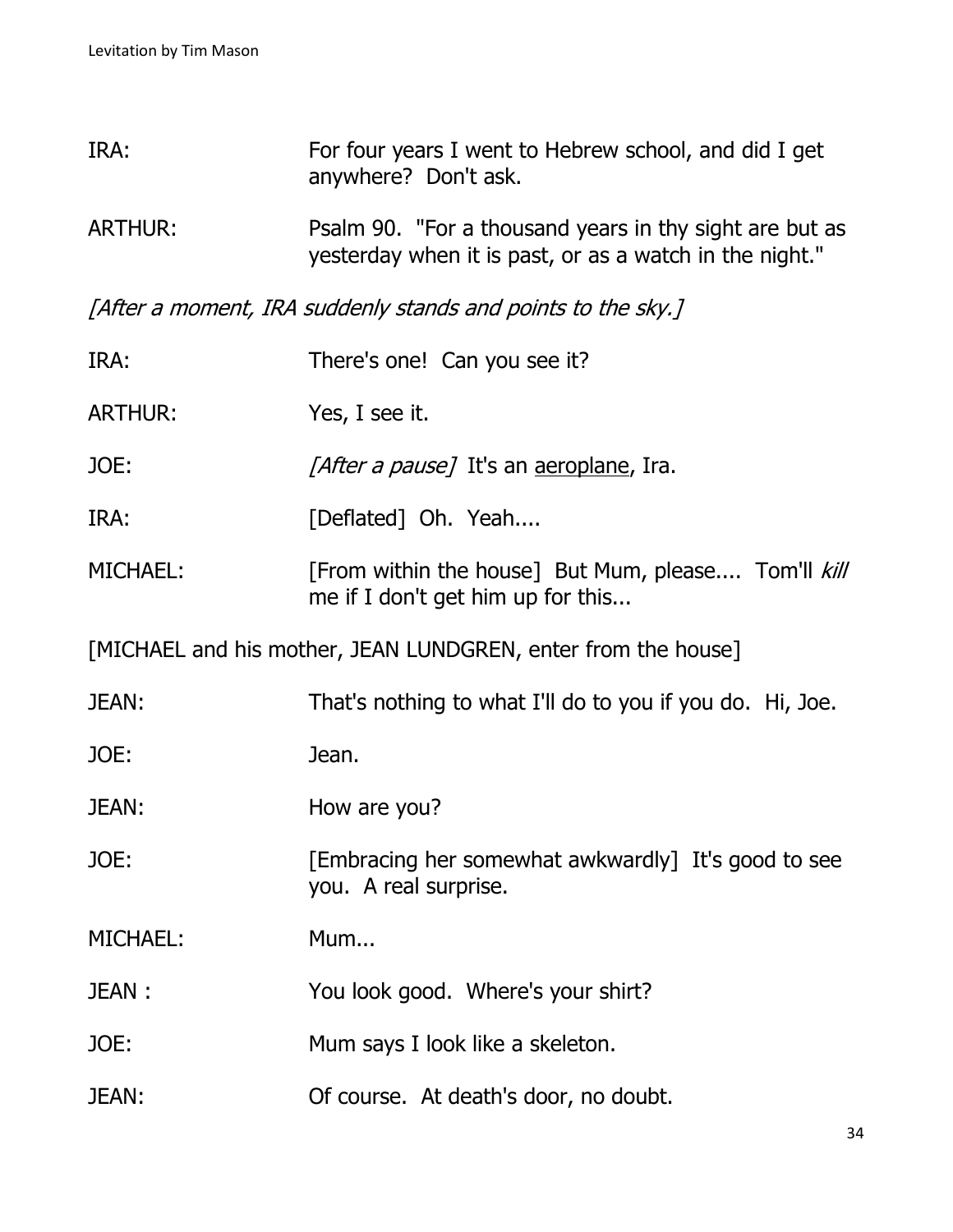IRA: For four years I went to Hebrew school, and did I get anywhere? Don't ask.

ARTHUR: Psalm 90. "For a thousand years in thy sight are but as yesterday when it is past, or as a watch in the night."

*[After a moment, IRA suddenly stands and points to the sky.]*

IRA: There's one! Can you see it?

ARTHUR: Yes, I see it.

JOE: *[After a pause]* It's an aeroplane, Ira.

IRA: [Deflated] Oh. Yeah....

MICHAEL: [From within the house] But Mum, please.... Tom'll *kill* me if I don't get him up for this...

[MICHAEL and his mother, JEAN LUNDGREN, enter from the house]

JEAN: That's nothing to what I'll do to you if you do. Hi, Joe.

JOE: Jean.

JEAN: How are you?

JOE: [Embracing her somewhat awkwardly] It's good to see you. A real surprise.

MICHAEL: Mum...

JEAN : You look good. Where's your shirt?

JOE: Mum says I look like a skeleton.

JEAN: Of course. At death's door, no doubt.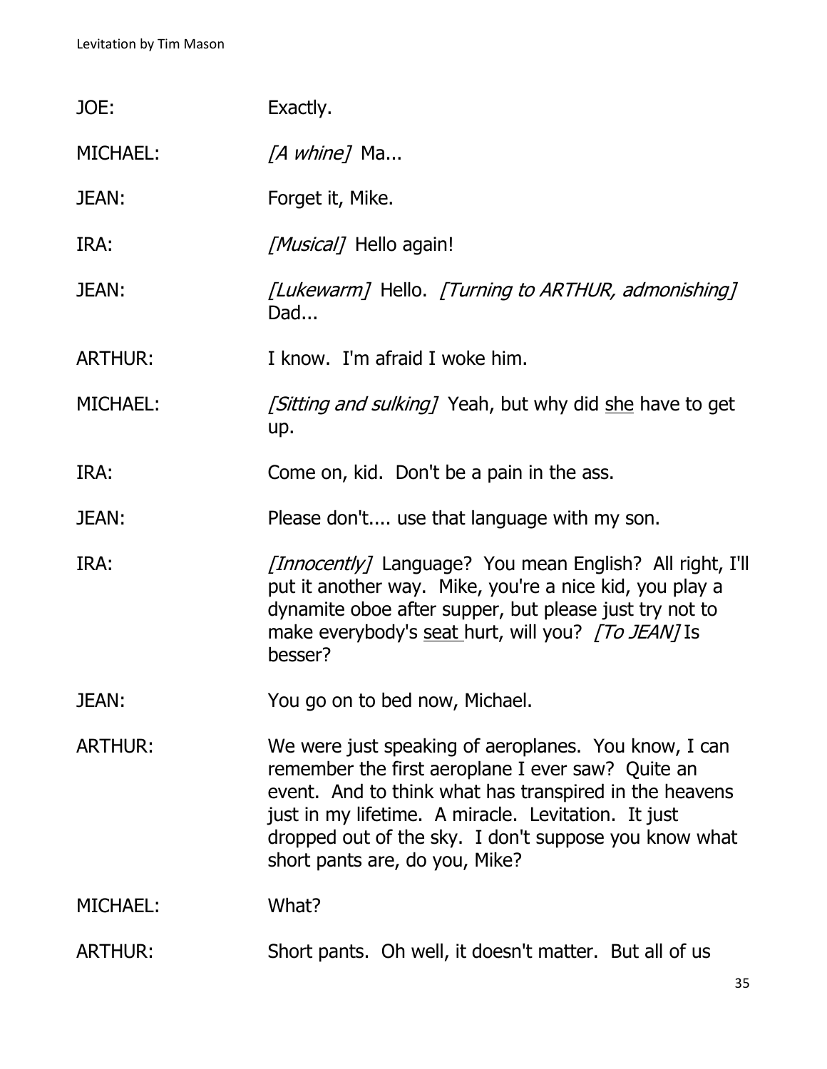JOE: Exactly.

MICHAEL: *[A whine]* Ma...

JEAN: Forget it, Mike.

IRA: *[Musical]* Hello again!

JEAN: *[Lukewarm]* Hello. *[Turning to ARTHUR, admonishing]* Dad...

ARTHUR: I know. I'm afraid I woke him.

MICHAEL: *[Sitting and sulking]* Yeah, but why did <u>she</u> have to get up.

IRA: Come on, kid. Don't be a pain in the ass.

JEAN: Please don't.... use that language with my son.

IRA: *[Innocently]* Language? You mean English? All right, I'll put it another way. Mike, you're a nice kid, you play a dynamite oboe after supper, but please just try not to make everybody's <u>seat</u> hurt, will you? *[To JEAN]* Is besser?

JEAN: You go on to bed now, Michael.

ARTHUR: We were just speaking of aeroplanes. You know, I can remember the first aeroplane I ever saw? Quite an event. And to think what has transpired in the heavens just in my lifetime. A miracle. Levitation. It just dropped out of the sky. I don't suppose you know what short pants are, do you, Mike?

MICHAEL: What?

ARTHUR: Short pants. Oh well, it doesn't matter. But all of us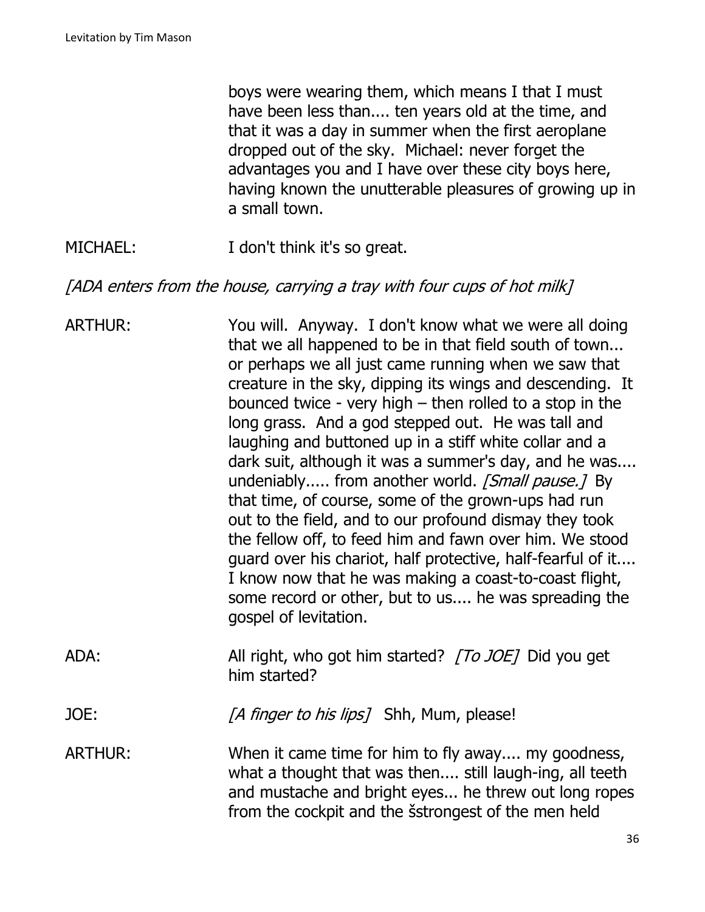boys were wearing them, which means I that I must have been less than.... ten years old at the time, and that it was a day in summer when the first aeroplane dropped out of the sky. Michael: never forget the advantages you and I have over these city boys here, having known the unutterable pleasures of growing up in a small town.

MICHAEL: I don't think it's so great.

*[ADA enters from the house, carrying a tray with four cups of hot milk]*

ARTHUR: You will. Anyway. I don't know what we were all doing that we all happened to be in that field south of town... or perhaps we all just came running when we saw that creature in the sky, dipping its wings and descending. It bounced twice - very high – then rolled to a stop in the long grass. And a god stepped out. He was tall and laughing and buttoned up in a stiff white collar and a dark suit, although it was a summer's day, and he was.... undeniably..... from another world. *[Small pause.]* By that time, of course, some of the grown-ups had run out to the field, and to our profound dismay they took the fellow off, to feed him and fawn over him. We stood guard over his chariot, half protective, half-fearful of it.... I know now that he was making a coast-to-coast flight, some record or other, but to us.... he was spreading the gospel of levitation.

ADA: All right, who got him started? *[To JOE]* Did you get him started?

JOE: *[A finger to his lips]* Shh, Mum, please!

ARTHUR: When it came time for him to fly away.... my goodness, what a thought that was then.... still laugh-ing, all teeth and mustache and bright eyes... he threw out long ropes from the cockpit and the šstrongest of the men held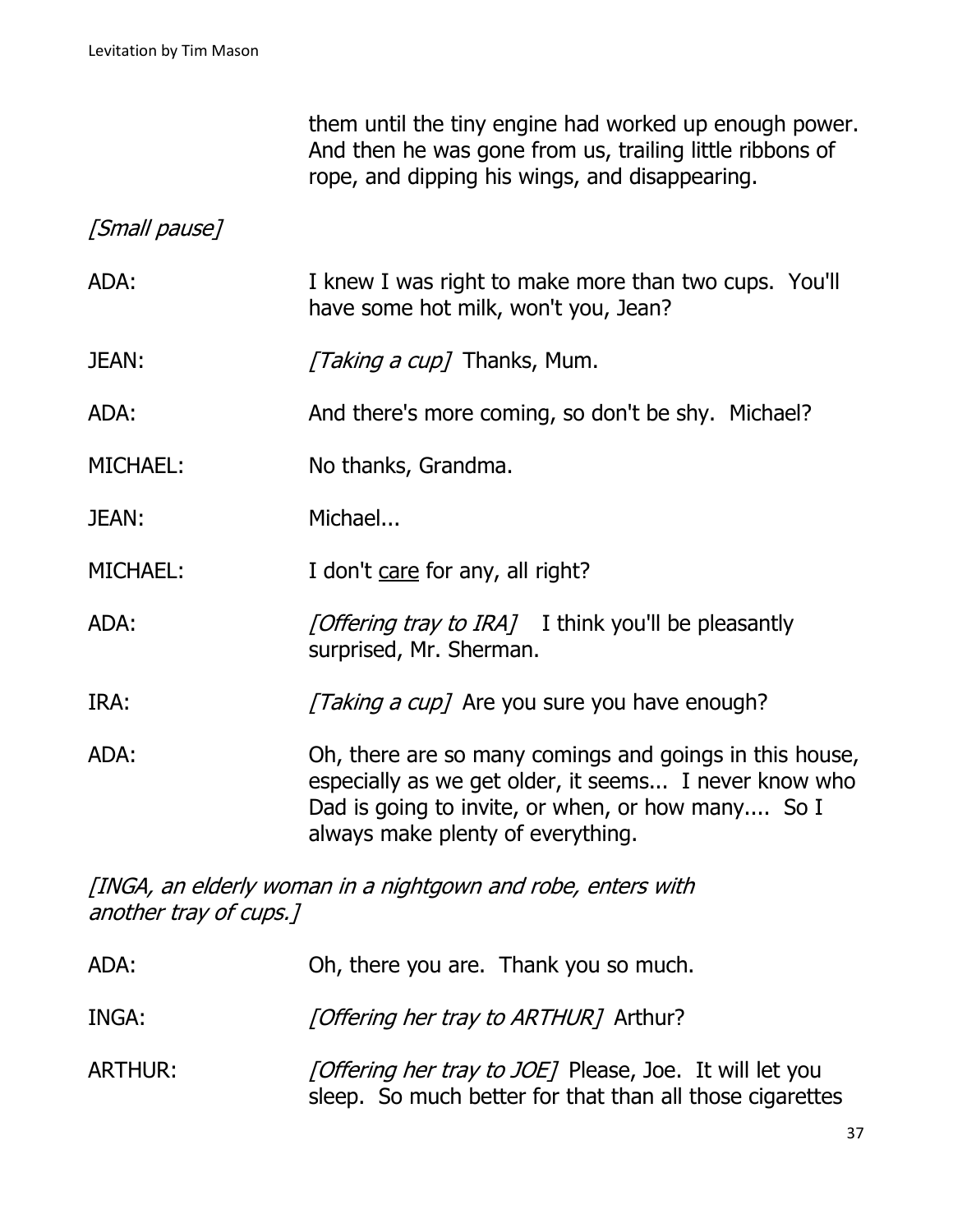them until the tiny engine had worked up enough power. And then he was gone from us, trailing little ribbons of rope, and dipping his wings, and disappearing.

*[Small pause]*

ADA: I knew I was right to make more than two cups. You'll have some hot milk, won't you, Jean?

JEAN: *[Taking a cup]* Thanks, Mum.

ADA: And there's more coming, so don't be shy. Michael?

MICHAEL: No thanks, Grandma.

JEAN: Michael...

MICHAEL: I don't <u>care</u> for any, all right?

ADA: *[Offering tray to IRA]* I think you'll be pleasantly surprised, Mr. Sherman.

IRA: *[Taking a cup]* Are you sure you have enough?

ADA: Oh, there are so many comings and goings in this house, especially as we get older, it seems... I never know who Dad is going to invite, or when, or how many.... So I always make plenty of everything.

*[INGA, an elderly woman in a nightgown and robe, enters with another tray of cups.]*

ADA: Oh, there you are. Thank you so much.

INGA: *[Offering her tray to ARTHUR]* Arthur?

ARTHUR: *[Offering her tray to JOE]* Please, Joe. It will let you sleep. So much better for that than all those cigarettes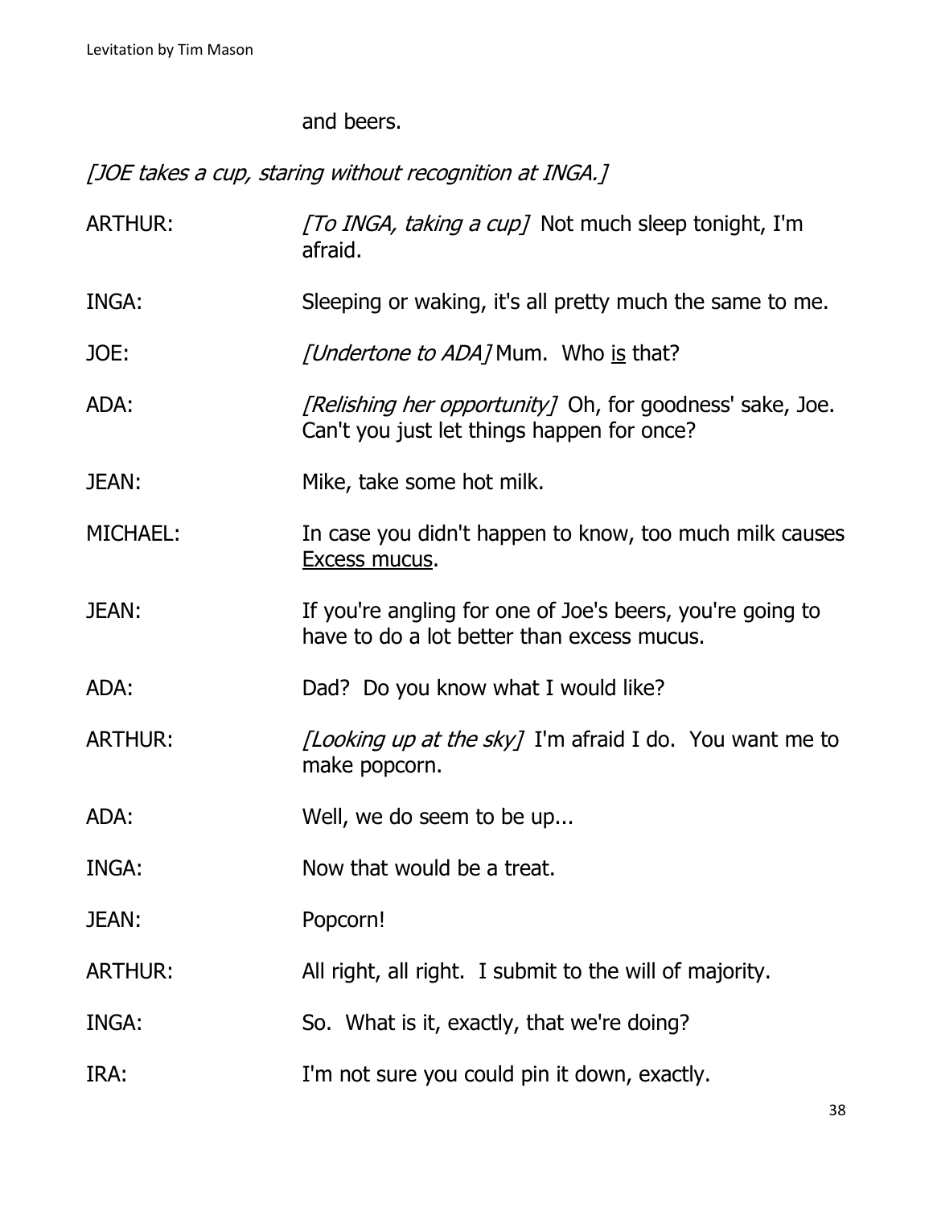and beers.

*[JOE takes a cup, staring without recognition at INGA.]*

ARTHUR: *[To INGA, taking a cup]* Not much sleep tonight, I'm afraid.

INGA: Sleeping or waking, it's all pretty much the same to me.

JOE: *[Undertone to ADA]* Mum. Who <u>is</u> that?

ADA: *[Relishing her opportunity]* Oh, for goodness' sake, Joe. Can't you just let things happen for once?

JEAN: Mike, take some hot milk.

MICHAEL: In case you didn't happen to know, too much milk causes <u>Excess mucus</u>.

JEAN: If you're angling for one of Joe's beers, you're going to have to do a lot better than excess mucus.

ADA: Dad? Do you know what I would like?

ARTHUR: *[Looking up at the sky]* I'm afraid I do. You want me to make popcorn.

ADA: Well, we do seem to be up...

INGA: Now that would be a treat.

JEAN: Popcorn!

ARTHUR: All right, all right. I submit to the will of majority.

INGA: So. What is it, exactly, that we're doing?

IRA: I'm not sure you could pin it down, exactly.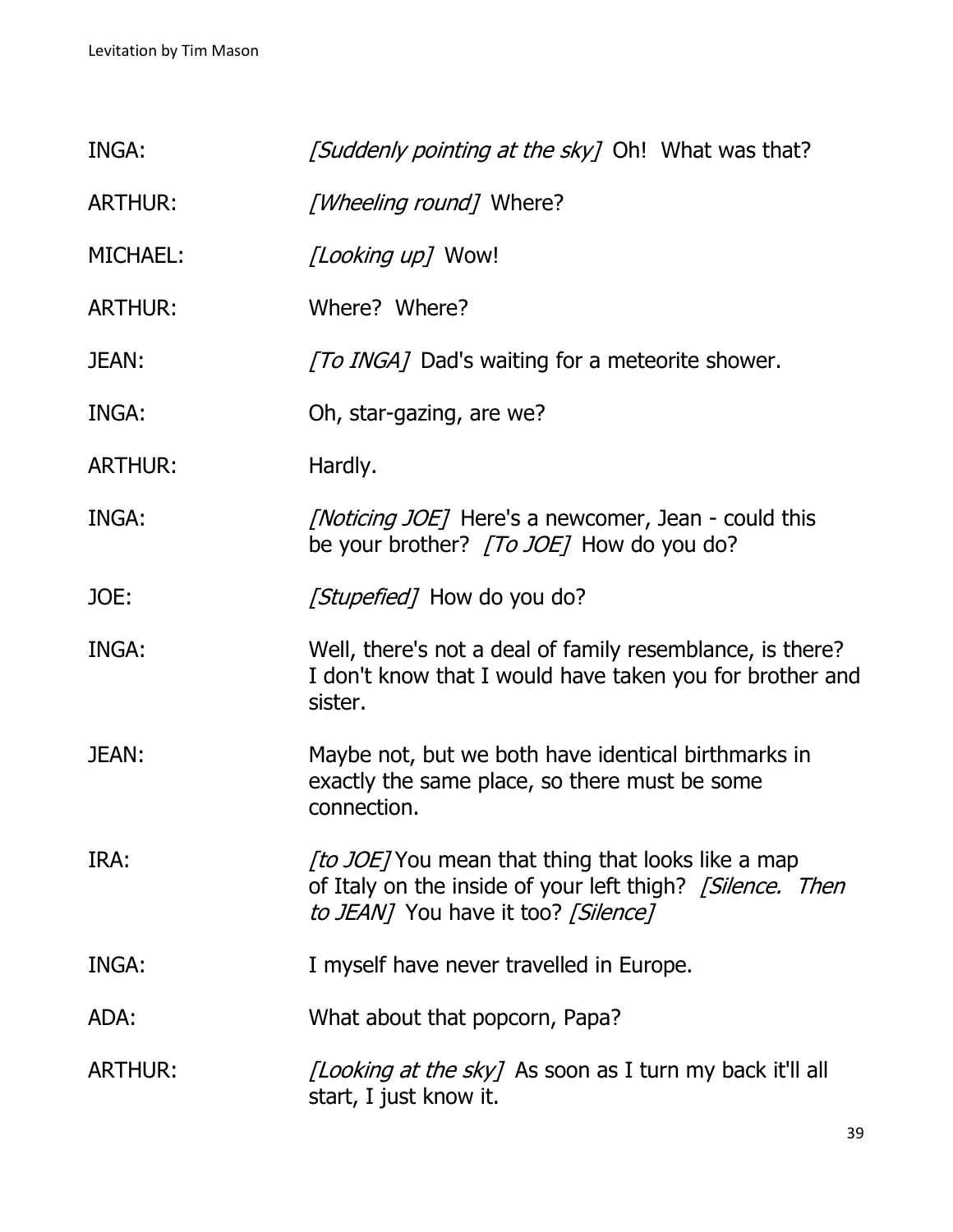INGA: *[Suddenly pointing at the sky]* Oh! What was that?

ARTHUR: *[Wheeling round]* Where?

MICHAEL: *[Looking up]* Wow!

ARTHUR: Where? Where?

JEAN: *[To INGA]* Dad's waiting for a meteorite shower.

INGA: Oh, star-gazing, are we?

ARTHUR: Hardly.

INGA: *[Noticing JOE]* Here's a newcomer, Jean - could this be your brother? *[To JOE]* How do you do?

JOE: *[Stupefied]* How do you do?

INGA: Well, there's not a deal of family resemblance, is there? I don't know that I would have taken you for brother and sister.

JEAN: Maybe not, but we both have identical birthmarks in exactly the same place, so there must be some connection.

IRA: *[to JOE]* You mean that thing that looks like a map of Italy on the inside of your left thigh? *[Silence. Then to JEAN]* You have it too? *[Silence]*

INGA: I myself have never travelled in Europe.

ADA: What about that popcorn, Papa?

ARTHUR: *[Looking at the sky]* As soon as I turn my back it'll all start, I just know it.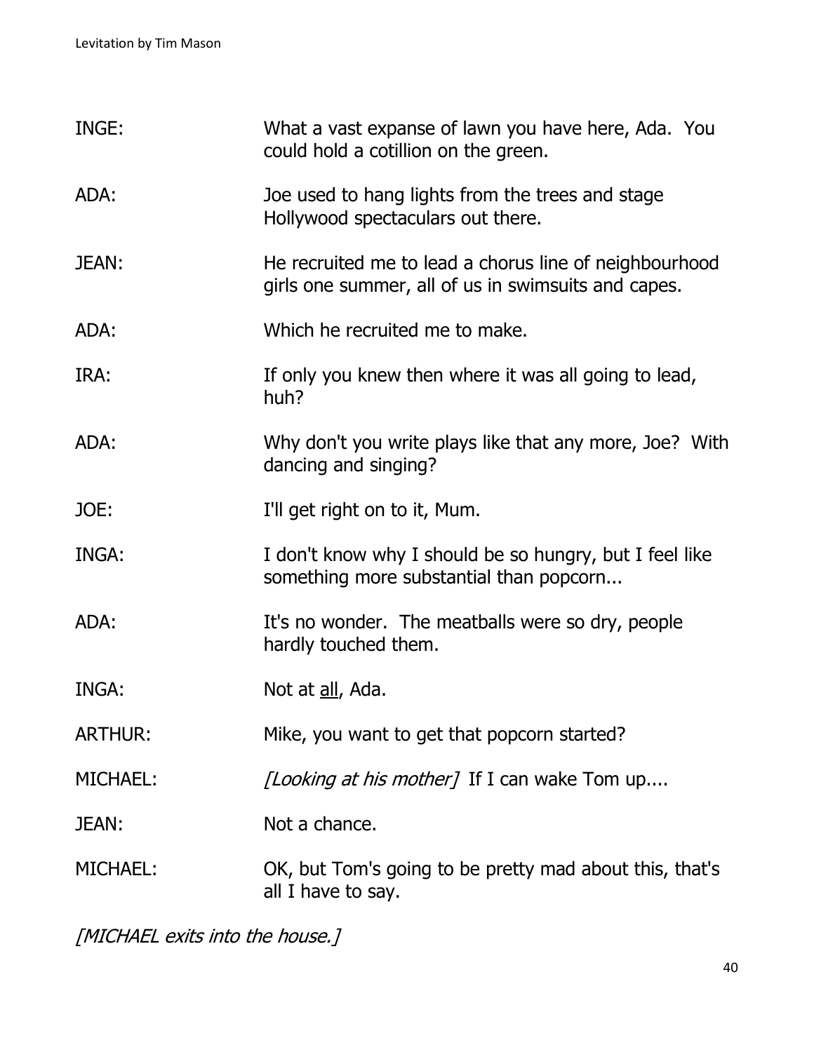INGE: What a vast expanse of lawn you have here, Ada. You could hold a cotillion on the green.

ADA: Joe used to hang lights from the trees and stage Hollywood spectaculars out there.

JEAN: He recruited me to lead a chorus line of neighbourhood girls one summer, all of us in swimsuits and capes.

ADA: Which he recruited me to make.

IRA: If only you knew then where it was all going to lead, huh?

ADA: Why don't you write plays like that any more, Joe? With dancing and singing?

JOE: I'll get right on to it, Mum.

INGA: I don't know why I should be so hungry, but I feel like something more substantial than popcorn...

ADA: It's no wonder. The meatballs were so dry, people hardly touched them.

INGA: Not at <u>all</u>, Ada.

ARTHUR: Mike, you want to get that popcorn started?

MICHAEL: *[Looking at his mother]* If I can wake Tom up....

JEAN: Not a chance.

MICHAEL: OK, but Tom's going to be pretty mad about this, that's all I have to say.

*[MICHAEL exits into the house.]*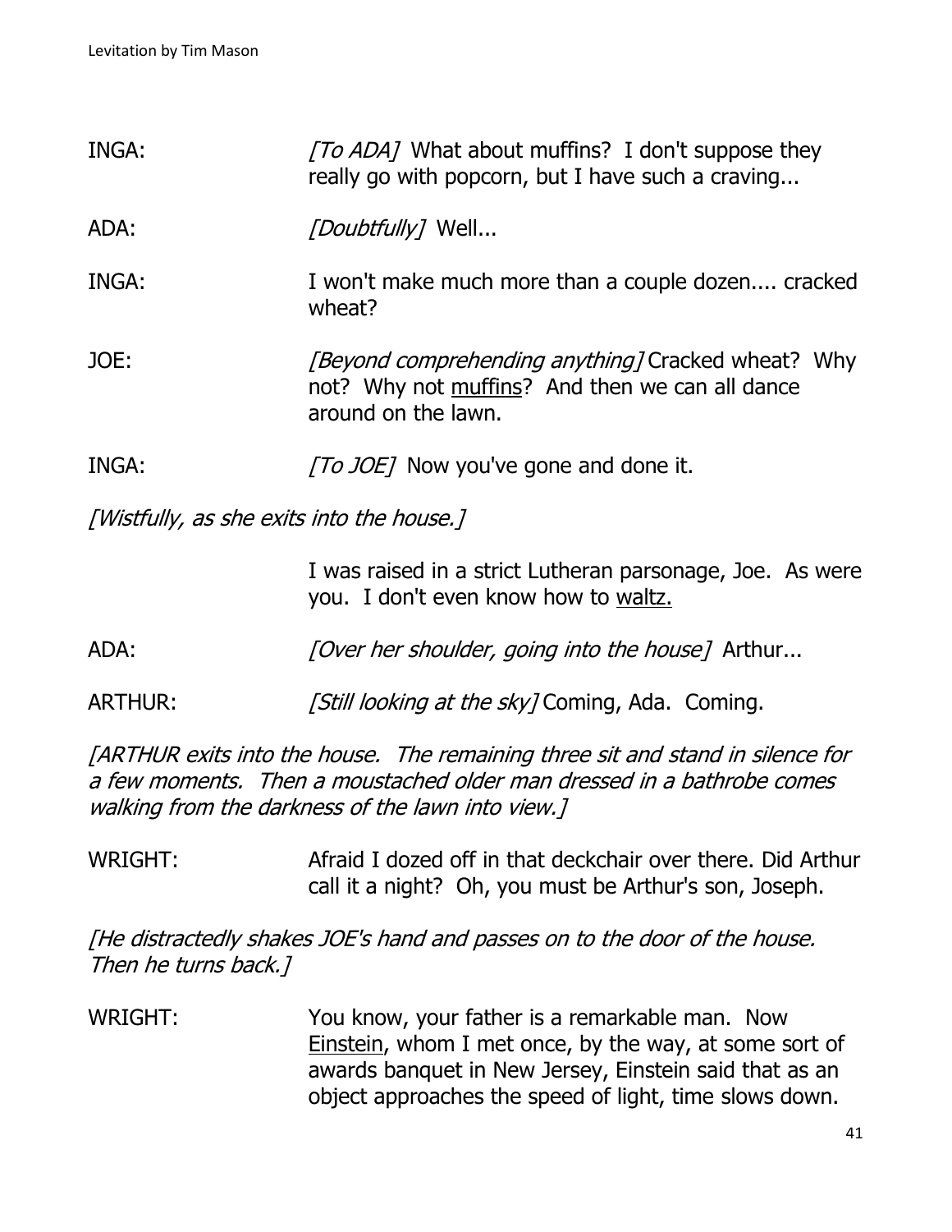INGA: *[To ADA]* What about muffins? I don't suppose they really go with popcorn, but I have such a craving...

ADA: *[Doubtfully]* Well...

INGA: I won't make much more than a couple dozen.... cracked wheat?

JOE: *[Beyond comprehending anything]* Cracked wheat? Why not? Why not muffins? And then we can all dance around on the lawn.

INGA: *[To JOE]* Now you've gone and done it.

*[Wistfully, as she exits into the house.]*

I was raised in a strict Lutheran parsonage, Joe. As were you. I don't even know how to waltz.

ADA: *[Over her shoulder, going into the house]* Arthur...

ARTHUR: *[Still looking at the sky]* Coming, Ada. Coming.

*[ARTHUR exits into the house. The remaining three sit and stand in silence for a few moments. Then a moustached older man dressed in a bathrobe comes walking from the darkness of the lawn into view.]*

WRIGHT: Afraid I dozed off in that deckchair over there. Did Arthur call it a night? Oh, you must be Arthur's son, Joseph.

*[He distractedly shakes JOE's hand and passes on to the door of the house. Then he turns back.]*

WRIGHT: You know, your father is a remarkable man. Now Einstein, whom I met once, by the way, at some sort of awards banquet in New Jersey, Einstein said that as an object approaches the speed of light, time slows down.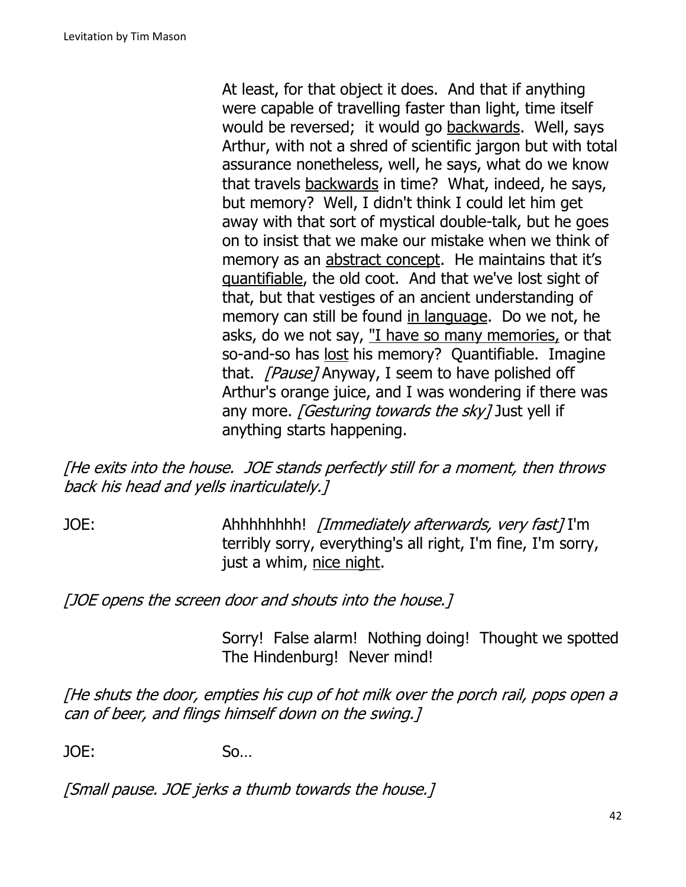At least, for that object it does. And that if anything were capable of travelling faster than light, time itself would be reversed; it would go <u>backwards</u>. Well, says Arthur, with not a shred of scientific jargon but with total assurance nonetheless, well, he says, what do we know that travels <u>backwards</u> in time? What, indeed, he says, but memory? Well, I didn't think I could let him get away with that sort of mystical double-talk, but he goes on to insist that we make our mistake when we think of memory as an <u>abstract concept</u>. He maintains that it's <u>quantifiable</u>, the old coot. And that we've lost sight of that, but that vestiges of an ancient understanding of memory can still be found <u>in language</u>. Do we not, he asks, do we not say, <u>"I have so many memories,</u> or that so-and-so has <u>lost</u> his memory? Quantifiable. Imagine that. *[Pause]* Anyway, I seem to have polished off Arthur's orange juice, and I was wondering if there was any more. *[Gesturing towards the sky]* Just yell if anything starts happening.

*[He exits into the house. JOE stands perfectly still for a moment, then throws back his head and yells inarticulately.]*

JOE: Ahhhhhhhh! *[Immediately afterwards, very fast]* I'm terribly sorry, everything's all right, I'm fine, I'm sorry, just a whim, <u>nice night</u>.

*[JOE opens the screen door and shouts into the house.]*

Sorry! False alarm! Nothing doing! Thought we spotted The Hindenburg! Never mind!

*[He shuts the door, empties his cup of hot milk over the porch rail, pops open a can of beer, and flings himself down on the swing.]*

JOE: So…

*[Small pause. JOE jerks a thumb towards the house.]*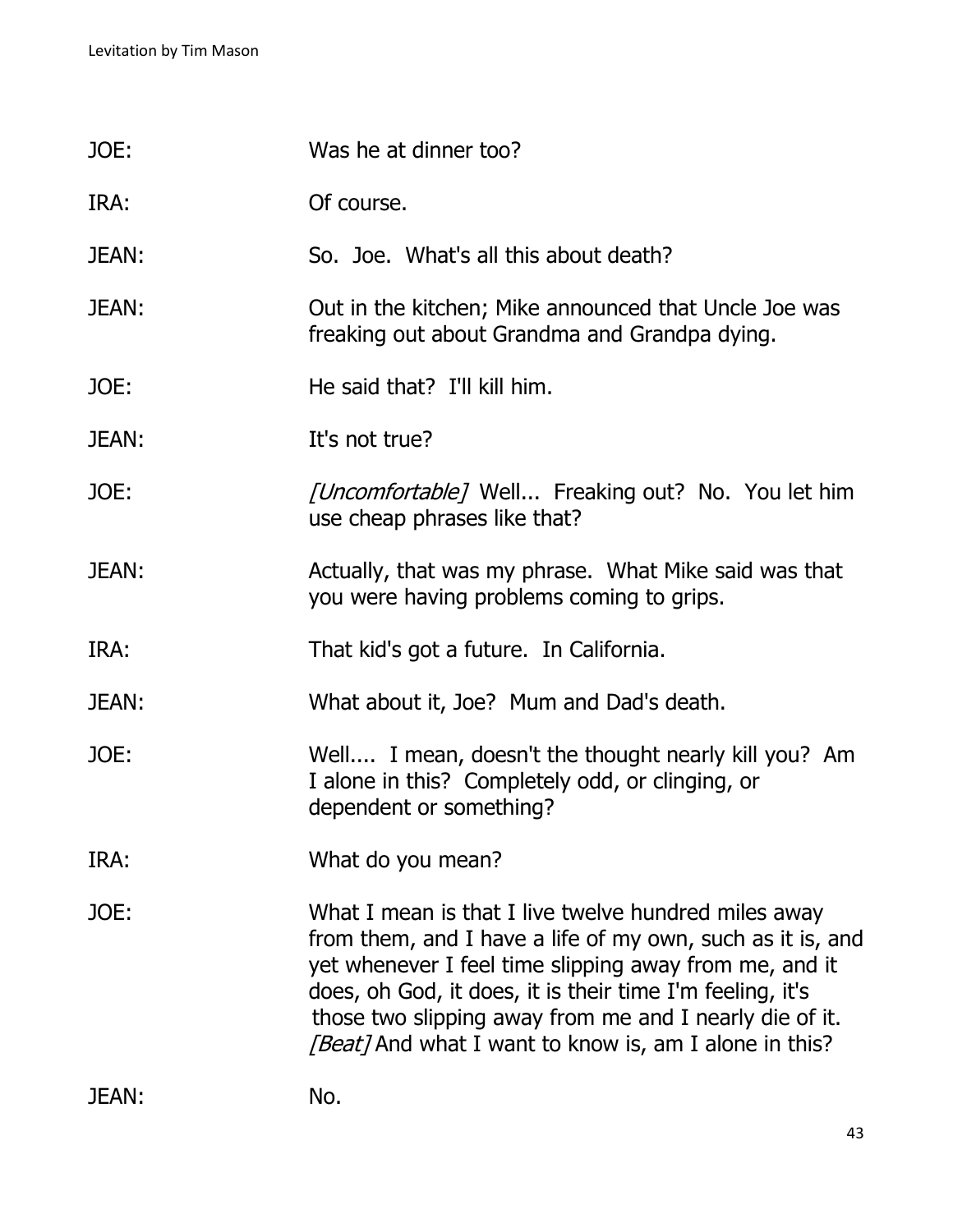JOE: Was he at dinner too?

IRA: Of course.

JEAN: So. Joe. What's all this about death?

JEAN: Out in the kitchen; Mike announced that Uncle Joe was freaking out about Grandma and Grandpa dying.

JOE: He said that? I'll kill him.

JEAN: It's not true?

JOE: *[Uncomfortable]* Well... Freaking out? No. You let him use cheap phrases like that?

JEAN: Actually, that was my phrase. What Mike said was that you were having problems coming to grips.

IRA: That kid's got a future. In California.

JEAN: What about it, Joe? Mum and Dad's death.

JOE: Well.... I mean, doesn't the thought nearly kill you? Am I alone in this? Completely odd, or clinging, or dependent or something?

IRA: What do you mean?

JOE: What I mean is that I live twelve hundred miles away from them, and I have a life of my own, such as it is, and yet whenever I feel time slipping away from me, and it does, oh God, it does, it is their time I'm feeling, it's those two slipping away from me and I nearly die of it. *[Beat]* And what I want to know is, am I alone in this?

JEAN: No.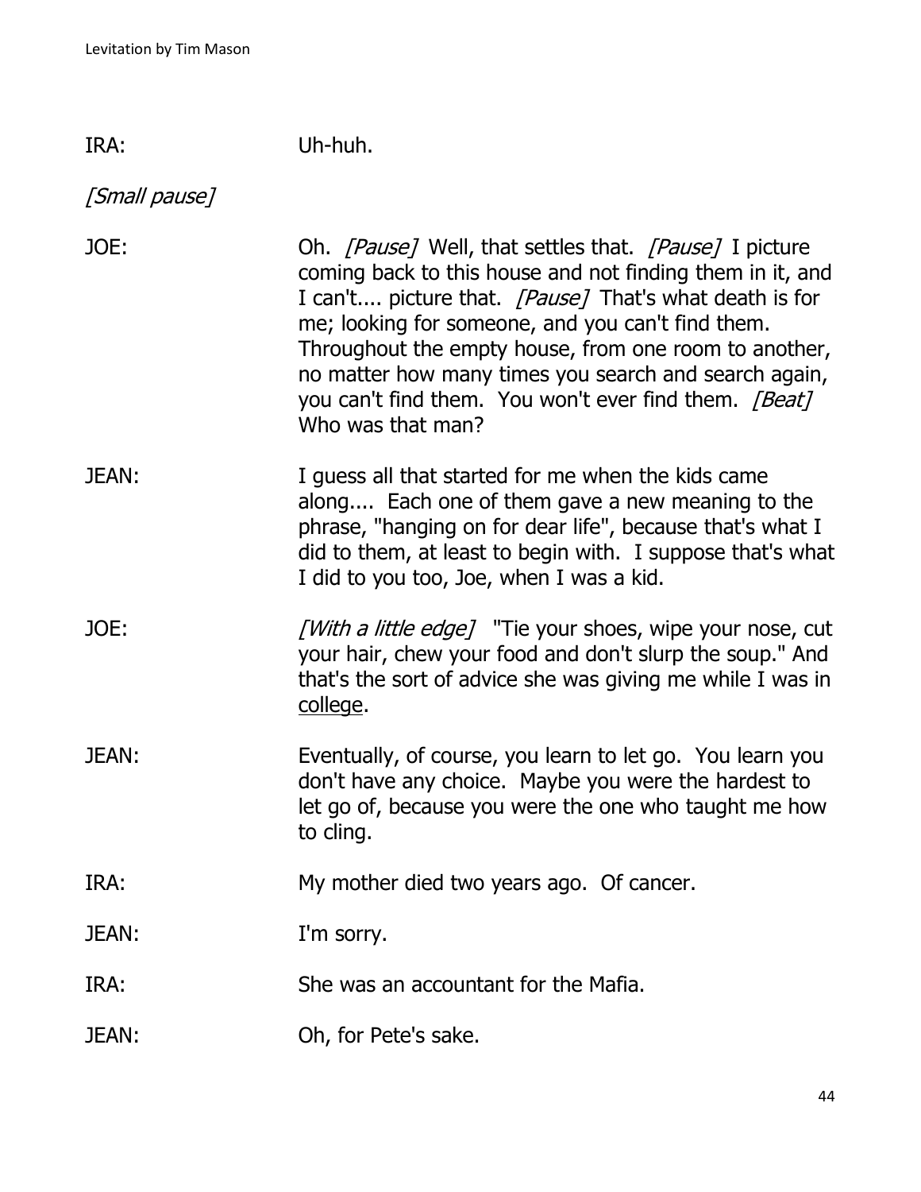IRA: Uh-huh.

*[Small pause]*

JOE: Oh. *[Pause]* Well, that settles that. *[Pause]* I picture coming back to this house and not finding them in it, and I can't.... picture that. *[Pause]* That's what death is for me; looking for someone, and you can't find them. Throughout the empty house, from one room to another, no matter how many times you search and search again, you can't find them. You won't ever find them. *[Beat]* Who was that man?

JEAN: I guess all that started for me when the kids came along.... Each one of them gave a new meaning to the phrase, "hanging on for dear life", because that's what I did to them, at least to begin with. I suppose that's what I did to you too, Joe, when I was a kid.

JOE: *[With a little edge]* "Tie your shoes, wipe your nose, cut your hair, chew your food and don't slurp the soup." And that's the sort of advice she was giving me while I was in <u>college</u>.

JEAN: Eventually, of course, you learn to let go. You learn you don't have any choice. Maybe you were the hardest to let go of, because you were the one who taught me how to cling.

IRA: My mother died two years ago. Of cancer.

JEAN: I'm sorry.

IRA: She was an accountant for the Mafia.

JEAN: Oh, for Pete's sake.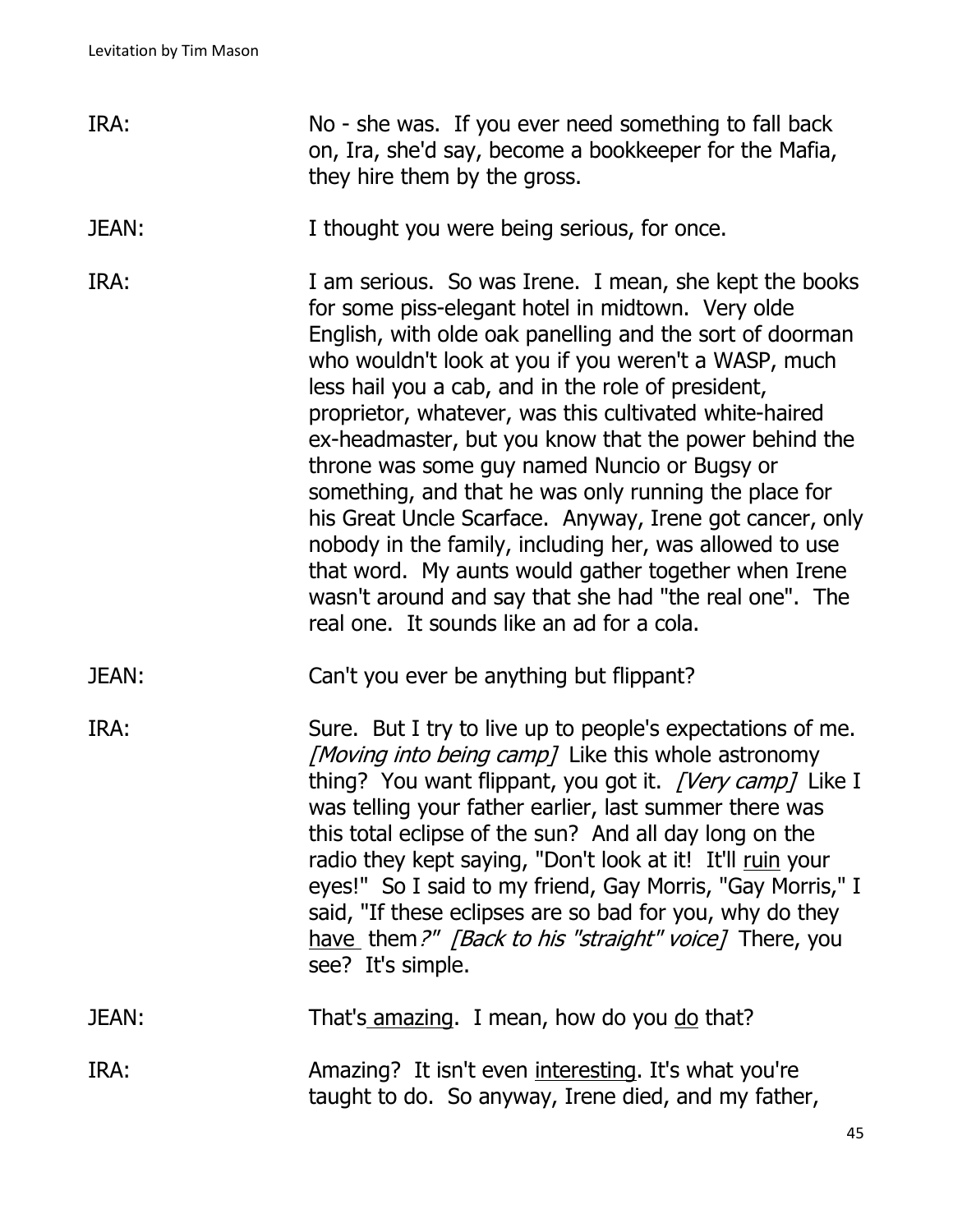IRA: No - she was. If you ever need something to fall back on, Ira, she'd say, become a bookkeeper for the Mafia, they hire them by the gross.

JEAN: I thought you were being serious, for once.

IRA: I am serious. So was Irene. I mean, she kept the books for some piss-elegant hotel in midtown. Very olde English, with olde oak panelling and the sort of doorman who wouldn't look at you if you weren't a WASP, much less hail you a cab, and in the role of president, proprietor, whatever, was this cultivated white-haired ex-headmaster, but you know that the power behind the throne was some guy named Nuncio or Bugsy or something, and that he was only running the place for his Great Uncle Scarface. Anyway, Irene got cancer, only nobody in the family, including her, was allowed to use that word. My aunts would gather together when Irene wasn't around and say that she had "the real one". The real one. It sounds like an ad for a cola.

JEAN: Can't you ever be anything but flippant?

IRA: Sure. But I try to live up to people's expectations of me. *[Moving into being camp]* Like this whole astronomy thing? You want flippant, you got it. *[Very camp]* Like I was telling your father earlier, last summer there was this total eclipse of the sun? And all day long on the radio they kept saying, "Don't look at it! It'll ruin your eyes!" So I said to my friend, Gay Morris, "Gay Morris," I said, "If these eclipses are so bad for you, why do they have them?" *[Back to his "straight" voice]* There, you see? It's simple.

JEAN: That's amazing. I mean, how do you do that?

IRA: Amazing? It isn't even interesting. It's what you're taught to do. So anyway, Irene died, and my father,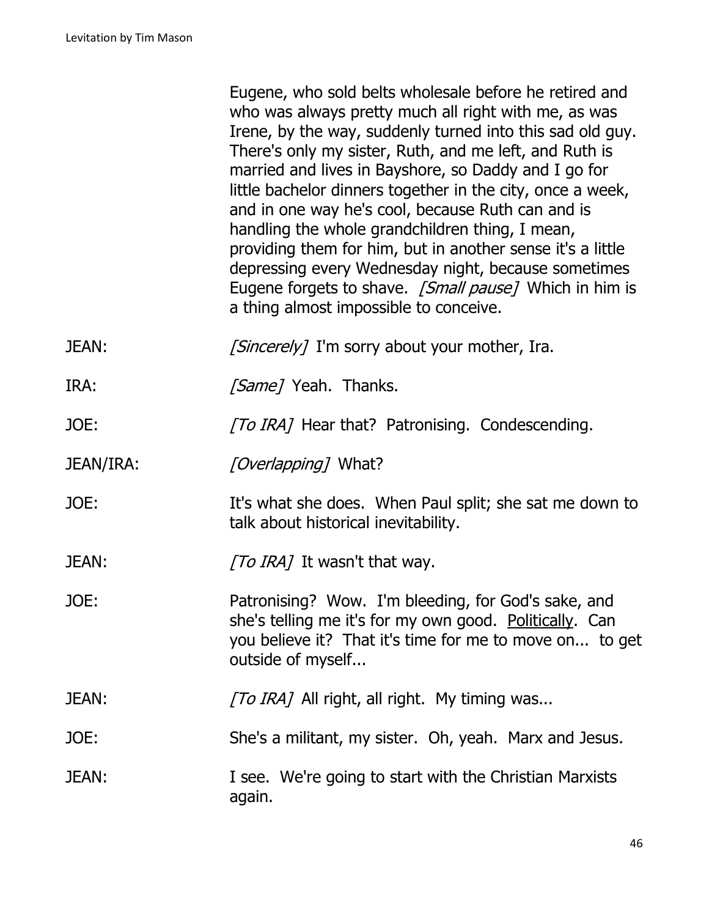Eugene, who sold belts wholesale before he retired and who was always pretty much all right with me, as was Irene, by the way, suddenly turned into this sad old guy. There's only my sister, Ruth, and me left, and Ruth is married and lives in Bayshore, so Daddy and I go for little bachelor dinners together in the city, once a week, and in one way he's cool, because Ruth can and is handling the whole grandchildren thing, I mean, providing them for him, but in another sense it's a little depressing every Wednesday night, because sometimes Eugene forgets to shave. *[Small pause]* Which in him is a thing almost impossible to conceive.

JEAN: *[Sincerely]* I'm sorry about your mother, Ira.

IRA: *[Same]* Yeah. Thanks.

JOE: *[To IRA]* Hear that? Patronising. Condescending.

JEAN/IRA: *[Overlapping]* What?

JOE: It's what she does. When Paul split; she sat me down to talk about historical inevitability.

JEAN: *[To IRA]* It wasn't that way.

JOE: Patronising? Wow. I'm bleeding, for God's sake, and she's telling me it's for my own good. <u>Politically</u>. Can you believe it? That it's time for me to move on... to get outside of myself...

JEAN: *[To IRA]* All right, all right. My timing was...

JOE: She's a militant, my sister. Oh, yeah. Marx and Jesus.

JEAN: I see. We're going to start with the Christian Marxists again.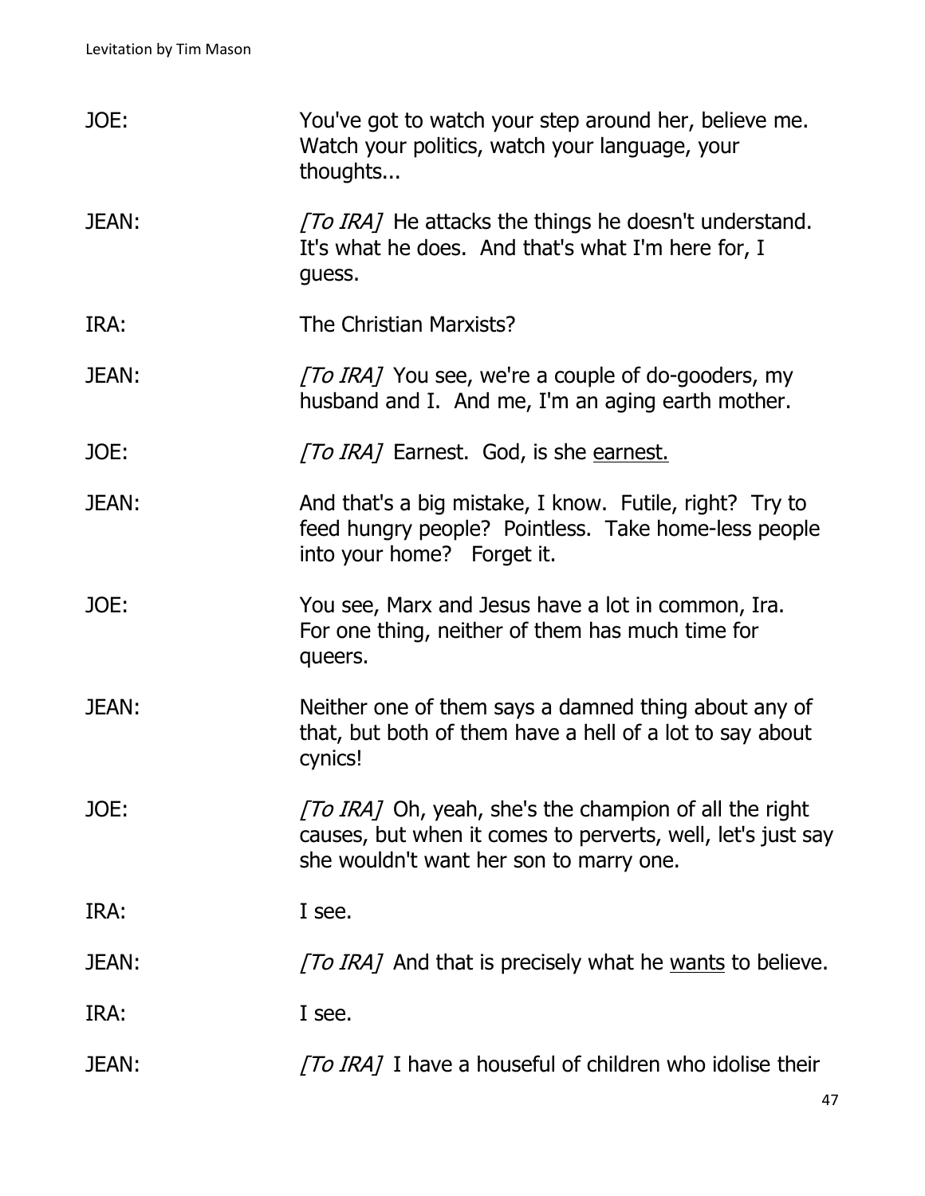JOE: You've got to watch your step around her, believe me. Watch your politics, watch your language, your thoughts...

JEAN: *[To IRA]* He attacks the things he doesn't understand. It's what he does. And that's what I'm here for, I guess.

IRA: The Christian Marxists?

JEAN: *[To IRA]* You see, we're a couple of do-gooders, my husband and I. And me, I'm an aging earth mother.

JOE: *[To IRA]* Earnest. God, is she <u>earnest.</u>

JEAN: And that's a big mistake, I know. Futile, right? Try to feed hungry people? Pointless. Take home-less people into your home? Forget it.

JOE: You see, Marx and Jesus have a lot in common, Ira. For one thing, neither of them has much time for queers.

JEAN: Neither one of them says a damned thing about any of that, but both of them have a hell of a lot to say about cynics!

JOE: *[To IRA]* Oh, yeah, she's the champion of all the right causes, but when it comes to perverts, well, let's just say she wouldn't want her son to marry one.

IRA: I see.

JEAN: *[To IRA]* And that is precisely what he <u>wants</u> to believe.

IRA: I see.

JEAN: *[To IRA]* I have a houseful of children who idolise their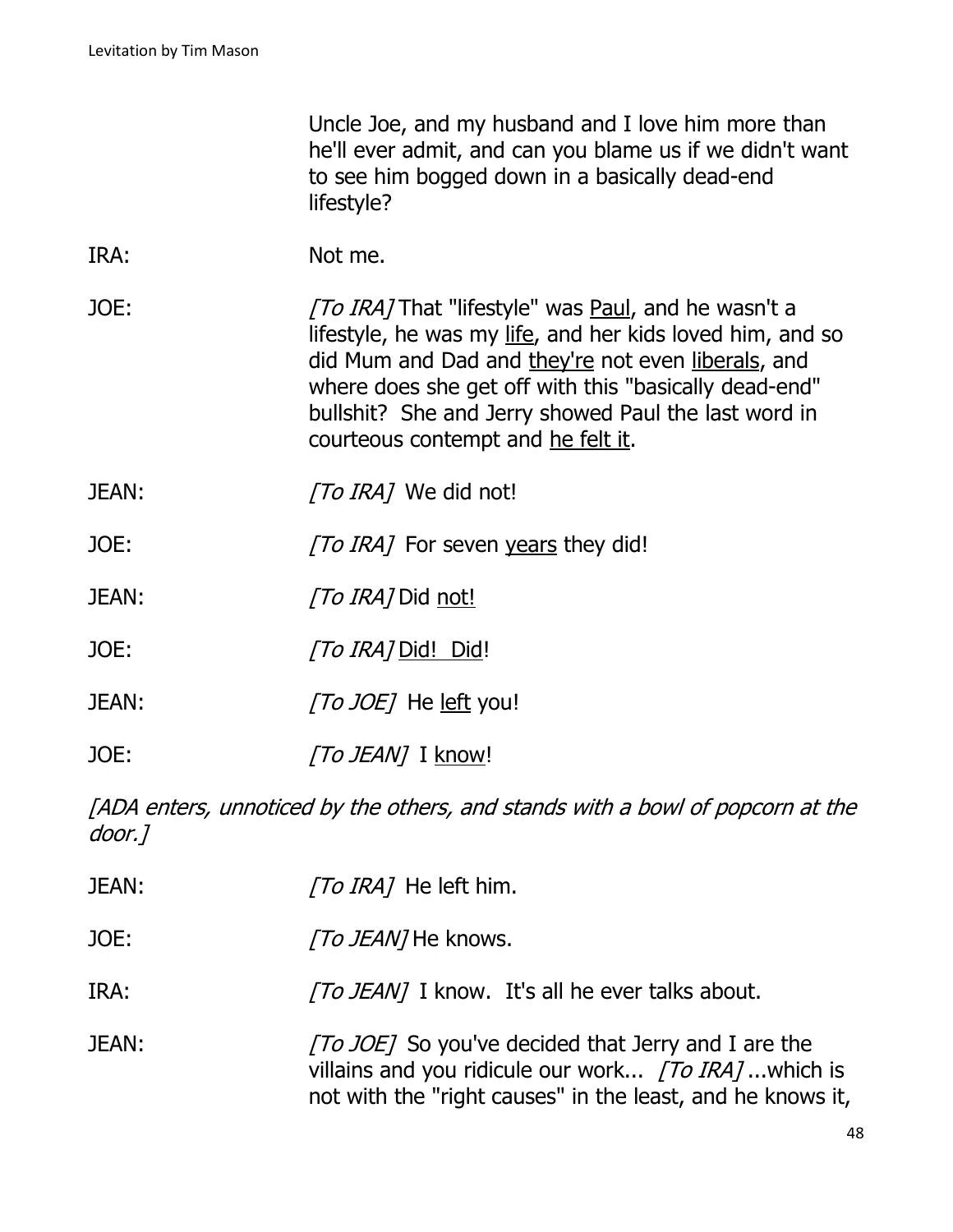Uncle Joe, and my husband and I love him more than he'll ever admit, and can you blame us if we didn't want to see him bogged down in a basically dead-end lifestyle?

IRA: Not me.

JOE: *[To IRA]* That "lifestyle" was <u>Paul</u>, and he wasn't a lifestyle, he was my <u>life</u>, and her kids loved him, and so did Mum and Dad and <u>they're</u> not even <u>liberals</u>, and where does she get off with this "basically dead-end" bullshit? She and Jerry showed Paul the last word in courteous contempt and <u>he felt it</u>.

JEAN: *[To IRA]* We did not!

JOE: *[To IRA]* For seven <u>years</u> they did!

JEAN: *[To IRA]* Did <u>not!</u>

JOE: *[To IRA]* <u>Did! Did</u>!

JEAN: *[To JOE]* He <u>left</u> you!

JOE: *[To JEAN]* I <u>know</u>!

*[ADA enters, unnoticed by the others, and stands with a bowl of popcorn at the door.]*

JEAN: *[To IRA]* He left him.

JOE: *[To JEAN]* He knows.

IRA: *[To JEAN]* I know. It's all he ever talks about.

JEAN: *[To JOE]* So you've decided that Jerry and I are the villains and you ridicule our work... *[To IRA]* ...which is not with the "right causes" in the least, and he knows it,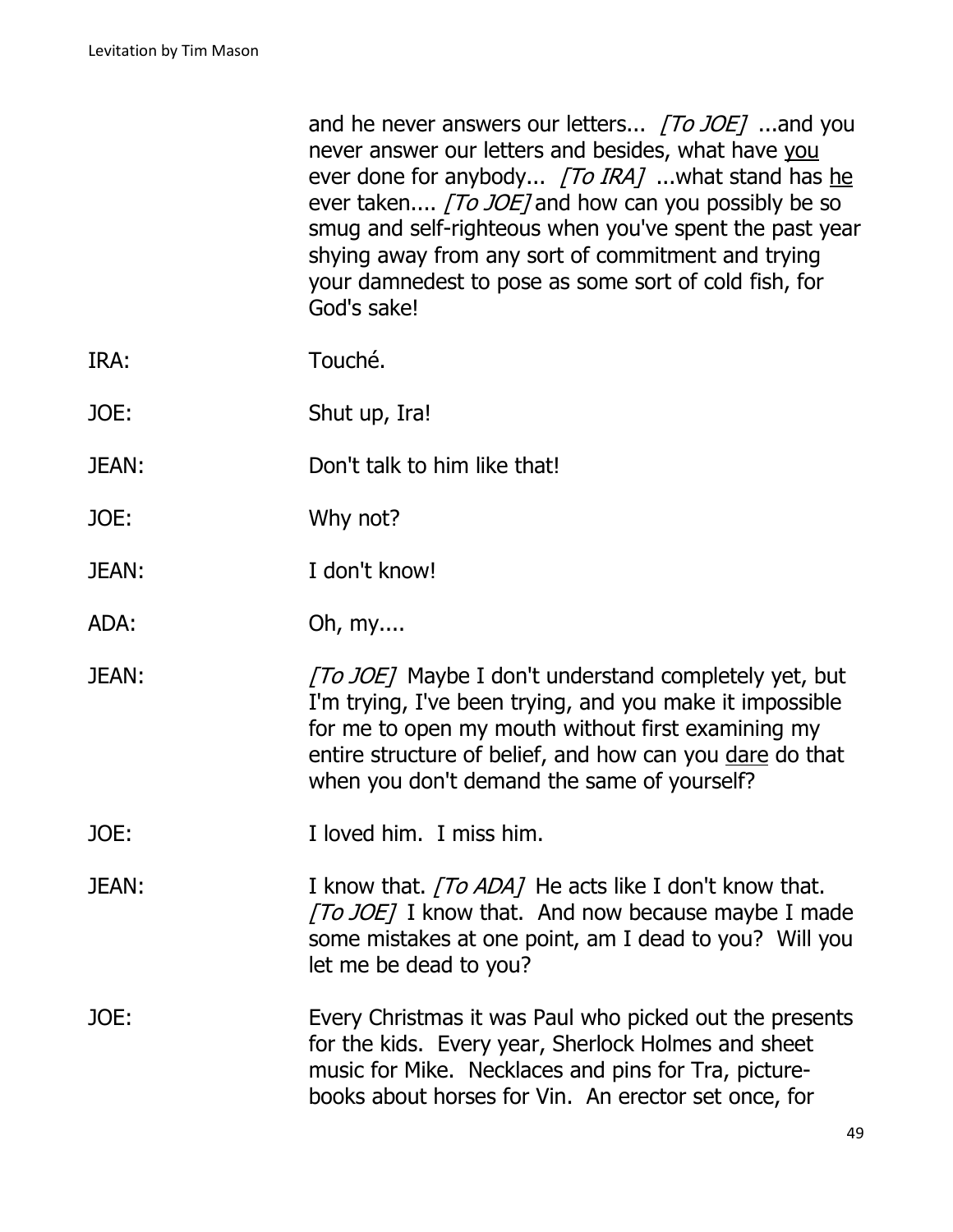and he never answers our letters... *[To JOE]* ...and you never answer our letters and besides, what have <u>you</u> ever done for anybody... *[To IRA]* ...what stand has <u>he</u> ever taken.... *[To JOE]* and how can you possibly be so smug and self-righteous when you've spent the past year shying away from any sort of commitment and trying your damnedest to pose as some sort of cold fish, for God's sake!

IRA: Touché.

JOE: Shut up, Ira!

JEAN: Don't talk to him like that!

JOE: Why not?

JEAN: I don't know!

ADA: Oh, my....

JEAN: *[To JOE]* Maybe I don't understand completely yet, but I'm trying, I've been trying, and you make it impossible for me to open my mouth without first examining my entire structure of belief, and how can you <u>dare</u> do that when you don't demand the same of yourself?

JOE: I loved him. I miss him.

JEAN: I know that. *[To ADA]* He acts like I don't know that. *[To JOE]* I know that. And now because maybe I made some mistakes at one point, am I dead to you? Will you let me be dead to you?

JOE: Every Christmas it was Paul who picked out the presents for the kids. Every year, Sherlock Holmes and sheet music for Mike. Necklaces and pins for Tra, picture-books about horses for Vin. An erector set once, for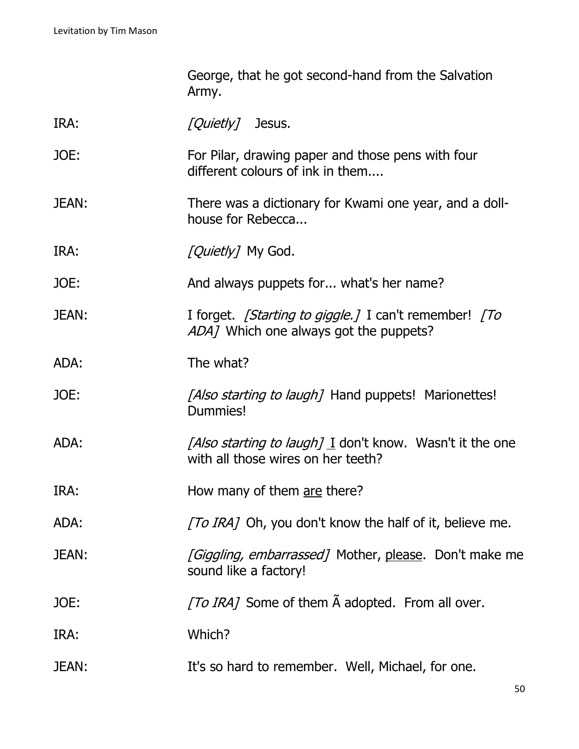George, that he got second-hand from the Salvation Army.

IRA: *[Quietly]* Jesus.

JOE: For Pilar, drawing paper and those pens with four different colours of ink in them....

JEAN: There was a dictionary for Kwami one year, and a doll-house for Rebecca...

IRA: *[Quietly]* My God.

JOE: And always puppets for... what's her name?

JEAN: I forget. *[Starting to giggle.]* I can't remember! *[To ADA]* Which one always got the puppets?

ADA: The what?

JOE: *[Also starting to laugh]* Hand puppets! Marionettes! Dummies!

ADA: *[Also starting to laugh]* <u>I</u> don't know. Wasn't it the one with all those wires on her teeth?

IRA: How many of them <u>are</u> there?

ADA: *[To IRA]* Oh, you don't know the half of it, believe me.

JEAN: *[Giggling, embarrassed]* Mother, <u>please</u>. Don't make me sound like a factory!

JOE: *[To IRA]* Some of them Ã adopted. From all over.

IRA: Which?

JEAN: It's so hard to remember. Well, Michael, for one.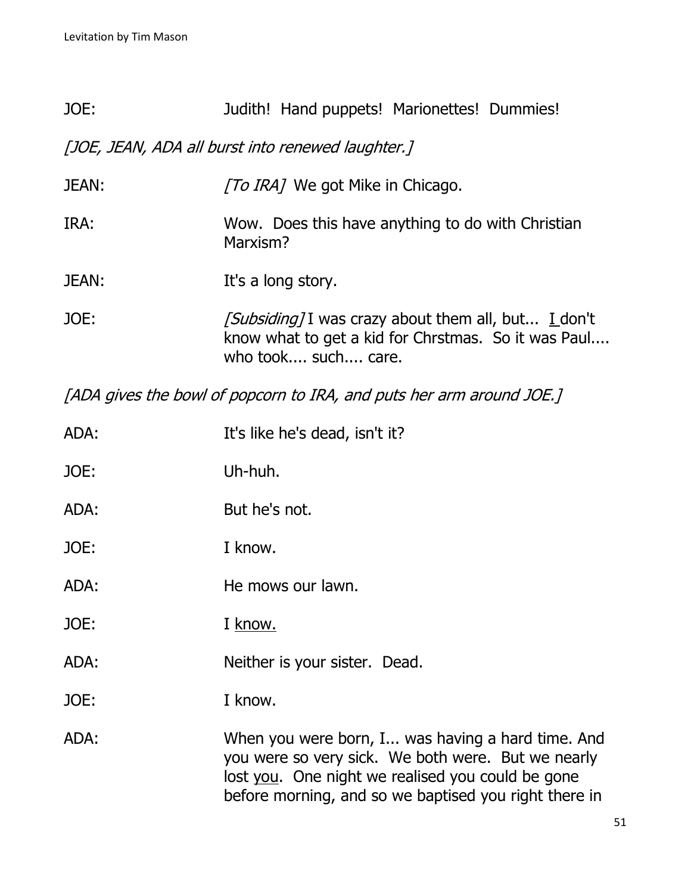JOE: Judith! Hand puppets! Marionettes! Dummies!

*[JOE, JEAN, ADA all burst into renewed laughter.]*

JEAN: *[To IRA]* We got Mike in Chicago.

IRA: Wow. Does this have anything to do with Christian Marxism?

JEAN: It's a long story.

JOE: *[Subsiding]* I was crazy about them all, but... I don't know what to get a kid for Chrstmas. So it was Paul.... who took.... such.... care.

*[ADA gives the bowl of popcorn to IRA, and puts her arm around JOE.]*

ADA: It's like he's dead, isn't it?

JOE: Uh-huh.

ADA: But he's not.

JOE: I know.

ADA: He mows our lawn.

JOE: I know.

ADA: Neither is your sister. Dead.

JOE: I know.

ADA: When you were born, I... was having a hard time. And you were so very sick. We both were. But we nearly lost you. One night we realised you could be gone before morning, and so we baptised you right there in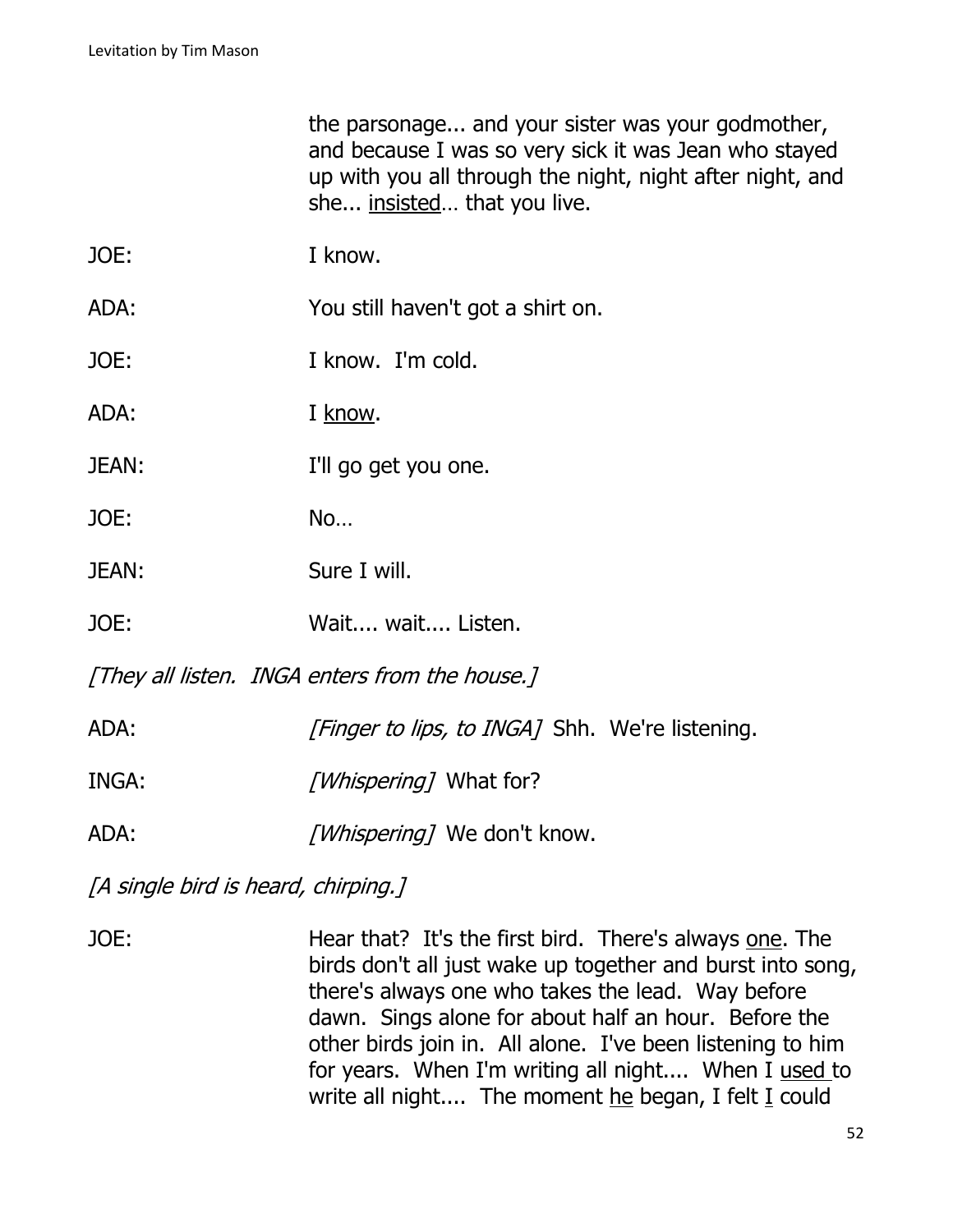the parsonage... and your sister was your godmother, and because I was so very sick it was Jean who stayed up with you all through the night, night after night, and she... insisted… that you live.

JOE: I know.

ADA: You still haven't got a shirt on.

JOE: I know. I'm cold.

ADA: I know.

JEAN: I'll go get you one.

JOE: No…

JEAN: Sure I will.

JOE: Wait.... wait.... Listen.

*[They all listen. INGA enters from the house.]*

ADA: *[Finger to lips, to INGA]* Shh. We're listening.

INGA: *[Whispering]* What for?

ADA: *[Whispering]* We don't know.

*[A single bird is heard, chirping.]*

JOE: Hear that? It's the first bird. There's always one. The birds don't all just wake up together and burst into song, there's always one who takes the lead. Way before dawn. Sings alone for about half an hour. Before the other birds join in. All alone. I've been listening to him for years. When I'm writing all night.... When I used to write all night.... The moment he began, I felt I could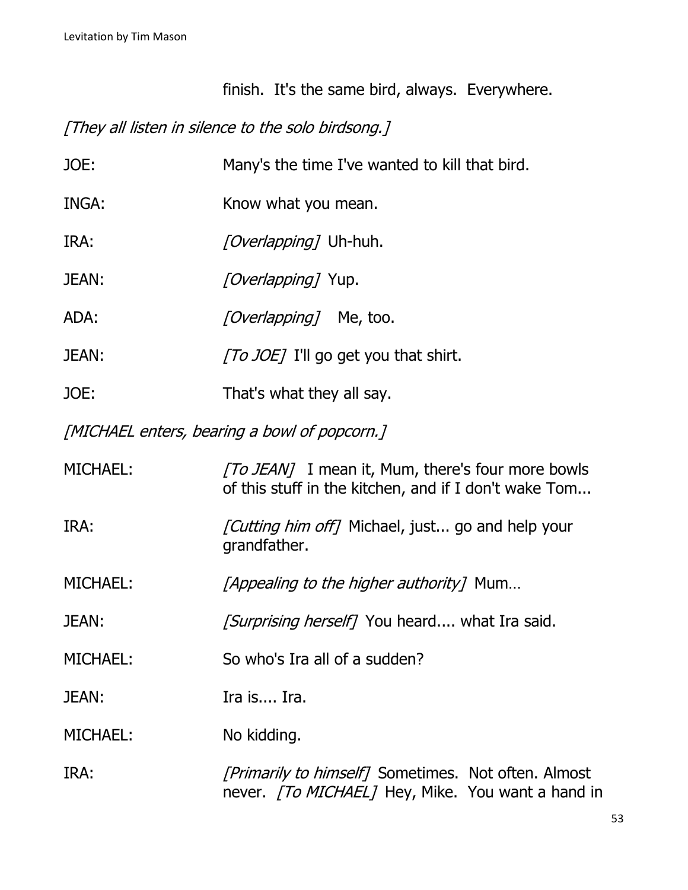finish. It's the same bird, always. Everywhere.

*[They all listen in silence to the solo birdsong.]*

JOE: Many's the time I've wanted to kill that bird.

INGA: Know what you mean.

IRA: *[Overlapping]* Uh-huh.

JEAN: *[Overlapping]* Yup.

ADA: *[Overlapping]* Me, too.

JEAN: *[To JOE]* I'll go get you that shirt.

JOE: That's what they all say.

*[MICHAEL enters, bearing a bowl of popcorn.]*

MICHAEL: *[To JEAN]* I mean it, Mum, there's four more bowls of this stuff in the kitchen, and if I don't wake Tom...

IRA: *[Cutting him off]* Michael, just... go and help your grandfather.

MICHAEL: *[Appealing to the higher authority]* Mum…

JEAN: *[Surprising herself]* You heard.... what Ira said.

MICHAEL: So who's Ira all of a sudden?

JEAN: Ira is.... Ira.

MICHAEL: No kidding.

IRA: *[Primarily to himself]* Sometimes. Not often. Almost never. *[To MICHAEL]* Hey, Mike. You want a hand in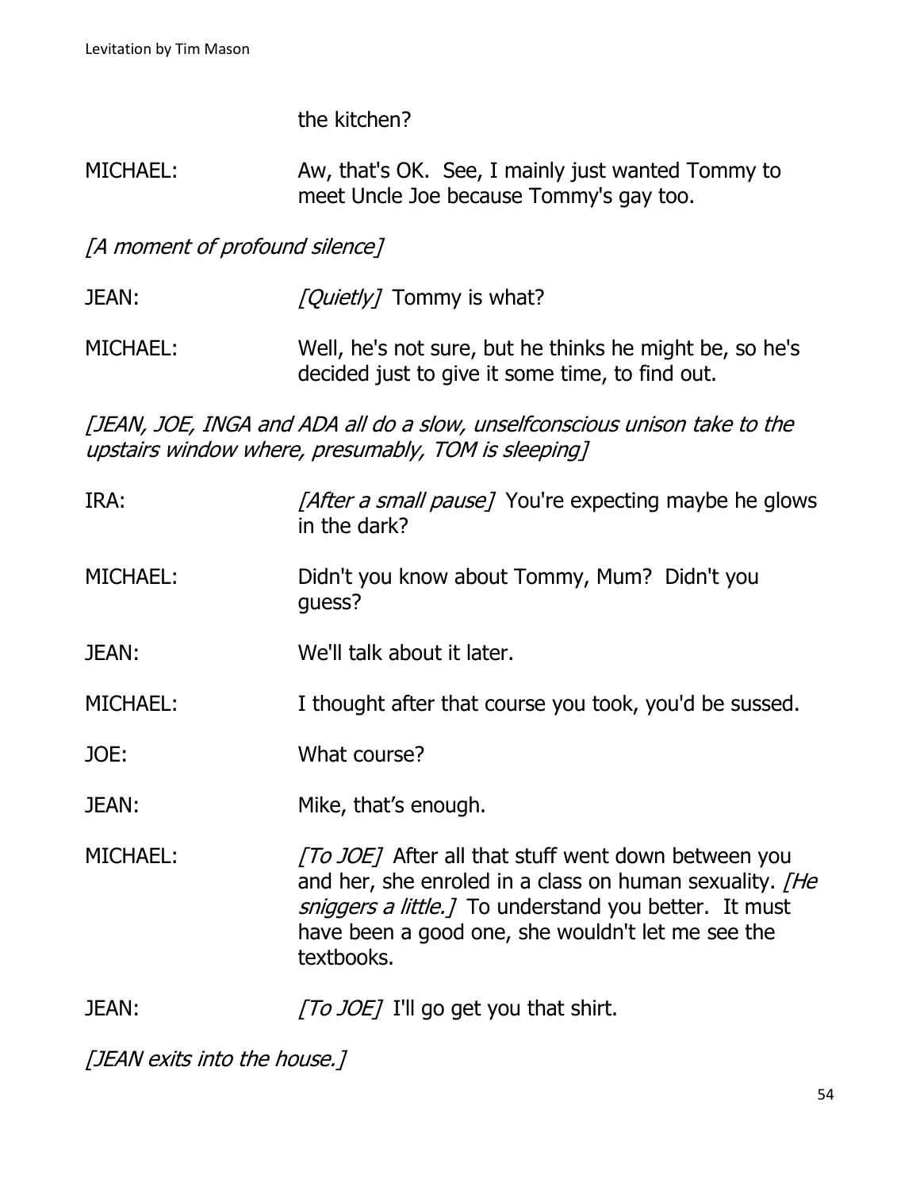the kitchen?

MICHAEL: Aw, that's OK. See, I mainly just wanted Tommy to meet Uncle Joe because Tommy's gay too.

*[A moment of profound silence]*

JEAN: *[Quietly]* Tommy is what?

MICHAEL: Well, he's not sure, but he thinks he might be, so he's decided just to give it some time, to find out.

*[JEAN, JOE, INGA and ADA all do a slow, unselfconscious unison take to the upstairs window where, presumably, TOM is sleeping]*

IRA: *[After a small pause]* You're expecting maybe he glows in the dark?

MICHAEL: Didn't you know about Tommy, Mum? Didn't you guess?

JEAN: We'll talk about it later.

MICHAEL: I thought after that course you took, you'd be sussed.

JOE: What course?

JEAN: Mike, that's enough.

MICHAEL: *[To JOE]* After all that stuff went down between you and her, she enroled in a class on human sexuality. *[He sniggers a little.]* To understand you better. It must have been a good one, she wouldn't let me see the textbooks.

JEAN: *[To JOE]* I'll go get you that shirt.

*[JEAN exits into the house.]*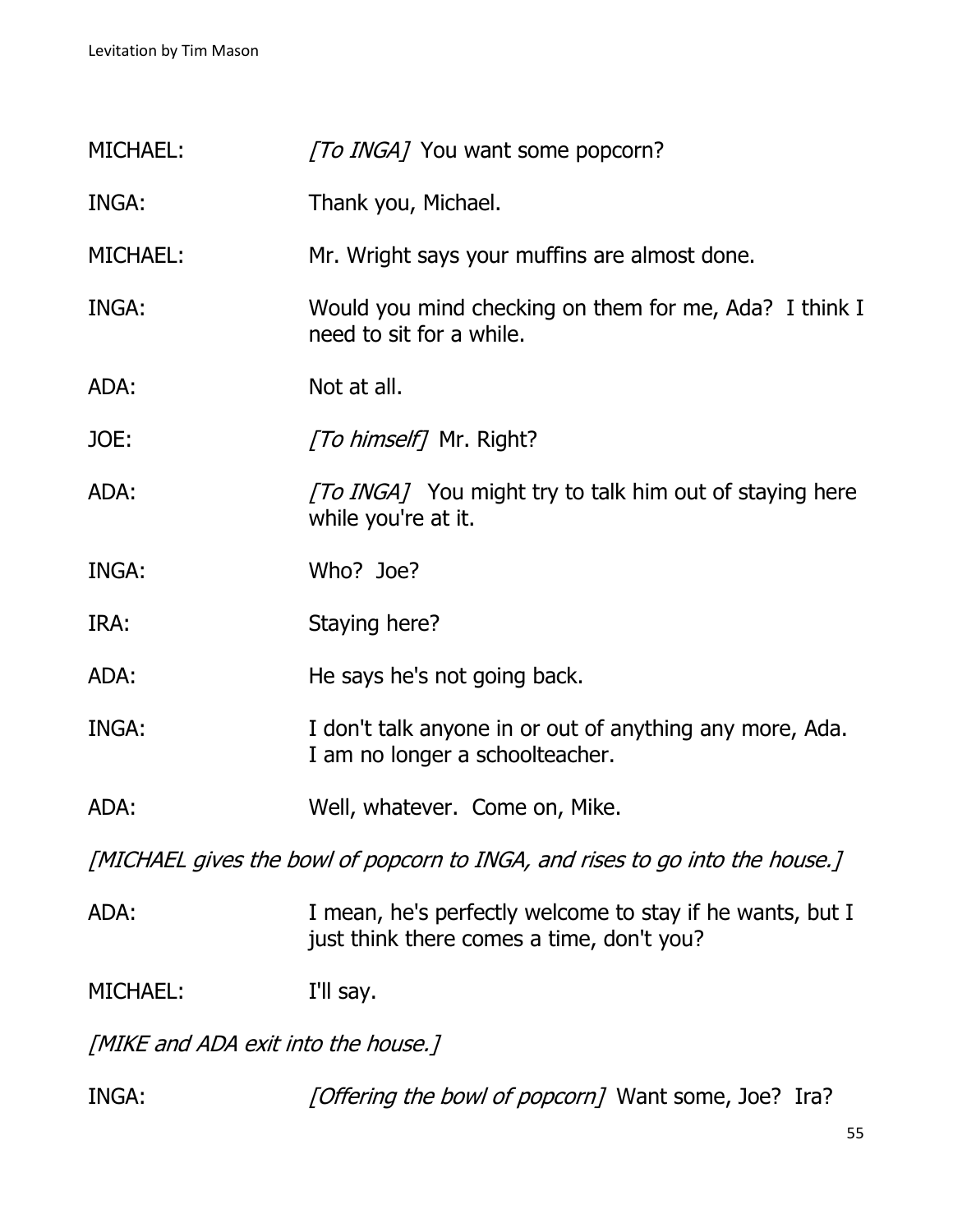MICHAEL: *[To INGA]* You want some popcorn?

INGA: Thank you, Michael.

MICHAEL: Mr. Wright says your muffins are almost done.

INGA: Would you mind checking on them for me, Ada? I think I need to sit for a while.

ADA: Not at all.

JOE: *[To himself]* Mr. Right?

ADA: *[To INGA]* You might try to talk him out of staying here while you're at it.

INGA: Who? Joe?

IRA: Staying here?

ADA: He says he's not going back.

INGA: I don't talk anyone in or out of anything any more, Ada. I am no longer a schoolteacher.

ADA: Well, whatever. Come on, Mike.

*[MICHAEL gives the bowl of popcorn to INGA, and rises to go into the house.]*

ADA: I mean, he's perfectly welcome to stay if he wants, but I just think there comes a time, don't you?

MICHAEL: I'll say.

*[MIKE and ADA exit into the house.]*

INGA: *[Offering the bowl of popcorn]* Want some, Joe? Ira?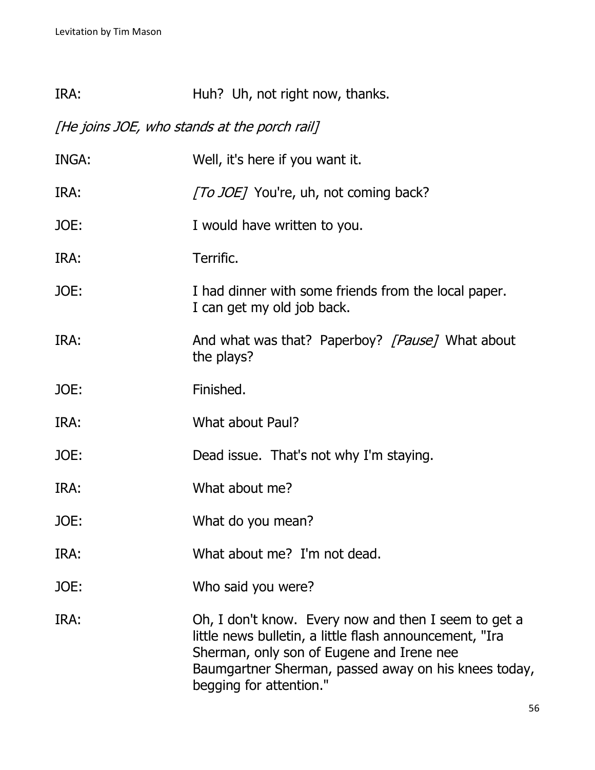IRA: Huh? Uh, not right now, thanks.

*[He joins JOE, who stands at the porch rail]*

INGA: Well, it's here if you want it.

IRA: *[To JOE]* You're, uh, not coming back?

JOE: I would have written to you.

IRA: Terrific.

JOE: I had dinner with some friends from the local paper. I can get my old job back.

IRA: And what was that? Paperboy? *[Pause]* What about the plays?

JOE: Finished.

IRA: What about Paul?

JOE: Dead issue. That's not why I'm staying.

IRA: What about me?

JOE: What do you mean?

IRA: What about me? I'm not dead.

JOE: Who said you were?

IRA: Oh, I don't know. Every now and then I seem to get a little news bulletin, a little flash announcement, "Ira Sherman, only son of Eugene and Irene nee Baumgartner Sherman, passed away on his knees today, begging for attention."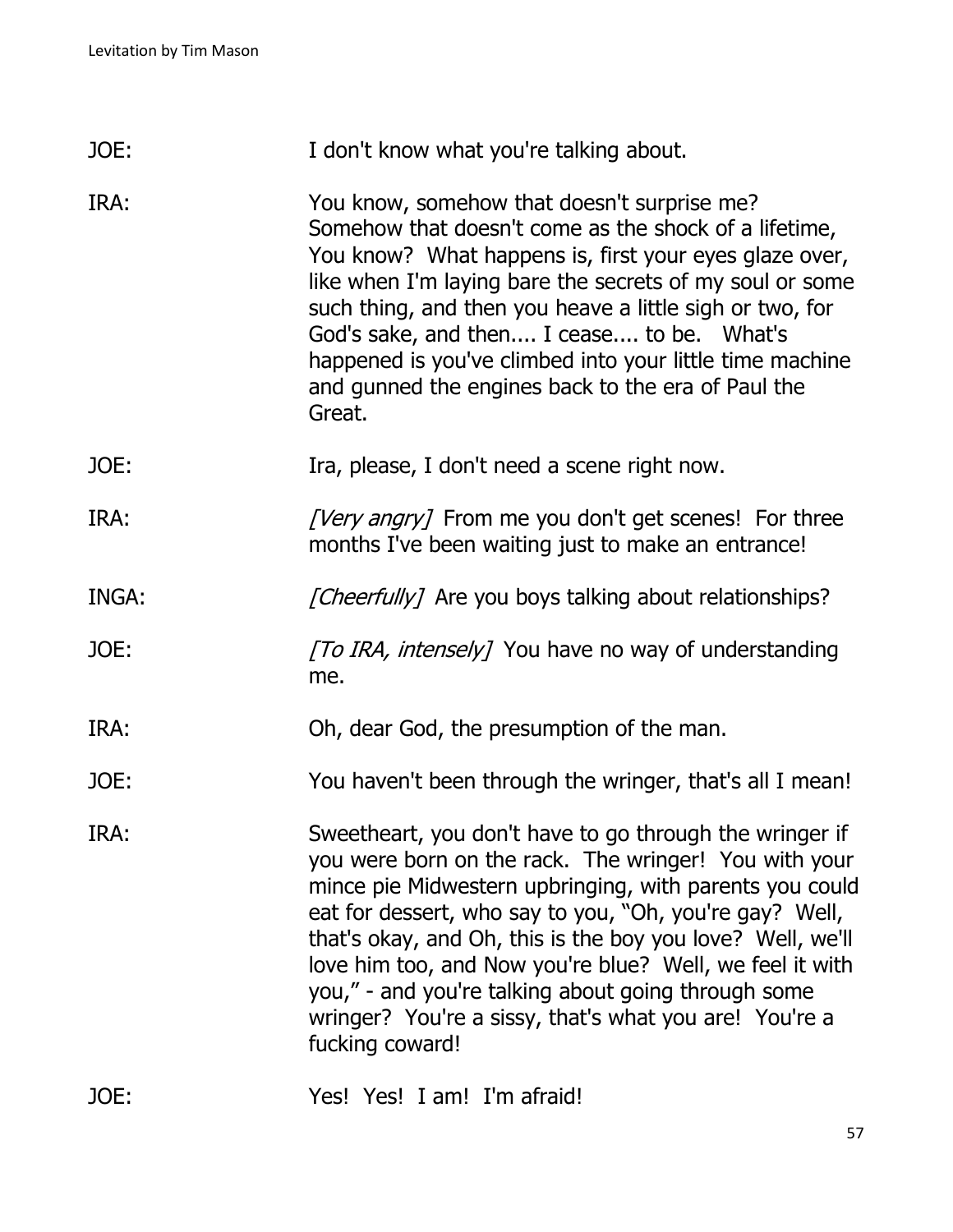JOE: I don't know what you're talking about.

IRA: You know, somehow that doesn't surprise me? Somehow that doesn't come as the shock of a lifetime, You know? What happens is, first your eyes glaze over, like when I'm laying bare the secrets of my soul or some such thing, and then you heave a little sigh or two, for God's sake, and then.... I cease.... to be. What's happened is you've climbed into your little time machine and gunned the engines back to the era of Paul the Great.

JOE: Ira, please, I don't need a scene right now.

IRA: *[Very angry]* From me you don't get scenes! For three months I've been waiting just to make an entrance!

INGA: *[Cheerfully]* Are you boys talking about relationships?

JOE: *[To IRA, intensely]* You have no way of understanding me.

IRA: Oh, dear God, the presumption of the man.

JOE: You haven't been through the wringer, that's all I mean!

IRA: Sweetheart, you don't have to go through the wringer if you were born on the rack. The wringer! You with your mince pie Midwestern upbringing, with parents you could eat for dessert, who say to you, "Oh, you're gay? Well, that's okay, and Oh, this is the boy you love? Well, we'll love him too, and Now you're blue? Well, we feel it with you," - and you're talking about going through some wringer? You're a sissy, that's what you are! You're a fucking coward!

JOE: Yes! Yes! I am! I'm afraid!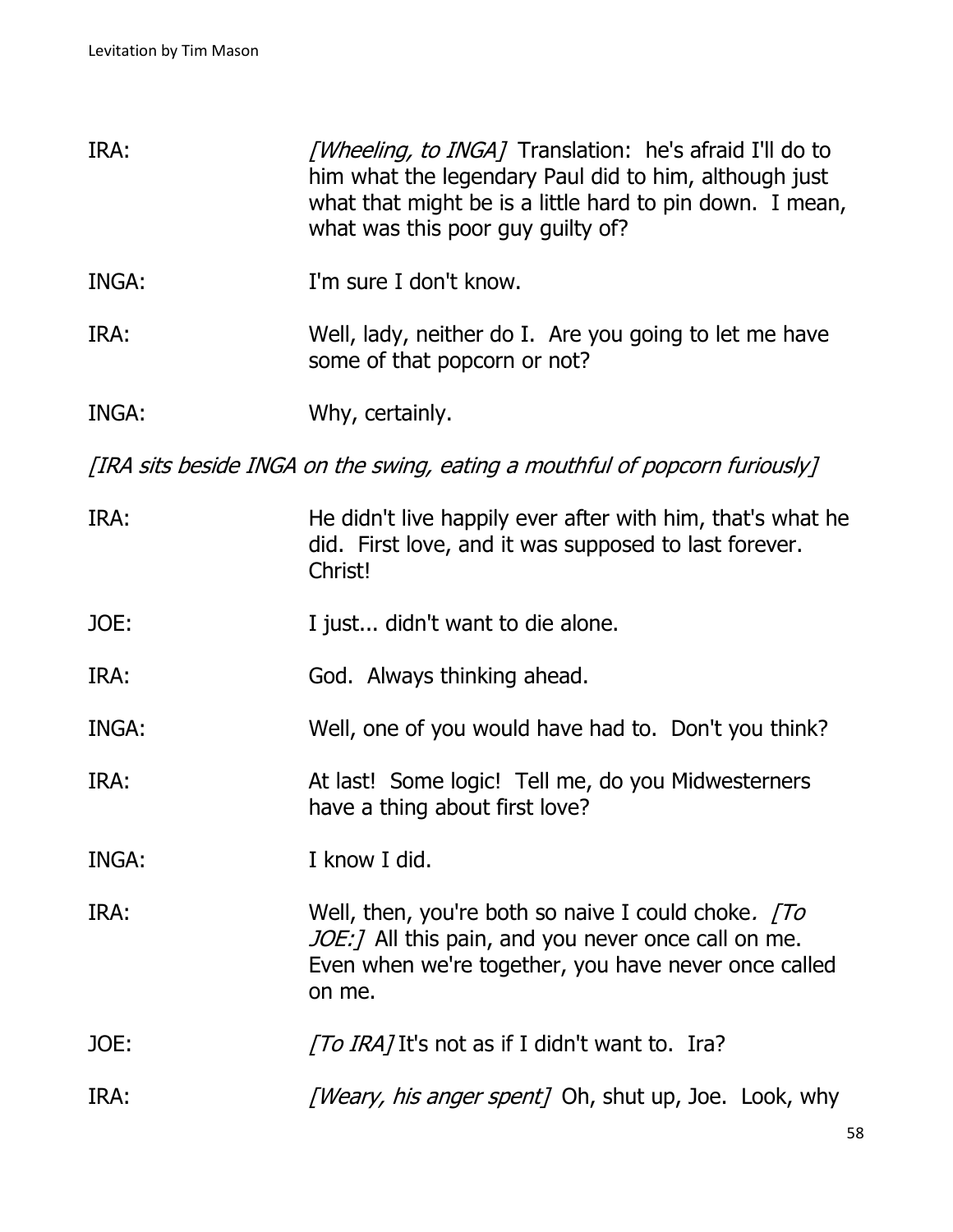IRA: *[Wheeling, to INGA]* Translation: he's afraid I'll do to him what the legendary Paul did to him, although just what that might be is a little hard to pin down. I mean, what was this poor guy guilty of?

INGA: I'm sure I don't know.

IRA: Well, lady, neither do I. Are you going to let me have some of that popcorn or not?

INGA: Why, certainly.

*[IRA sits beside INGA on the swing, eating a mouthful of popcorn furiously]*

IRA: He didn't live happily ever after with him, that's what he did. First love, and it was supposed to last forever. Christ!

JOE: I just... didn't want to die alone.

IRA: God. Always thinking ahead.

INGA: Well, one of you would have had to. Don't you think?

IRA: At last! Some logic! Tell me, do you Midwesterners have a thing about first love?

INGA: I know I did.

IRA: Well, then, you're both so naive I could choke. *[To JOE:]* All this pain, and you never once call on me. Even when we're together, you have never once called on me.

JOE: *[To IRA]* It's not as if I didn't want to. Ira?

IRA: *[Weary, his anger spent]* Oh, shut up, Joe. Look, why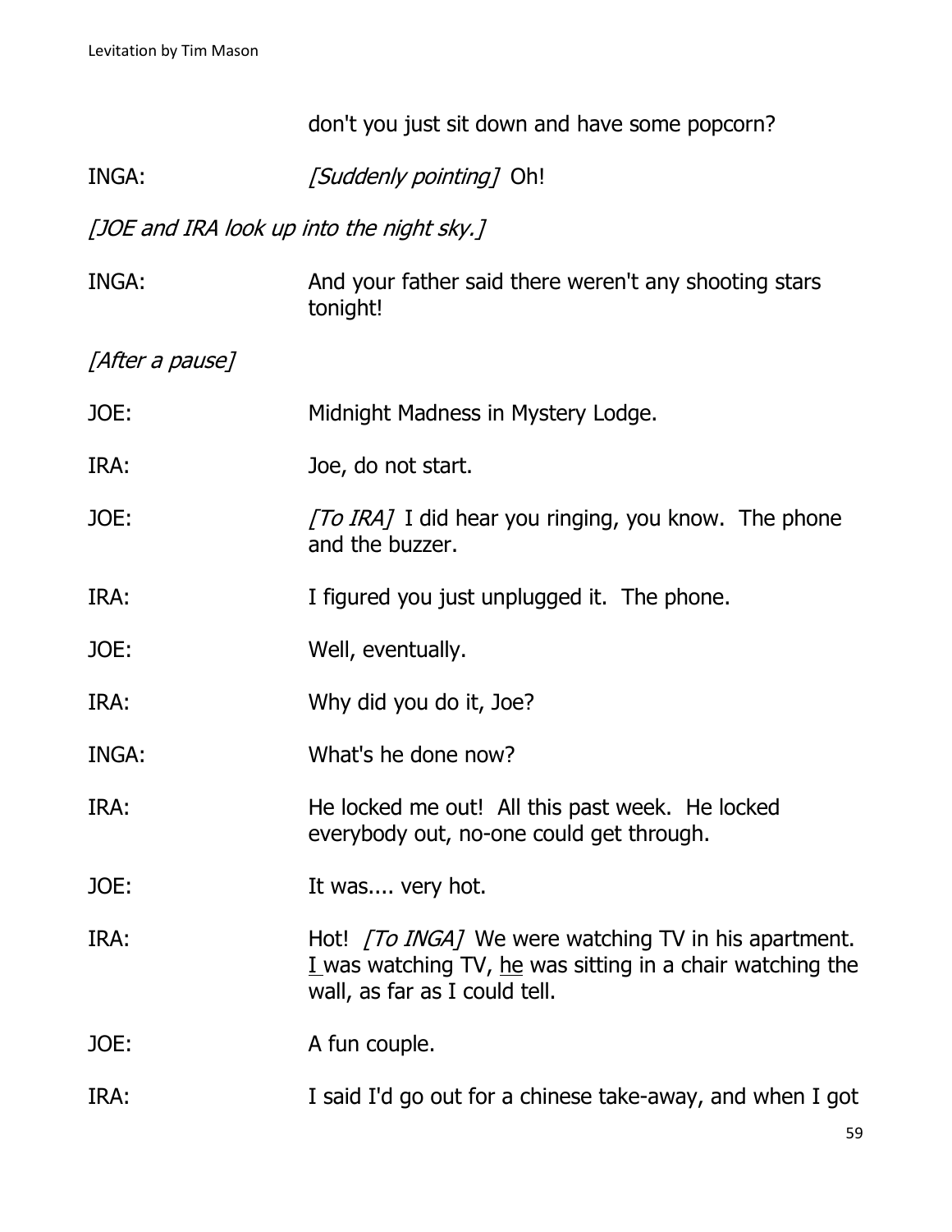don't you just sit down and have some popcorn?

INGA: *[Suddenly pointing]* Oh!

*[JOE and IRA look up into the night sky.]*

INGA: And your father said there weren't any shooting stars tonight!

*[After a pause]*

JOE: Midnight Madness in Mystery Lodge.

IRA: Joe, do not start.

JOE: *[To IRA]* I did hear you ringing, you know. The phone and the buzzer.

IRA: I figured you just unplugged it. The phone.

JOE: Well, eventually.

IRA: Why did you do it, Joe?

INGA: What's he done now?

IRA: He locked me out! All this past week. He locked everybody out, no-one could get through.

JOE: It was.... very hot.

IRA: Hot! *[To INGA]* We were watching TV in his apartment. <u>I</u> was watching TV, <u>he</u> was sitting in a chair watching the wall, as far as I could tell.

JOE: A fun couple.

IRA: I said I'd go out for a chinese take-away, and when I got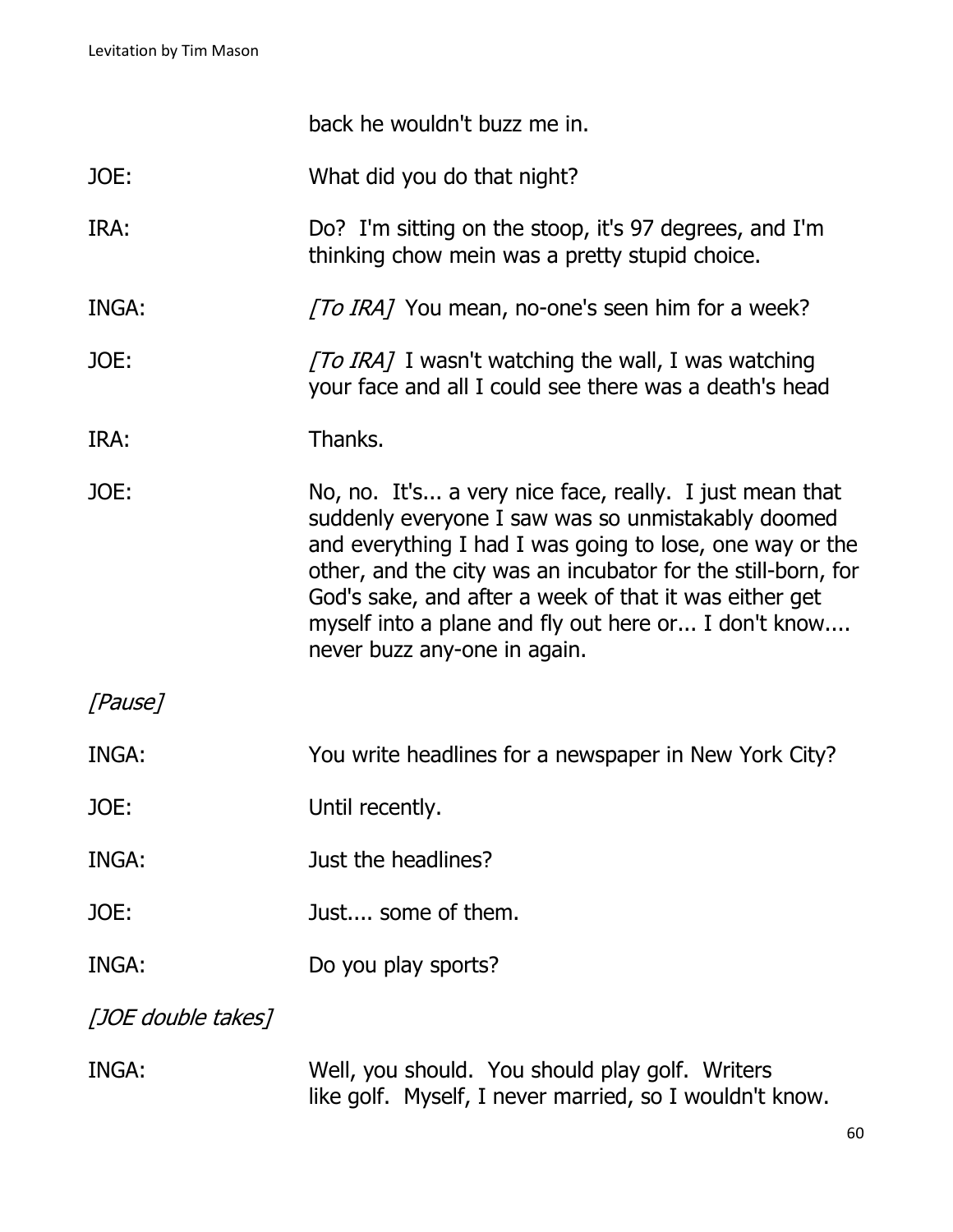back he wouldn't buzz me in.

JOE: What did you do that night?

IRA: Do? I'm sitting on the stoop, it's 97 degrees, and I'm thinking chow mein was a pretty stupid choice.

INGA: *[To IRA]* You mean, no-one's seen him for a week?

JOE: *[To IRA]* I wasn't watching the wall, I was watching your face and all I could see there was a death's head

IRA: Thanks.

JOE: No, no. It's... a very nice face, really. I just mean that suddenly everyone I saw was so unmistakably doomed and everything I had I was going to lose, one way or the other, and the city was an incubator for the still-born, for God's sake, and after a week of that it was either get myself into a plane and fly out here or... I don't know.... never buzz any-one in again.

*[Pause]*

INGA: You write headlines for a newspaper in New York City?

JOE: Until recently.

INGA: Just the headlines?

JOE: Just.... some of them.

INGA: Do you play sports?

*[JOE double takes]*

INGA: Well, you should. You should play golf. Writers like golf. Myself, I never married, so I wouldn't know.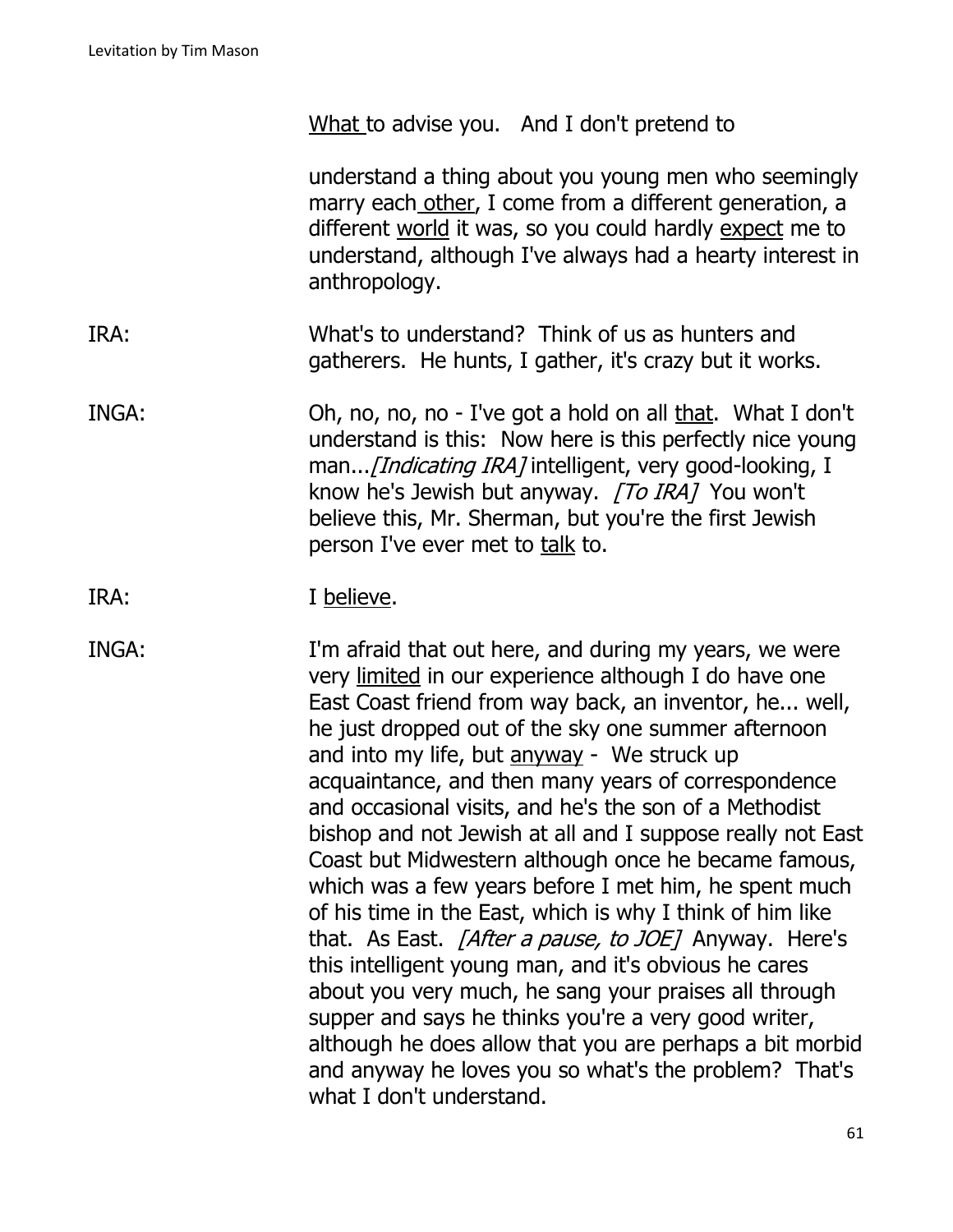What to advise you. And I don't pretend to

understand a thing about you young men who seemingly marry each other, I come from a different generation, a different world it was, so you could hardly expect me to understand, although I've always had a hearty interest in anthropology.

IRA: What's to understand? Think of us as hunters and gatherers. He hunts, I gather, it's crazy but it works.

INGA: Oh, no, no, no - I've got a hold on all that. What I don't understand is this: Now here is this perfectly nice young man...*[Indicating IRA]* intelligent, very good-looking, I know he's Jewish but anyway. *[To IRA]* You won't believe this, Mr. Sherman, but you're the first Jewish person I've ever met to talk to.

IRA: I believe.

INGA: I'm afraid that out here, and during my years, we were very limited in our experience although I do have one East Coast friend from way back, an inventor, he... well, he just dropped out of the sky one summer afternoon and into my life, but anyway - We struck up acquaintance, and then many years of correspondence and occasional visits, and he's the son of a Methodist bishop and not Jewish at all and I suppose really not East Coast but Midwestern although once he became famous, which was a few years before I met him, he spent much of his time in the East, which is why I think of him like that. As East. *[After a pause, to JOE]* Anyway. Here's this intelligent young man, and it's obvious he cares about you very much, he sang your praises all through supper and says he thinks you're a very good writer, although he does allow that you are perhaps a bit morbid and anyway he loves you so what's the problem? That's what I don't understand.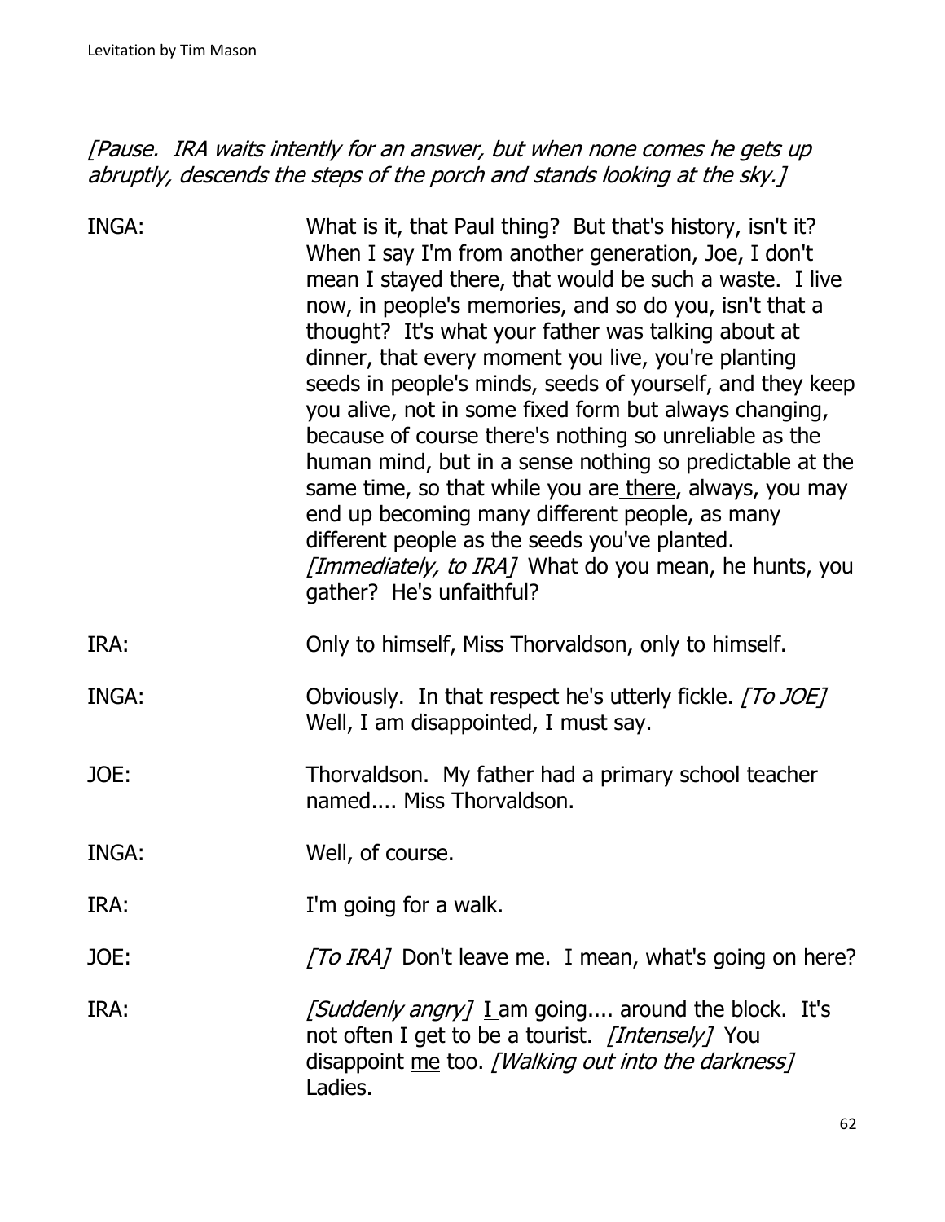*[Pause. IRA waits intently for an answer, but when none comes he gets up abruptly, descends the steps of the porch and stands looking at the sky.]*

INGA: What is it, that Paul thing? But that's history, isn't it? When I say I'm from another generation, Joe, I don't mean I stayed there, that would be such a waste. I live now, in people's memories, and so do you, isn't that a thought? It's what your father was talking about at dinner, that every moment you live, you're planting seeds in people's minds, seeds of yourself, and they keep you alive, not in some fixed form but always changing, because of course there's nothing so unreliable as the human mind, but in a sense nothing so predictable at the same time, so that while you are <u>there</u>, always, you may end up becoming many different people, as many different people as the seeds you've planted. *[Immediately, to IRA]* What do you mean, he hunts, you gather? He's unfaithful?

IRA: Only to himself, Miss Thorvaldson, only to himself.

INGA: Obviously. In that respect he's utterly fickle. *[To JOE]* Well, I am disappointed, I must say.

JOE: Thorvaldson. My father had a primary school teacher named.... Miss Thorvaldson.

INGA: Well, of course.

IRA: I'm going for a walk.

JOE: *[To IRA]* Don't leave me. I mean, what's going on here?

IRA: *[Suddenly angry]* <u>I</u> am going.... around the block. It's not often I get to be a tourist. *[Intensely]* You disappoint <u>me</u> too. *[Walking out into the darkness]* Ladies.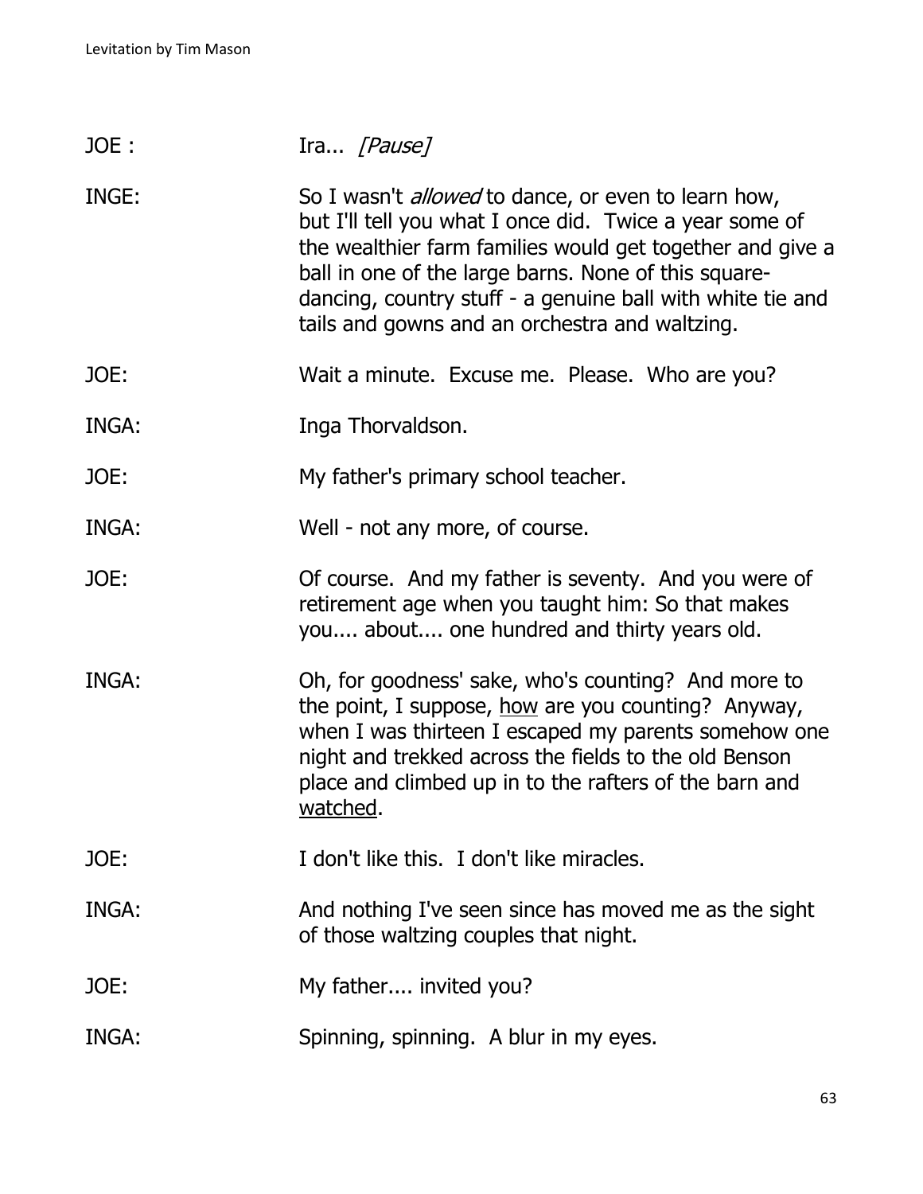JOE : Ira... *[Pause]*

INGE: So I wasn't *allowed* to dance, or even to learn how, but I'll tell you what I once did. Twice a year some of the wealthier farm families would get together and give a ball in one of the large barns. None of this square-dancing, country stuff - a genuine ball with white tie and tails and gowns and an orchestra and waltzing.

JOE: Wait a minute. Excuse me. Please. Who are you?

INGA: Inga Thorvaldson.

JOE: My father's primary school teacher.

INGA: Well - not any more, of course.

JOE: Of course. And my father is seventy. And you were of retirement age when you taught him: So that makes you.... about.... one hundred and thirty years old.

INGA: Oh, for goodness' sake, who's counting? And more to the point, I suppose, <u>how</u> are you counting? Anyway, when I was thirteen I escaped my parents somehow one night and trekked across the fields to the old Benson place and climbed up in to the rafters of the barn and <u>watched</u>.

JOE: I don't like this. I don't like miracles.

INGA: And nothing I've seen since has moved me as the sight of those waltzing couples that night.

JOE: My father.... invited you?

INGA: Spinning, spinning. A blur in my eyes.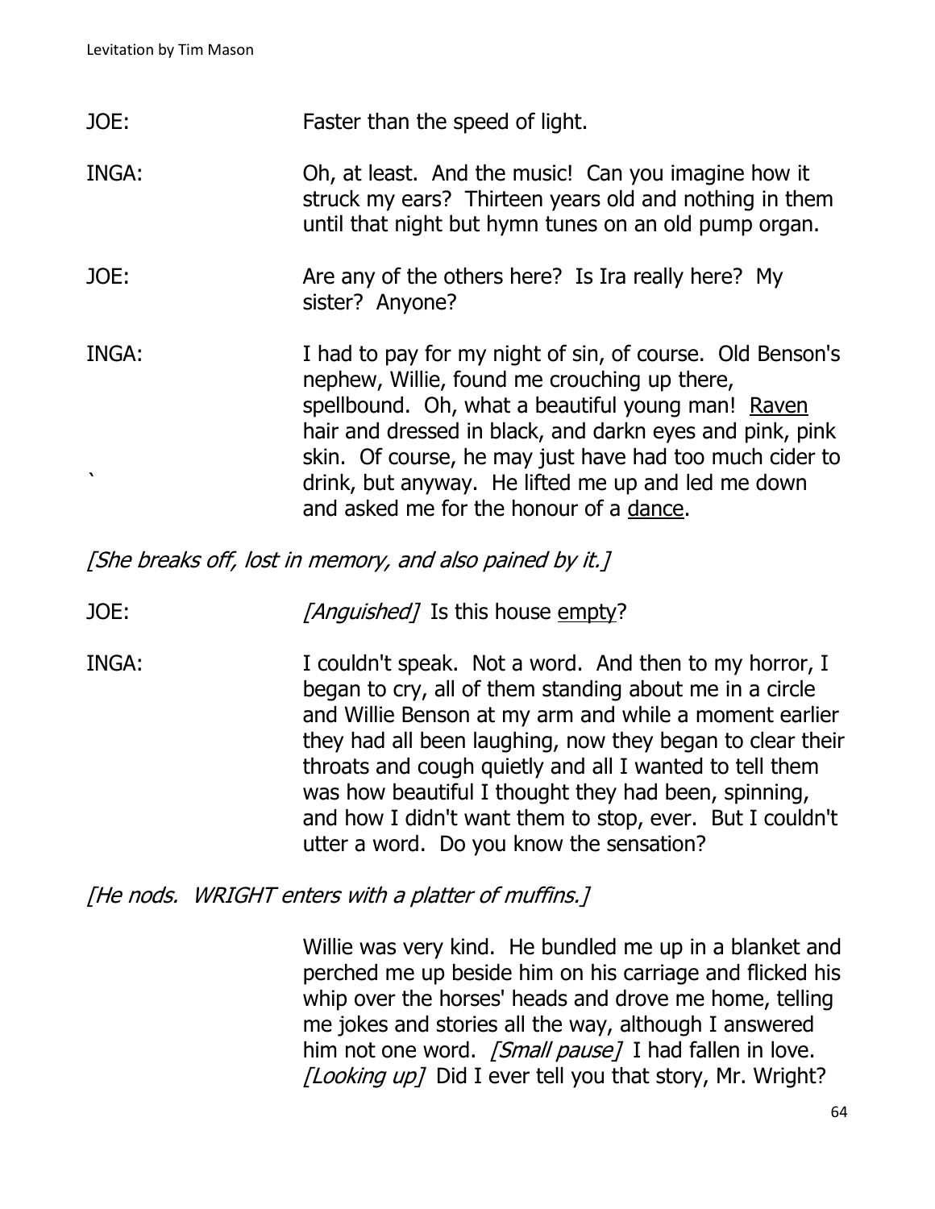JOE: Faster than the speed of light.

INGA: Oh, at least. And the music! Can you imagine how it struck my ears? Thirteen years old and nothing in them until that night but hymn tunes on an old pump organ.

JOE: Are any of the others here? Is Ira really here? My sister? Anyone?

INGA: I had to pay for my night of sin, of course. Old Benson's nephew, Willie, found me crouching up there, spellbound. Oh, what a beautiful young man! <u>Raven</u> hair and dressed in black, and darkn eyes and pink, pink skin. Of course, he may just have had too much cider to drink, but anyway. He lifted me up and led me down and asked me for the honour of a <u>dance</u>.

*[She breaks off, lost in memory, and also pained by it.]*

JOE: *[Anguished]* Is this house <u>empty</u>?

INGA: I couldn't speak. Not a word. And then to my horror, I began to cry, all of them standing about me in a circle and Willie Benson at my arm and while a moment earlier they had all been laughing, now they began to clear their throats and cough quietly and all I wanted to tell them was how beautiful I thought they had been, spinning, and how I didn't want them to stop, ever. But I couldn't utter a word. Do you know the sensation?

*[He nods. WRIGHT enters with a platter of muffins.]*

Willie was very kind. He bundled me up in a blanket and perched me up beside him on his carriage and flicked his whip over the horses' heads and drove me home, telling me jokes and stories all the way, although I answered him not one word. *[Small pause]* I had fallen in love. *[Looking up]* Did I ever tell you that story, Mr. Wright?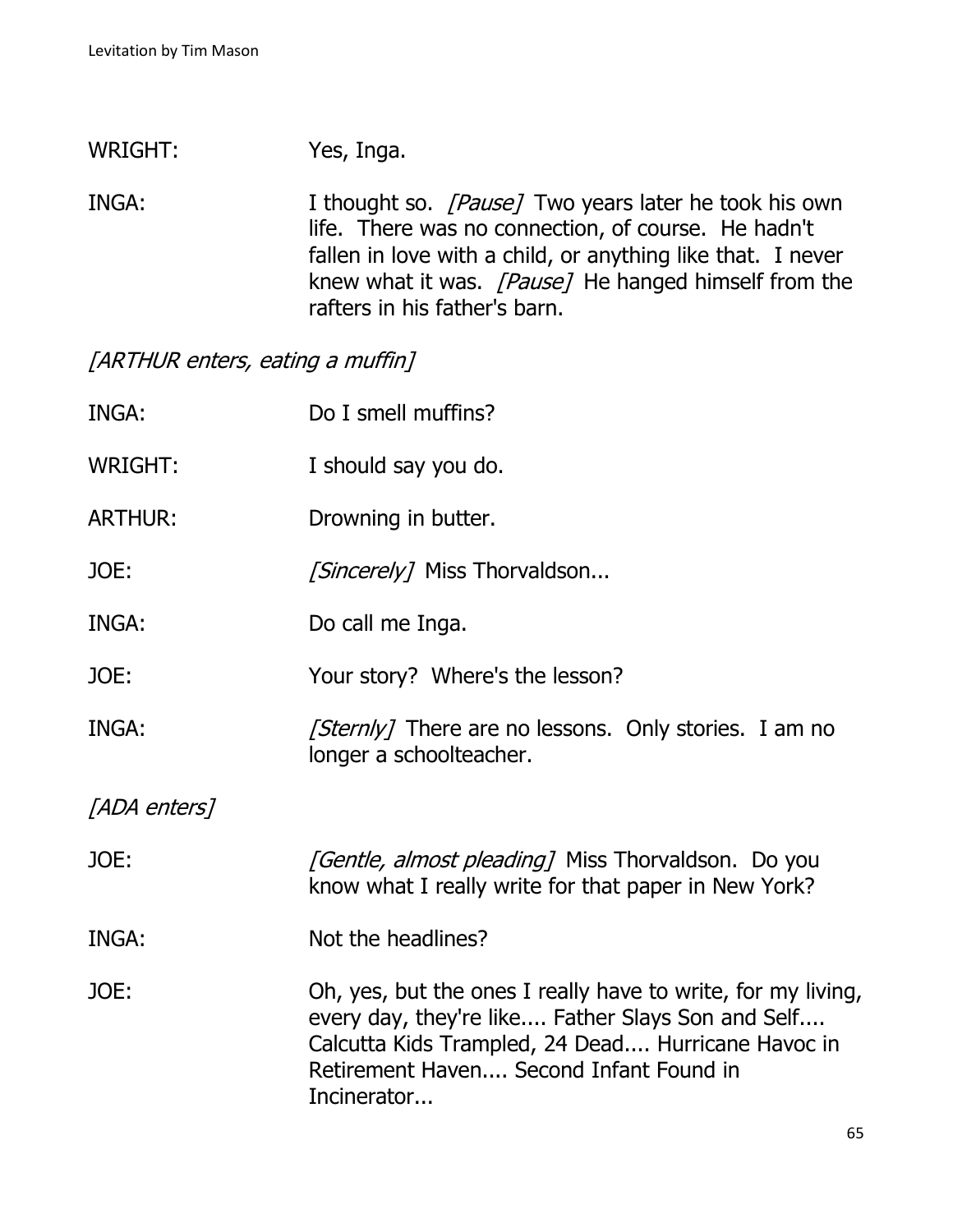WRIGHT: Yes, Inga.

INGA: I thought so. *[Pause]* Two years later he took his own life. There was no connection, of course. He hadn't fallen in love with a child, or anything like that. I never knew what it was. *[Pause]* He hanged himself from the rafters in his father's barn.

*[ARTHUR enters, eating a muffin]*

INGA: Do I smell muffins?

WRIGHT: I should say you do.

ARTHUR: Drowning in butter.

JOE: *[Sincerely]* Miss Thorvaldson...

INGA: Do call me Inga.

JOE: Your story? Where's the lesson?

INGA: *[Sternly]* There are no lessons. Only stories. I am no longer a schoolteacher.

*[ADA enters]*

JOE: *[Gentle, almost pleading]* Miss Thorvaldson. Do you know what I really write for that paper in New York?

INGA: Not the headlines?

JOE: Oh, yes, but the ones I really have to write, for my living, every day, they're like.... Father Slays Son and Self.... Calcutta Kids Trampled, 24 Dead.... Hurricane Havoc in Retirement Haven.... Second Infant Found in Incinerator...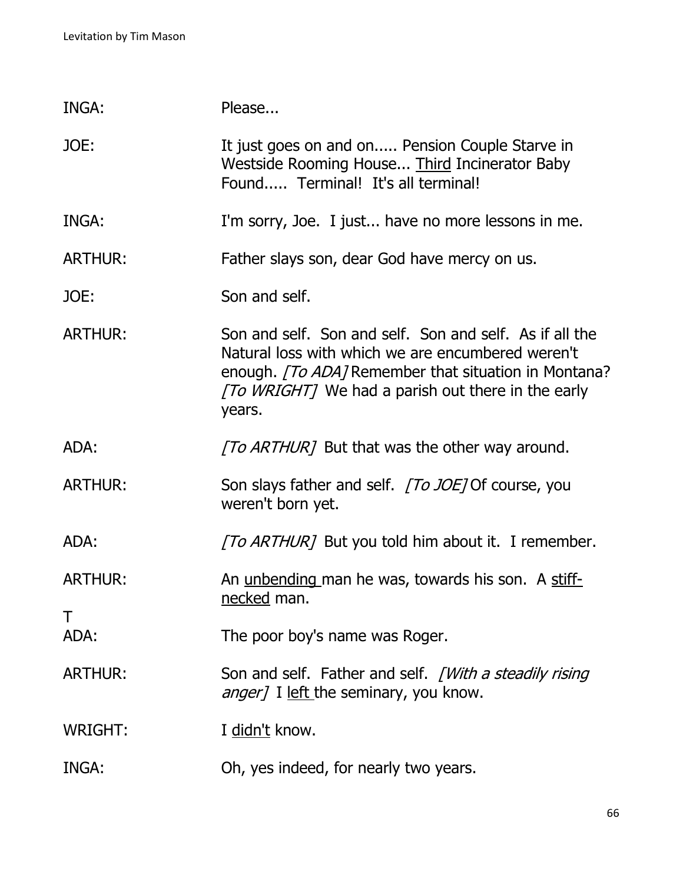INGA: Please...

JOE: It just goes on and on..... Pension Couple Starve in Westside Rooming House... <u>Third</u> Incinerator Baby Found..... Terminal! It's all terminal!

INGA: I'm sorry, Joe. I just... have no more lessons in me.

ARTHUR: Father slays son, dear God have mercy on us.

JOE: Son and self.

ARTHUR: Son and self. Son and self. Son and self. As if all the Natural loss with which we are encumbered weren't enough. *[To ADA]* Remember that situation in Montana? *[To WRIGHT]* We had a parish out there in the early years.

ADA: *[To ARTHUR]* But that was the other way around.

ARTHUR: Son slays father and self. *[To JOE]* Of course, you weren't born yet.

ADA: *[To ARTHUR]* But you told him about it. I remember.

ARTHUR: An <u>unbending</u> man he was, towards his son. A <u>stiff-necked</u> man.

T

ADA: The poor boy's name was Roger.

ARTHUR: Son and self. Father and self. *[With a steadily rising anger]* I <u>left</u> the seminary, you know.

WRIGHT: I <u>didn't</u> know.

INGA: Oh, yes indeed, for nearly two years.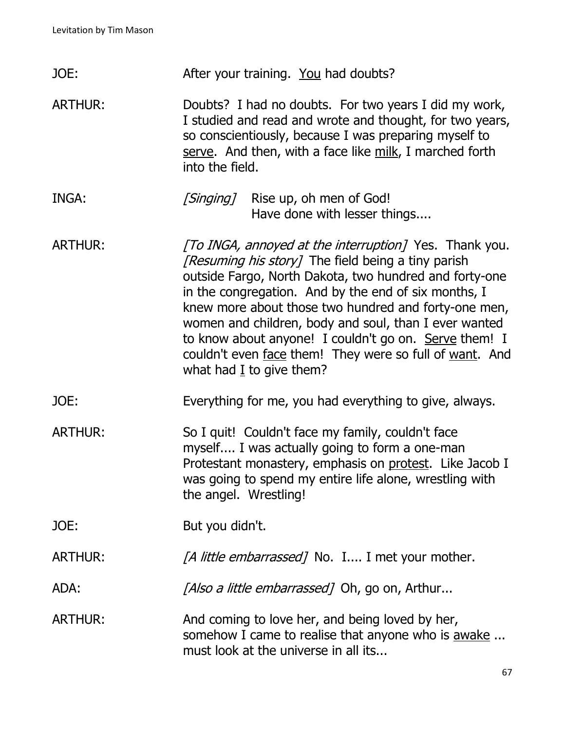JOE: After your training. <u>You</u> had doubts?

ARTHUR: Doubts? I had no doubts. For two years I did my work, I studied and read and wrote and thought, for two years, so conscientiously, because I was preparing myself to <u>serve</u>. And then, with a face like <u>milk</u>, I marched forth into the field.

INGA: *[Singing]* Rise up, oh men of God!
Have done with lesser things....

ARTHUR: *[To INGA, annoyed at the interruption]* Yes. Thank you. *[Resuming his story]* The field being a tiny parish outside Fargo, North Dakota, two hundred and forty-one in the congregation. And by the end of six months, I knew more about those two hundred and forty-one men, women and children, body and soul, than I ever wanted to know about anyone! I couldn't go on. <u>Serve</u> them! I couldn't even <u>face</u> them! They were so full of <u>want</u>. And what had <u>I</u> to give them?

JOE: Everything for me, you had everything to give, always.

ARTHUR: So I quit! Couldn't face my family, couldn't face myself.... I was actually going to form a one-man Protestant monastery, emphasis on <u>protest</u>. Like Jacob I was going to spend my entire life alone, wrestling with the angel. Wrestling!

JOE: But you didn't.

ARTHUR: *[A little embarrassed]* No. I.... I met your mother.

ADA: *[Also a little embarrassed]* Oh, go on, Arthur...

ARTHUR: And coming to love her, and being loved by her, somehow I came to realise that anyone who is <u>awake</u> ... must look at the universe in all its...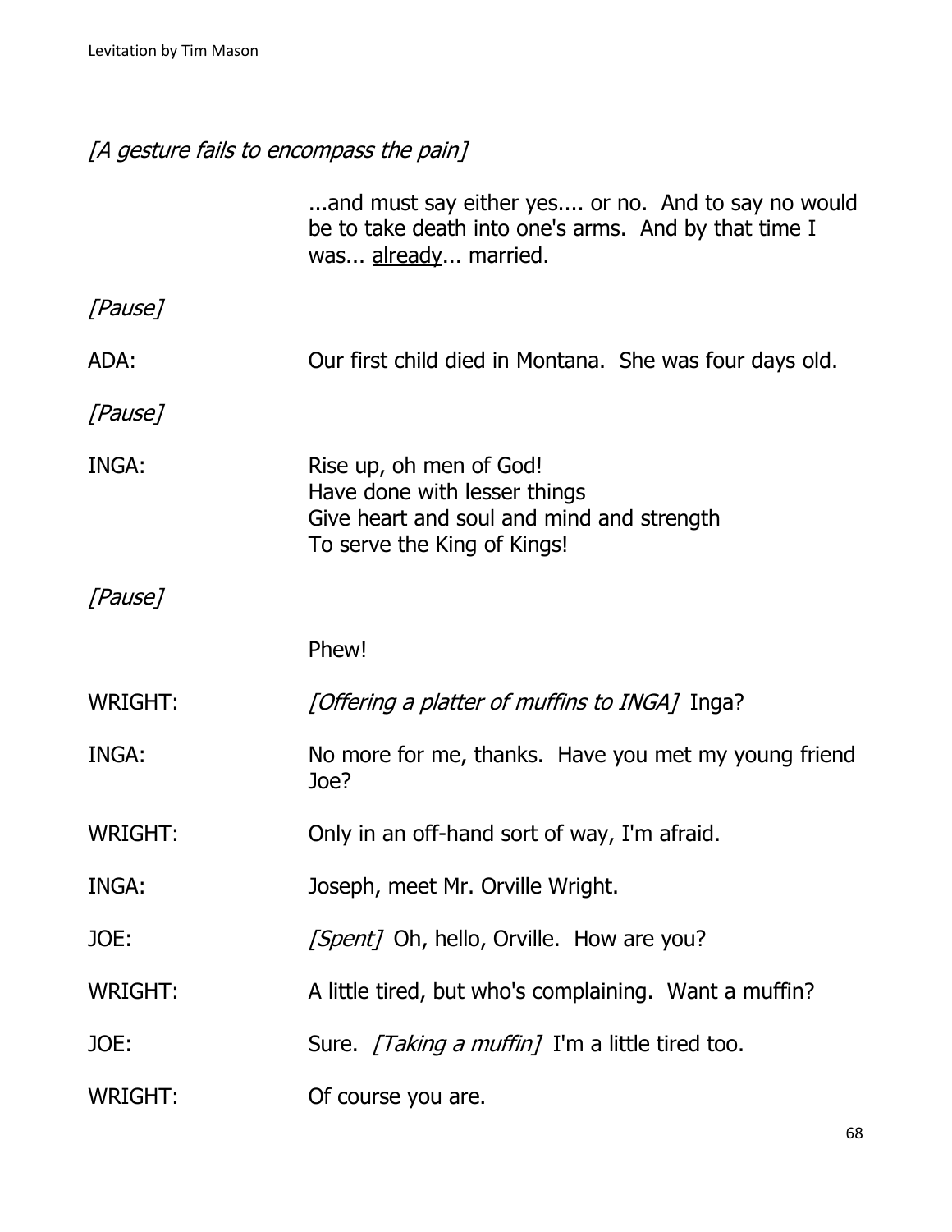*[A gesture fails to encompass the pain]*

...and must say either yes.... or no. And to say no would be to take death into one's arms. And by that time I was... <u>already</u>... married.

*[Pause]*

ADA: Our first child died in Montana. She was four days old.

*[Pause]*

INGA: Rise up, oh men of God!
Have done with lesser things
Give heart and soul and mind and strength
To serve the King of Kings!

*[Pause]*

Phew!

WRIGHT: *[Offering a platter of muffins to INGA]* Inga?

INGA: No more for me, thanks. Have you met my young friend Joe?

WRIGHT: Only in an off-hand sort of way, I'm afraid.

INGA: Joseph, meet Mr. Orville Wright.

JOE: *[Spent]* Oh, hello, Orville. How are you?

WRIGHT: A little tired, but who's complaining. Want a muffin?

JOE: Sure. *[Taking a muffin]* I'm a little tired too.

WRIGHT: Of course you are.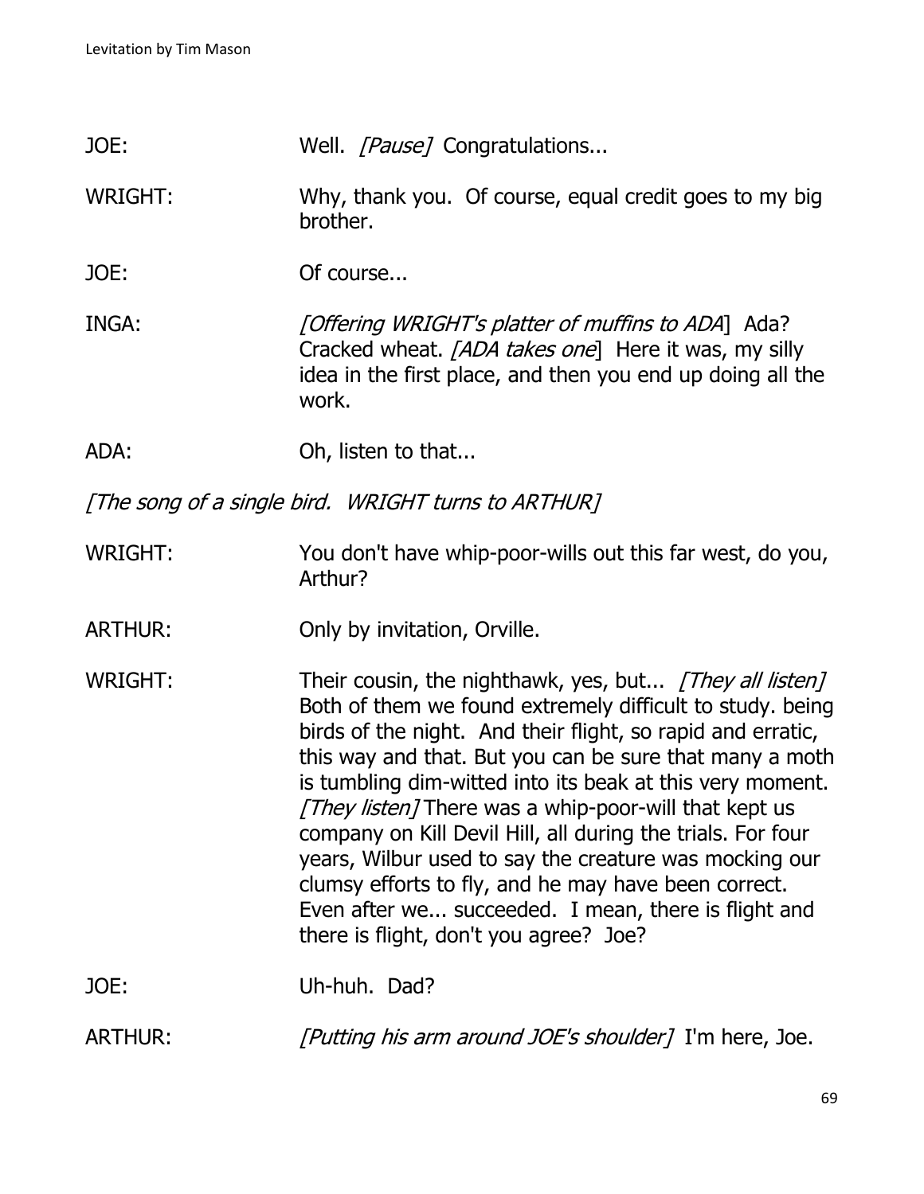JOE: Well. *[Pause]* Congratulations...

WRIGHT: Why, thank you. Of course, equal credit goes to my big brother.

JOE: Of course...

INGA: *[Offering WRIGHT's platter of muffins to ADA*] Ada? Cracked wheat. *[ADA takes one*] Here it was, my silly idea in the first place, and then you end up doing all the work.

ADA: Oh, listen to that...

*[The song of a single bird. WRIGHT turns to ARTHUR]*

WRIGHT: You don't have whip-poor-wills out this far west, do you, Arthur?

ARTHUR: Only by invitation, Orville.

WRIGHT: Their cousin, the nighthawk, yes, but... *[They all listen]* Both of them we found extremely difficult to study. being birds of the night. And their flight, so rapid and erratic, this way and that. But you can be sure that many a moth is tumbling dim-witted into its beak at this very moment. *[They listen]* There was a whip-poor-will that kept us company on Kill Devil Hill, all during the trials. For four years, Wilbur used to say the creature was mocking our clumsy efforts to fly, and he may have been correct. Even after we... succeeded. I mean, there is flight and there is flight, don't you agree? Joe?

JOE: Uh-huh. Dad?

ARTHUR: *[Putting his arm around JOE's shoulder]* I'm here, Joe.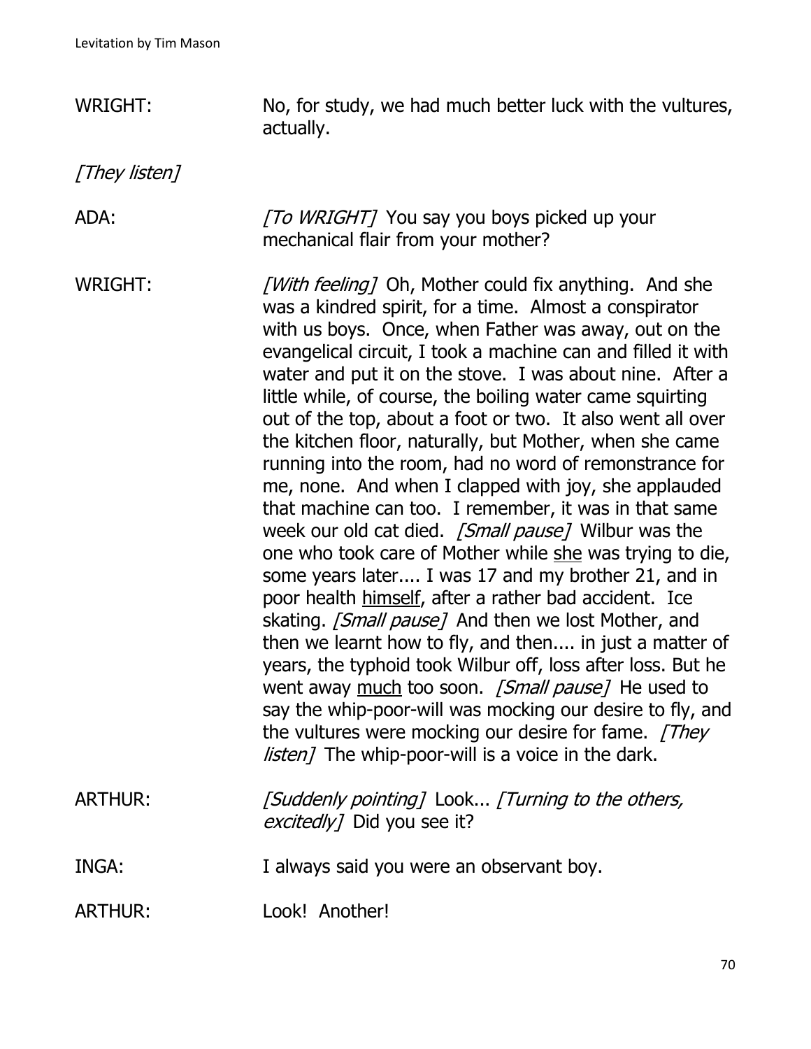WRIGHT: No, for study, we had much better luck with the vultures, actually.

*[They listen]*

ADA: *[To WRIGHT]* You say you boys picked up your mechanical flair from your mother?

WRIGHT: *[With feeling]* Oh, Mother could fix anything. And she was a kindred spirit, for a time. Almost a conspirator with us boys. Once, when Father was away, out on the evangelical circuit, I took a machine can and filled it with water and put it on the stove. I was about nine. After a little while, of course, the boiling water came squirting out of the top, about a foot or two. It also went all over the kitchen floor, naturally, but Mother, when she came running into the room, had no word of remonstrance for me, none. And when I clapped with joy, she applauded that machine can too. I remember, it was in that same week our old cat died. *[Small pause]* Wilbur was the one who took care of Mother while <u>she</u> was trying to die, some years later.... I was 17 and my brother 21, and in poor health <u>himself</u>, after a rather bad accident. Ice skating. *[Small pause]* And then we lost Mother, and then we learnt how to fly, and then.... in just a matter of years, the typhoid took Wilbur off, loss after loss. But he went away <u>much</u> too soon. *[Small pause]* He used to say the whip-poor-will was mocking our desire to fly, and the vultures were mocking our desire for fame. *[They listen]* The whip-poor-will is a voice in the dark.

ARTHUR: *[Suddenly pointing]* Look... *[Turning to the others, excitedly]* Did you see it?

INGA: I always said you were an observant boy.

ARTHUR: Look! Another!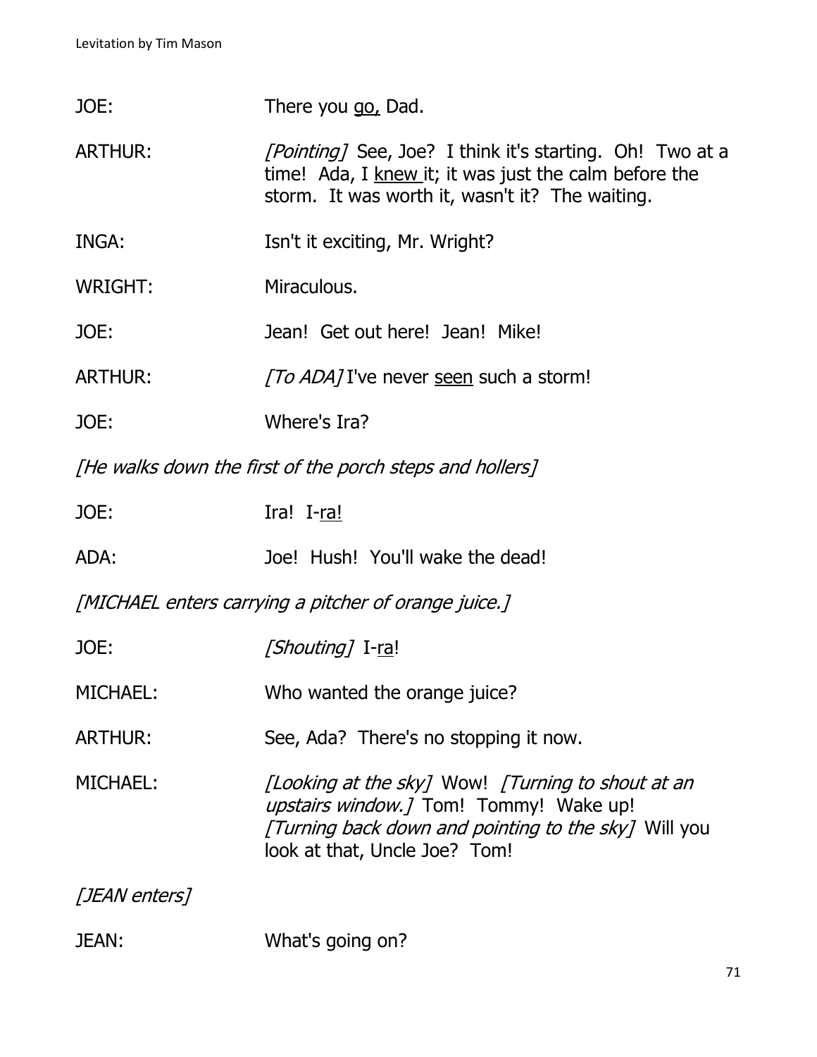JOE: There you go, Dad.

ARTHUR: *[Pointing]* See, Joe? I think it's starting. Oh! Two at a time! Ada, I knew it; it was just the calm before the storm. It was worth it, wasn't it? The waiting.

INGA: Isn't it exciting, Mr. Wright?

WRIGHT: Miraculous.

JOE: Jean! Get out here! Jean! Mike!

ARTHUR: *[To ADA]* I've never seen such a storm!

JOE: Where's Ira?

*[He walks down the first of the porch steps and hollers]*

JOE: Ira! I-ra!

ADA: Joe! Hush! You'll wake the dead!

*[MICHAEL enters carrying a pitcher of orange juice.]*

JOE: *[Shouting]* I-ra!

MICHAEL: Who wanted the orange juice?

ARTHUR: See, Ada? There's no stopping it now.

MICHAEL: *[Looking at the sky]* Wow! *[Turning to shout at an upstairs window.]* Tom! Tommy! Wake up! *[Turning back down and pointing to the sky]* Will you look at that, Uncle Joe? Tom!

*[JEAN enters]*

JEAN: What's going on?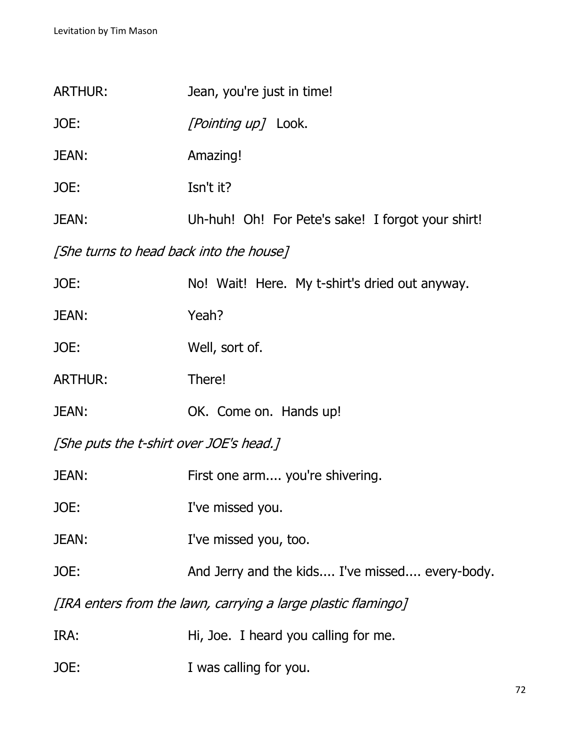ARTHUR: Jean, you're just in time!

JOE: *[Pointing up]* Look.

JEAN: Amazing!

JOE: Isn't it?

JEAN: Uh-huh! Oh! For Pete's sake! I forgot your shirt!

*[She turns to head back into the house]*

JOE: No! Wait! Here. My t-shirt's dried out anyway.

JEAN: Yeah?

JOE: Well, sort of.

ARTHUR: There!

JEAN: OK. Come on. Hands up!

*[She puts the t-shirt over JOE's head.]*

JEAN: First one arm.... you're shivering.

JOE: I've missed you.

JEAN: I've missed you, too.

JOE: And Jerry and the kids.... I've missed.... every-body.

*[IRA enters from the lawn, carrying a large plastic flamingo]*

IRA: Hi, Joe. I heard you calling for me.

JOE: I was calling for you.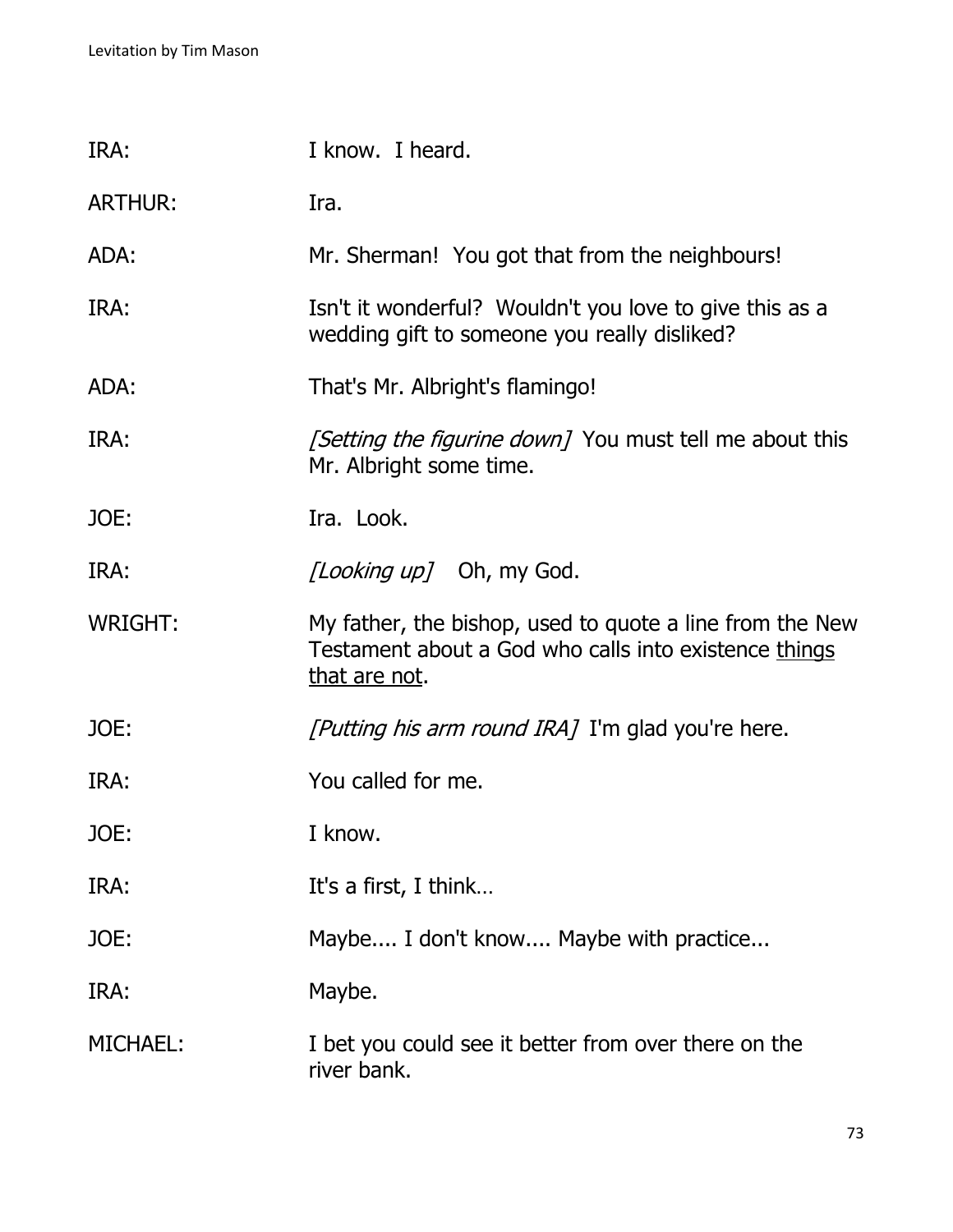IRA: I know. I heard.

ARTHUR: Ira.

ADA: Mr. Sherman! You got that from the neighbours!

IRA: Isn't it wonderful? Wouldn't you love to give this as a wedding gift to someone you really disliked?

ADA: That's Mr. Albright's flamingo!

IRA: *[Setting the figurine down]* You must tell me about this Mr. Albright some time.

JOE: Ira. Look.

IRA: *[Looking up]* Oh, my God.

WRIGHT: My father, the bishop, used to quote a line from the New Testament about a God who calls into existence <u>things that are not</u>.

JOE: *[Putting his arm round IRA]* I'm glad you're here.

IRA: You called for me.

JOE: I know.

IRA: It's a first, I think…

JOE: Maybe.... I don't know.... Maybe with practice...

IRA: Maybe.

MICHAEL: I bet you could see it better from over there on the river bank.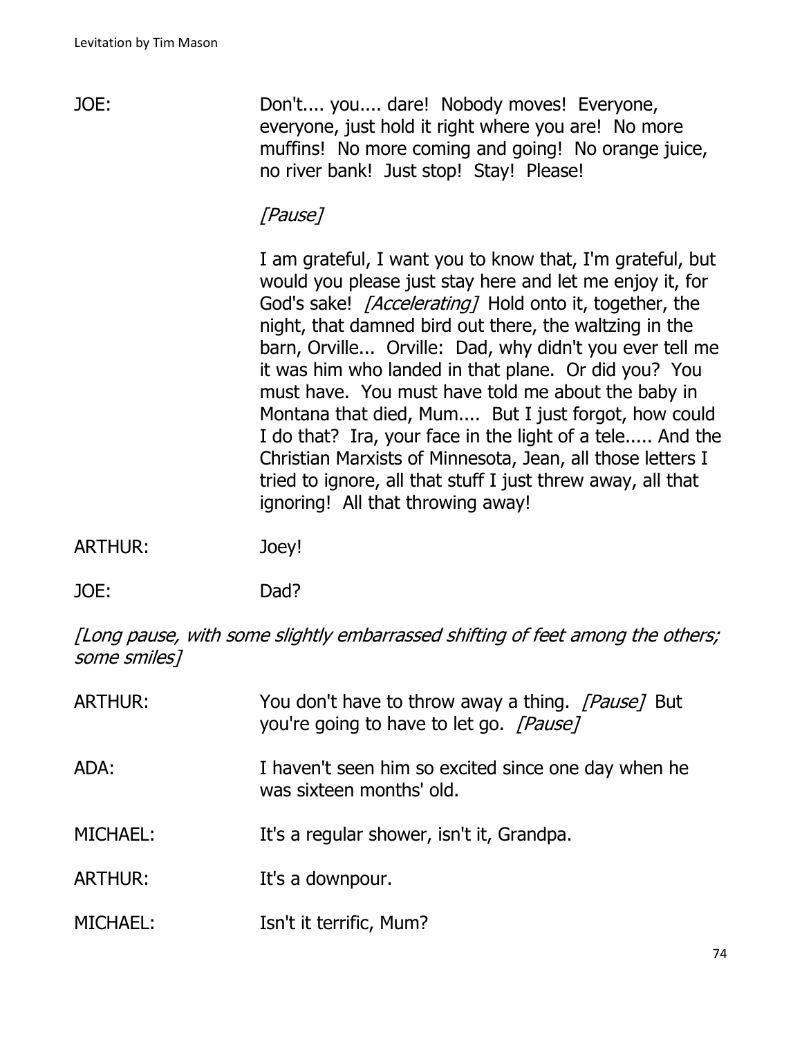JOE: Don't.... you.... dare! Nobody moves! Everyone, everyone, just hold it right where you are! No more muffins! No more coming and going! No orange juice, no river bank! Just stop! Stay! Please!

*[Pause]*

I am grateful, I want you to know that, I'm grateful, but would you please just stay here and let me enjoy it, for God's sake! *[Accelerating]* Hold onto it, together, the night, that damned bird out there, the waltzing in the barn, Orville... Orville: Dad, why didn't you ever tell me it was him who landed in that plane. Or did you? You must have. You must have told me about the baby in Montana that died, Mum.... But I just forgot, how could I do that? Ira, your face in the light of a tele..... And the Christian Marxists of Minnesota, Jean, all those letters I tried to ignore, all that stuff I just threw away, all that ignoring! All that throwing away!

ARTHUR: Joey!

JOE: Dad?

*[Long pause, with some slightly embarrassed shifting of feet among the others; some smiles]*

ARTHUR: You don't have to throw away a thing. *[Pause]* But you're going to have to let go. *[Pause]*

ADA: I haven't seen him so excited since one day when he was sixteen months' old.

MICHAEL: It's a regular shower, isn't it, Grandpa.

ARTHUR: It's a downpour.

MICHAEL: Isn't it terrific, Mum?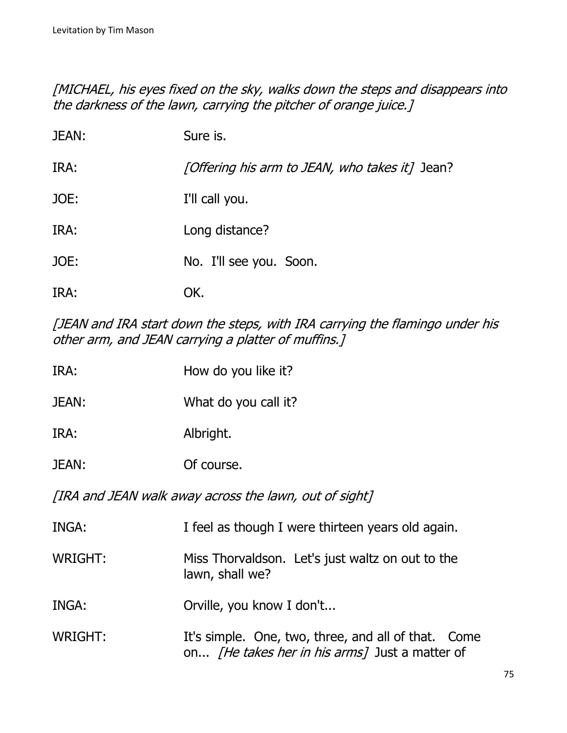*[MICHAEL, his eyes fixed on the sky, walks down the steps and disappears into the darkness of the lawn, carrying the pitcher of orange juice.]*

JEAN: Sure is.

IRA: *[Offering his arm to JEAN, who takes it]* Jean?

JOE: I'll call you.

IRA: Long distance?

JOE: No. I'll see you. Soon.

IRA: OK.

*[JEAN and IRA start down the steps, with IRA carrying the flamingo under his other arm, and JEAN carrying a platter of muffins.]*

IRA: How do you like it?

JEAN: What do you call it?

IRA: Albright.

JEAN: Of course.

*[IRA and JEAN walk away across the lawn, out of sight]*

INGA: I feel as though I were thirteen years old again.

WRIGHT: Miss Thorvaldson. Let's just waltz on out to the lawn, shall we?

INGA: Orville, you know I don't...

WRIGHT: It's simple. One, two, three, and all of that. Come on... *[He takes her in his arms]* Just a matter of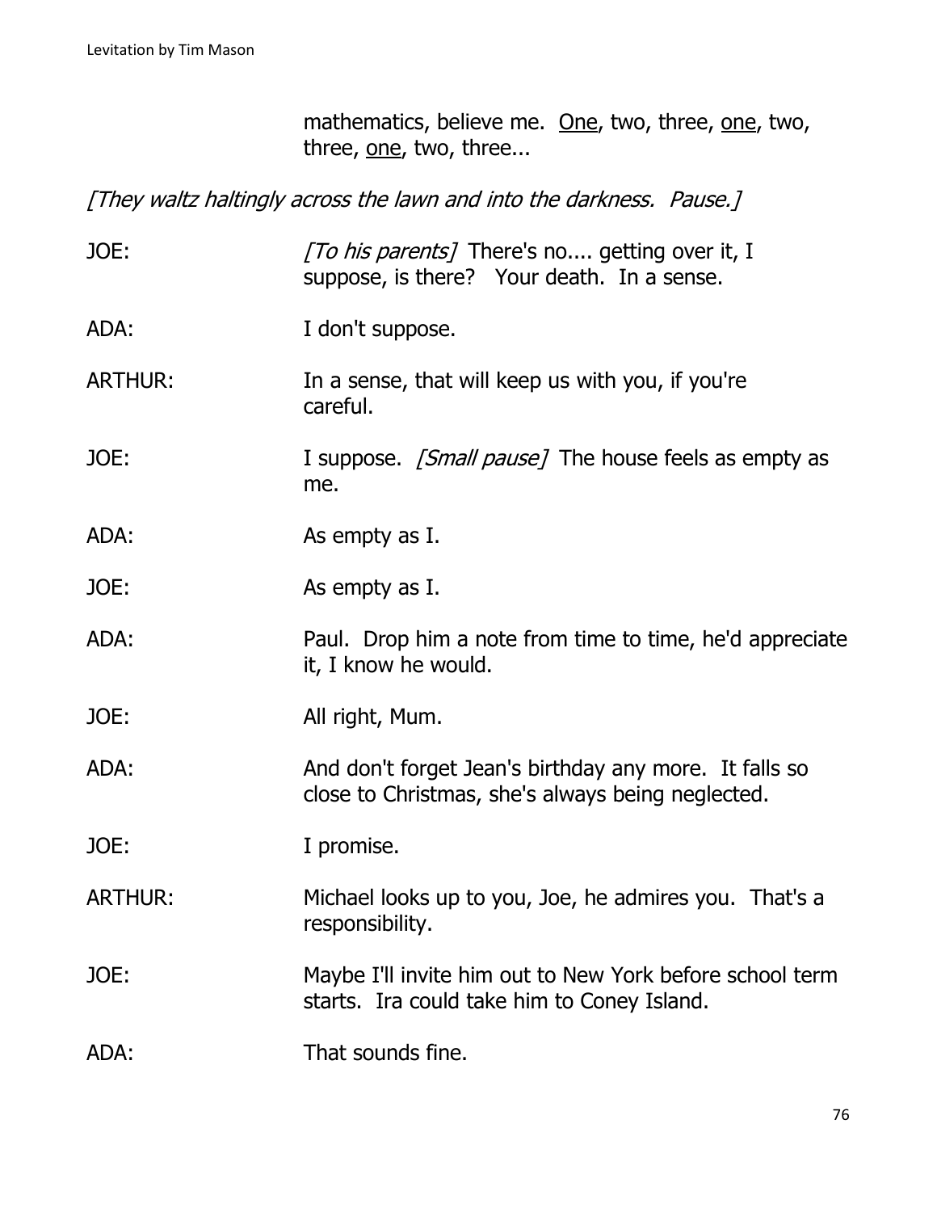mathematics, believe me. <u>One</u>, two, three, <u>one</u>, two, three, <u>one</u>, two, three...

*[They waltz haltingly across the lawn and into the darkness. Pause.]*

JOE: *[To his parents]* There's no.... getting over it, I suppose, is there? Your death. In a sense.

ADA: I don't suppose.

ARTHUR: In a sense, that will keep us with you, if you're careful.

JOE: I suppose. *[Small pause]* The house feels as empty as me.

ADA: As empty as I.

JOE: As empty as I.

ADA: Paul. Drop him a note from time to time, he'd appreciate it, I know he would.

JOE: All right, Mum.

ADA: And don't forget Jean's birthday any more. It falls so close to Christmas, she's always being neglected.

JOE: I promise.

ARTHUR: Michael looks up to you, Joe, he admires you. That's a responsibility.

JOE: Maybe I'll invite him out to New York before school term starts. Ira could take him to Coney Island.

ADA: That sounds fine.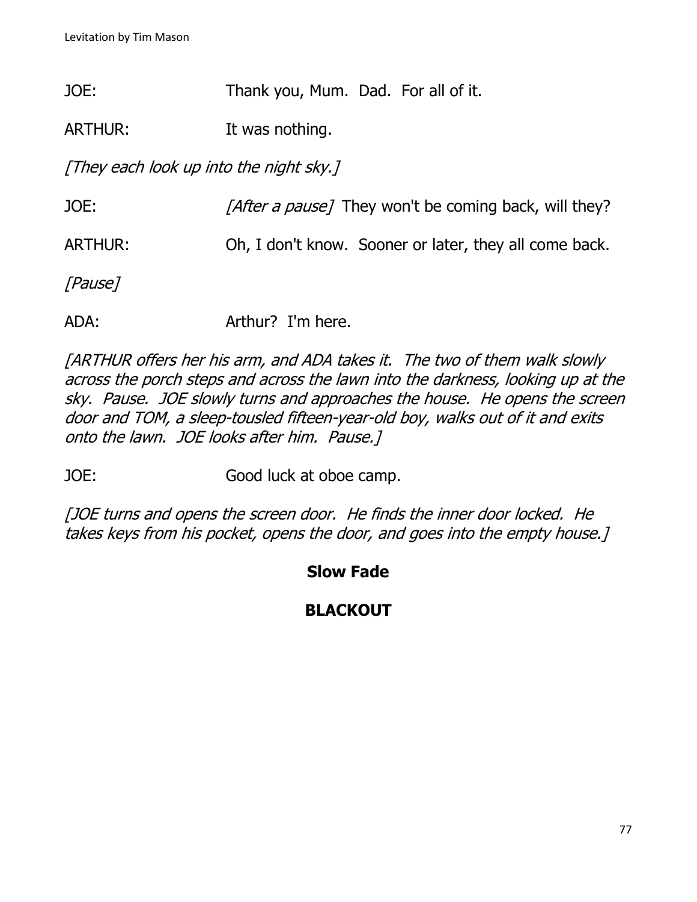JOE: Thank you, Mum. Dad. For all of it.

ARTHUR: It was nothing.

*[They each look up into the night sky.]*

JOE: *[After a pause]* They won't be coming back, will they?

ARTHUR: Oh, I don't know. Sooner or later, they all come back.

*[Pause]*

ADA: Arthur? I'm here.

*[ARTHUR offers her his arm, and ADA takes it. The two of them walk slowly across the porch steps and across the lawn into the darkness, looking up at the sky. Pause. JOE slowly turns and approaches the house. He opens the screen door and TOM, a sleep-tousled fifteen-year-old boy, walks out of it and exits onto the lawn. JOE looks after him. Pause.]*

JOE: Good luck at oboe camp.

*[JOE turns and opens the screen door. He finds the inner door locked. He takes keys from his pocket, opens the door, and goes into the empty house.]*

**Slow Fade**

**BLACKOUT**